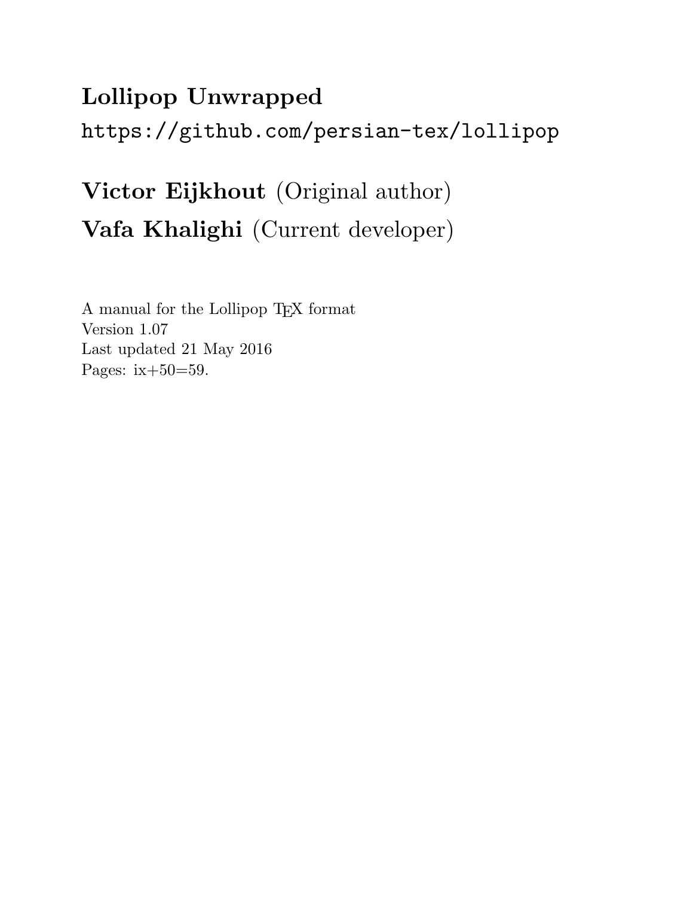# Lollipop Unwrapped

`https://github.com/persian-tex/lollipop`

## **Victor Eijkhout** (Original author)

## **Vafa Khalighi** (Current developer)

A manual for the Lollipop TEX format
Version 1.07
Last updated 21 May 2016
Pages: ix+50=59.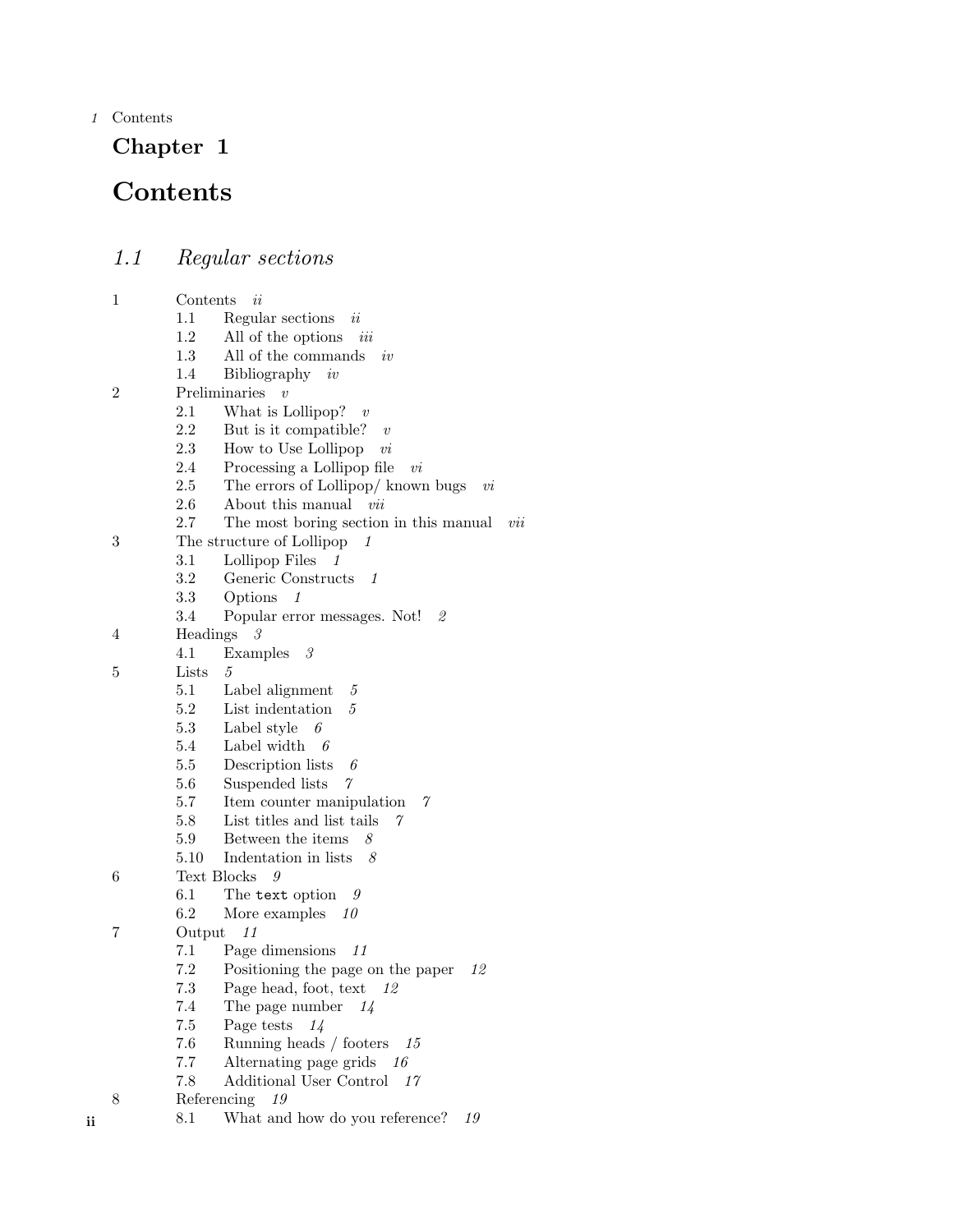Chapter 1

# Contents

## 1.1 Regular sections

- 1 Contents *ii*
  - 1.1 Regular sections *ii*
  - 1.2 All of the options *iii*
  - 1.3 All of the commands *iv*
  - 1.4 Bibliography *iv*
- 2 Preliminaries *v*
  - 2.1 What is Lollipop? *v*
  - 2.2 But is it compatible? *v*
  - 2.3 How to Use Lollipop *vi*
  - 2.4 Processing a Lollipop file *vi*
  - 2.5 The errors of Lollipop/ known bugs *vi*
  - 2.6 About this manual *vii*
  - 2.7 The most boring section in this manual *vii*
- 3 The structure of Lollipop *1*
  - 3.1 Lollipop Files *1*
  - 3.2 Generic Constructs *1*
  - 3.3 Options *1*
  - 3.4 Popular error messages. Not! *2*
- 4 Headings *3*
  - 4.1 Examples *3*
- 5 Lists *5*
  - 5.1 Label alignment *5*
  - 5.2 List indentation *5*
  - 5.3 Label style *6*
  - 5.4 Label width *6*
  - 5.5 Description lists *6*
  - 5.6 Suspended lists *7*
  - 5.7 Item counter manipulation *7*
  - 5.8 List titles and list tails *7*
  - 5.9 Between the items *8*
  - 5.10 Indentation in lists *8*
- 6 Text Blocks *9*
  - 6.1 The `text` option *9*
  - 6.2 More examples *10*
- 7 Output *11*
  - 7.1 Page dimensions *11*
  - 7.2 Positioning the page on the paper *12*
  - 7.3 Page head, foot, text *12*
  - 7.4 The page number *14*
  - 7.5 Page tests *14*
  - 7.6 Running heads / footers *15*
  - 7.7 Alternating page grids *16*
  - 7.8 Additional User Control *17*
- 8 Referencing *19*
  - 8.1 What and how do you reference? *19*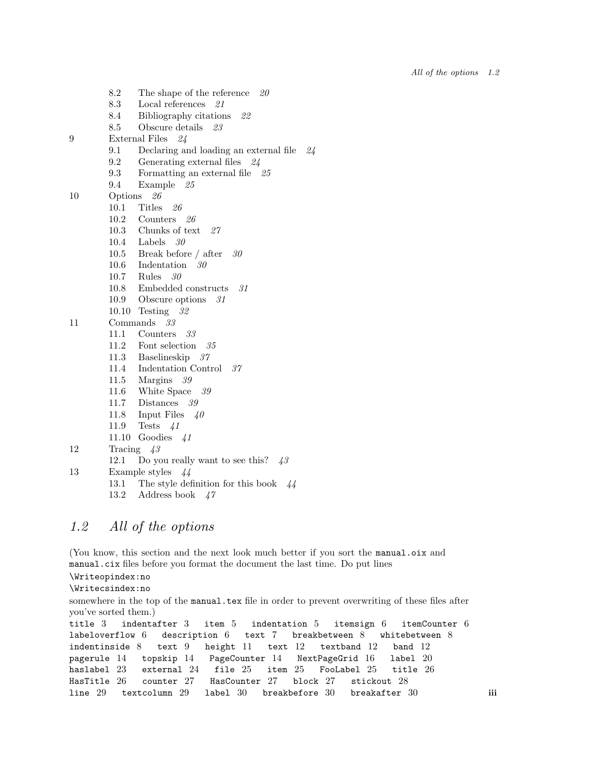- 8.2 The shape of the reference *20*
- 8.3 Local references *21*
- 8.4 Bibliography citations *22*
- 8.5 Obscure details *23*

9 External Files *24*

- 9.1 Declaring and loading an external file *24*
- 9.2 Generating external files *24*
- 9.3 Formatting an external file *25*
- 9.4 Example *25*

10 Options *26*

- 10.1 Titles *26*
- 10.2 Counters *26*
- 10.3 Chunks of text *27*
- 10.4 Labels *30*
- 10.5 Break before / after *30*
- 10.6 Indentation *30*
- 10.7 Rules *30*
- 10.8 Embedded constructs *31*
- 10.9 Obscure options *31*
- 10.10 Testing *32*

11 Commands *33*

- 11.1 Counters *33*
- 11.2 Font selection *35*
- 11.3 Baselineskip *37*
- 11.4 Indentation Control *37*
- 11.5 Margins *39*
- 11.6 White Space *39*
- 11.7 Distances *39*
- 11.8 Input Files *40*
- 11.9 Tests *41*
- 11.10 Goodies *41*

12 Tracing *43*

- 12.1 Do you really want to see this? *43*

13 Example styles *44*

- 13.1 The style definition for this book *44*
- 13.2 Address book *47*

## *1.2 All of the options*

(You know, this section and the next look much better if you sort the `manual.oix` and `manual.cix` files before you format the document the last time. Do put lines

`\Writeopindex:no`

`\Writecsindex:no`

somewhere in the top of the `manual.tex` file in order to prevent overwriting of these files after you've sorted them.)

`title` 3 `indentafter` 3 `item` 5 `indentation` 5 `itemsign` 6 `itemCounter` 6 `labeloverflow` 6 `description` 6 `text` 7 `breakbetween` 8 `whitebetween` 8 `indentinside` 8 `text` 9 `height` 11 `text` 12 `textband` 12 `band` 12 `pagerule` 14 `topskip` 14 `PageCounter` 14 `NextPageGrid` 16 `label` 20 `haslabel` 23 `external` 24 `file` 25 `item` 25 `FooLabel` 25 `title` 26 `HasTitle` 26 `counter` 27 `HasCounter` 27 `block` 27 `stickout` 28 `line` 29 `textcolumn` 29 `label` 30 `breakbefore` 30 `breakafter` 30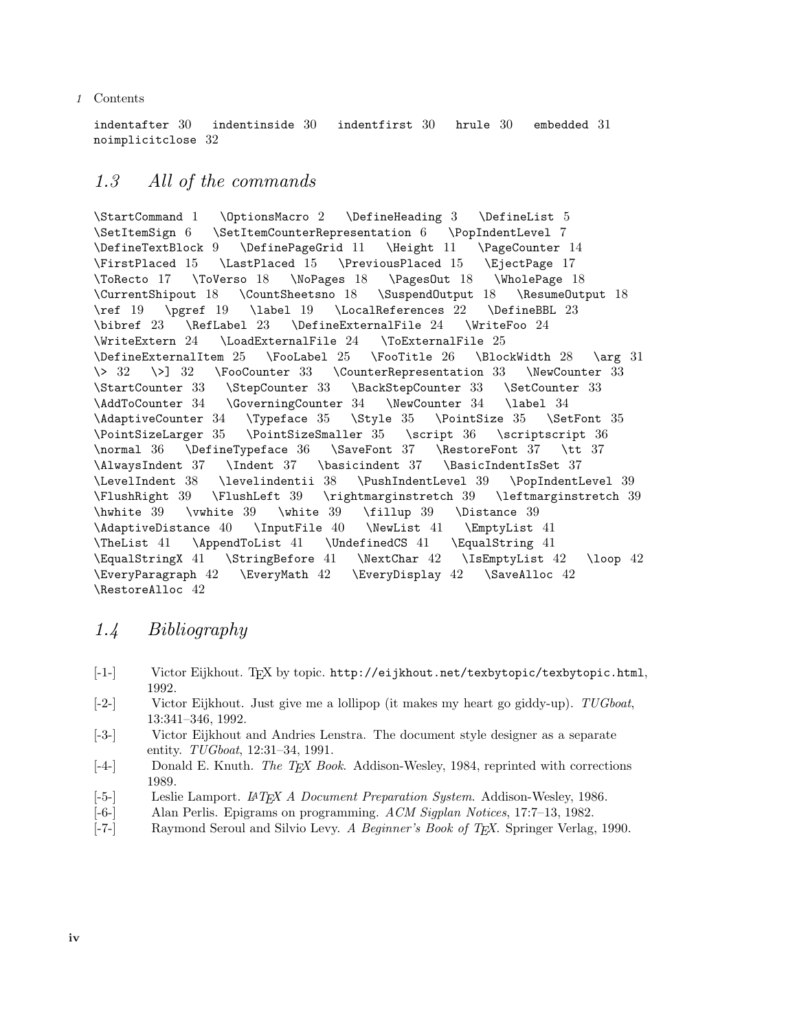`indentafter` 30 `indentinside` 30 `indentfirst` 30 `hrule` 30 `embedded` 31 `noimplicitclose` 32

## *1.3 All of the commands*

`\StartCommand` 1 `\OptionsMacro` 2 `\DefineHeading` 3 `\DefineList` 5 `\SetItemSign` 6 `\SetItemCounterRepresentation` 6 `\PopIndentLevel` 7 `\DefineTextBlock` 9 `\DefinePageGrid` 11 `\Height` 11 `\PageCounter` 14 `\FirstPlaced` 15 `\LastPlaced` 15 `\PreviousPlaced` 15 `\EjectPage` 17 `\ToRecto` 17 `\ToVerso` 18 `\NoPages` 18 `\PagesOut` 18 `\WholePage` 18 `\CurrentShipout` 18 `\CountSheetsno` 18 `\SuspendOutput` 18 `\ResumeOutput` 18 `\ref` 19 `\pgref` 19 `\label` 19 `\LocalReferences` 22 `\DefineBBL` 23 `\bibref` 23 `\RefLabel` 23 `\DefineExternalFile` 24 `\WriteFoo` 24 `\WriteExtern` 24 `\LoadExternalFile` 24 `\ToExternalFile` 25 `\DefineExternalItem` 25 `\FooLabel` 25 `\FooTitle` 26 `\BlockWidth` 28 `\arg` 31 `\>` 32 `\>]` 32 `\FooCounter` 33 `\CounterRepresentation` 33 `\NewCounter` 33 `\StartCounter` 33 `\StepCounter` 33 `\BackStepCounter` 33 `\SetCounter` 33 `\AddToCounter` 34 `\GoverningCounter` 34 `\NewCounter` 34 `\label` 34 `\AdaptiveCounter` 34 `\Typeface` 35 `\Style` 35 `\PointSize` 35 `\SetFont` 35 `\PointSizeLarger` 35 `\PointSizeSmaller` 35 `\script` 36 `\scriptscript` 36 `\normal` 36 `\DefineTypeface` 36 `\SaveFont` 37 `\RestoreFont` 37 `\tt` 37 `\AlwaysIndent` 37 `\Indent` 37 `\basicindent` 37 `\BasicIndentIsSet` 37 `\LevelIndent` 38 `\levelindentii` 38 `\PushIndentLevel` 39 `\PopIndentLevel` 39 `\FlushRight` 39 `\FlushLeft` 39 `\rightmarginstretch` 39 `\leftmarginstretch` 39 `\hwhite` 39 `\vwhite` 39 `\white` 39 `\fillup` 39 `\Distance` 39 `\AdaptiveDistance` 40 `\InputFile` 40 `\NewList` 41 `\EmptyList` 41 `\TheList` 41 `\AppendToList` 41 `\UndefinedCS` 41 `\EqualString` 41 `\EqualStringX` 41 `\StringBefore` 41 `\NextChar` 42 `\IsEmptyList` 42 `\loop` 42 `\EveryParagraph` 42 `\EveryMath` 42 `\EveryDisplay` 42 `\SaveAlloc` 42 `\RestoreAlloc` 42

## *1.4 Bibliography*

[-1-] Victor Eijkhout. TEX by topic. `http://eijkhout.net/texbytopic/texbytopic.html`, 1992.

[-2-] Victor Eijkhout. Just give me a lollipop (it makes my heart go giddy-up). *TUGboat*, 13:341–346, 1992.

[-3-] Victor Eijkhout and Andries Lenstra. The document style designer as a separate entity. *TUGboat*, 12:31–34, 1991.

[-4-] Donald E. Knuth. *The TEX Book*. Addison-Wesley, 1984, reprinted with corrections 1989.

[-5-] Leslie Lamport. *LATEX A Document Preparation System*. Addison-Wesley, 1986.

[-6-] Alan Perlis. Epigrams on programming. *ACM Sigplan Notices*, 17:7–13, 1982.

[-7-] Raymond Seroul and Silvio Levy. *A Beginner's Book of TEX*. Springer Verlag, 1990.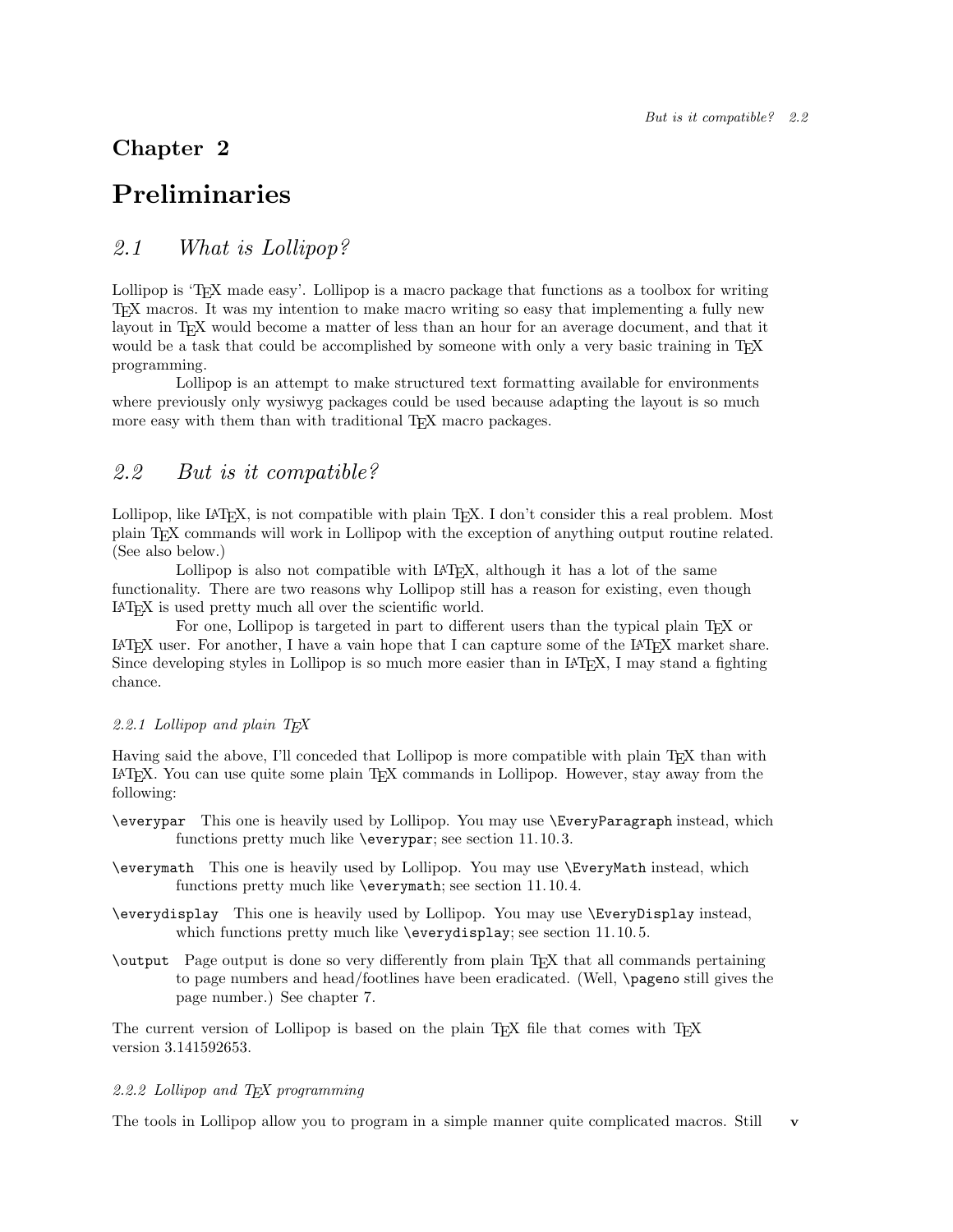# Chapter 2

# Preliminaries

## 2.1 What is Lollipop?

Lollipop is 'TEX made easy'. Lollipop is a macro package that functions as a toolbox for writing TEX macros. It was my intention to make macro writing so easy that implementing a fully new layout in TEX would become a matter of less than an hour for an average document, and that it would be a task that could be accomplished by someone with only a very basic training in TEX programming.

Lollipop is an attempt to make structured text formatting available for environments where previously only wysiwyg packages could be used because adapting the layout is so much more easy with them than with traditional TEX macro packages.

## 2.2 But is it compatible?

Lollipop, like LATEX, is not compatible with plain TEX. I don't consider this a real problem. Most plain TEX commands will work in Lollipop with the exception of anything output routine related. (See also below.)

Lollipop is also not compatible with LATEX, although it has a lot of the same functionality. There are two reasons why Lollipop still has a reason for existing, even though LATEX is used pretty much all over the scientific world.

For one, Lollipop is targeted in part to different users than the typical plain TEX or LATEX user. For another, I have a vain hope that I can capture some of the LATEX market share. Since developing styles in Lollipop is so much more easier than in LATEX, I may stand a fighting chance.

### 2.2.1 Lollipop and plain TEX

Having said the above, I'll conceded that Lollipop is more compatible with plain TEX than with LATEX. You can use quite some plain TEX commands in Lollipop. However, stay away from the following:

`\everypar` This one is heavily used by Lollipop. You may use `\EveryParagraph` instead, which functions pretty much like `\everypar`; see section 11.10.3.

`\everymath` This one is heavily used by Lollipop. You may use `\EveryMath` instead, which functions pretty much like `\everymath`; see section 11.10.4.

`\everydisplay` This one is heavily used by Lollipop. You may use `\EveryDisplay` instead, which functions pretty much like `\everydisplay`; see section 11.10.5.

`\output` Page output is done so very differently from plain TEX that all commands pertaining to page numbers and head/footlines have been eradicated. (Well, `\pageno` still gives the page number.) See chapter 7.

The current version of Lollipop is based on the plain TEX file that comes with TEX version 3.141592653.

### 2.2.2 Lollipop and TEX programming

The tools in Lollipop allow you to program in a simple manner quite complicated macros. Still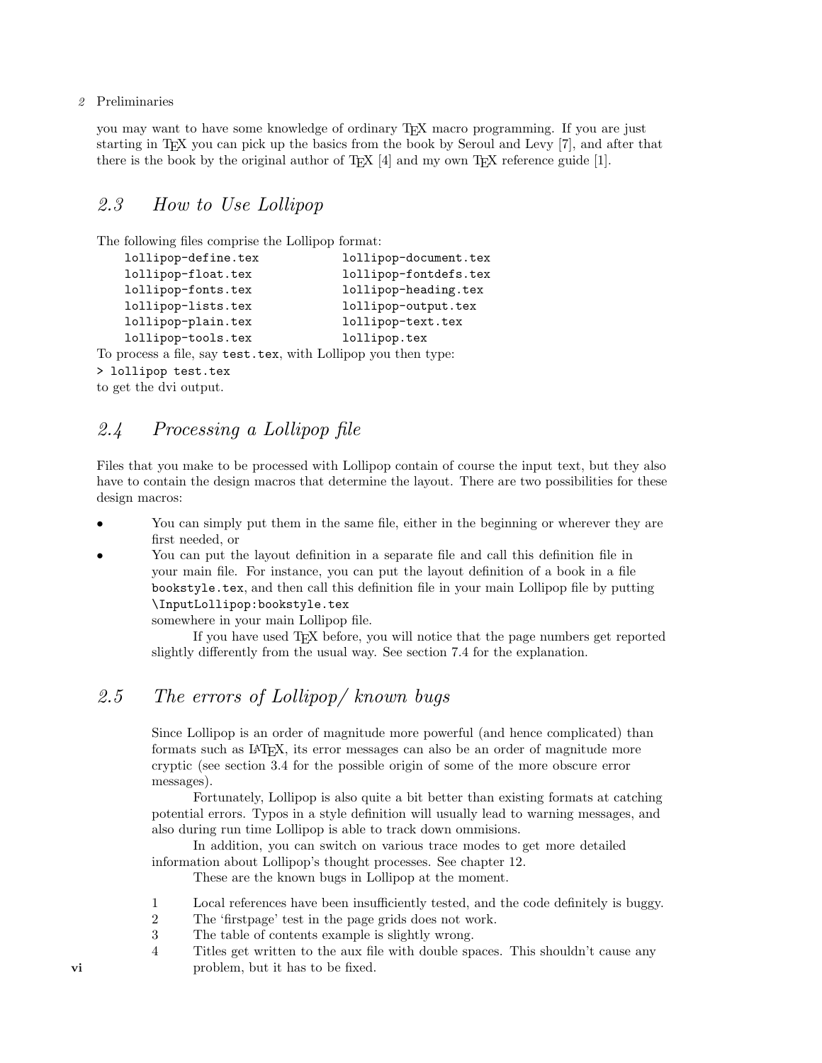you may want to have some knowledge of ordinary TEX macro programming. If you are just starting in TEX you can pick up the basics from the book by Seroul and Levy [7], and after that there is the book by the original author of TEX [4] and my own TEX reference guide [1].

## *2.3 How to Use Lollipop*

The following files comprise the Lollipop format:

```
lollipop-define.tex         lollipop-document.tex
lollipop-float.tex          lollipop-fontdefs.tex
lollipop-fonts.tex          lollipop-heading.tex
lollipop-lists.tex          lollipop-output.tex
lollipop-plain.tex          lollipop-text.tex
lollipop-tools.tex          lollipop.tex
```

To process a file, say `test.tex`, with Lollipop you then type:

```
> lollipop test.tex
```

to get the dvi output.

## *2.4 Processing a Lollipop file*

Files that you make to be processed with Lollipop contain of course the input text, but they also have to contain the design macros that determine the layout. There are two possibilities for these design macros:

- You can simply put them in the same file, either in the beginning or wherever they are first needed, or
- You can put the layout definition in a separate file and call this definition file in your main file. For instance, you can put the layout definition of a book in a file `bookstyle.tex`, and then call this definition file in your main Lollipop file by putting `\InputLollipop:bookstyle.tex` somewhere in your main Lollipop file.

  If you have used TEX before, you will notice that the page numbers get reported slightly differently from the usual way. See section 7.4 for the explanation.

## *2.5 The errors of Lollipop/ known bugs*

Since Lollipop is an order of magnitude more powerful (and hence complicated) than formats such as LATEX, its error messages can also be an order of magnitude more cryptic (see section 3.4 for the possible origin of some of the more obscure error messages).

Fortunately, Lollipop is also quite a bit better than existing formats at catching potential errors. Typos in a style definition will usually lead to warning messages, and also during run time Lollipop is able to track down ommisions.

In addition, you can switch on various trace modes to get more detailed information about Lollipop's thought processes. See chapter 12.

These are the known bugs in Lollipop at the moment.

1. Local references have been insufficiently tested, and the code definitely is buggy.
2. The 'firstpage' test in the page grids does not work.
3. The table of contents example is slightly wrong.
4. Titles get written to the aux file with double spaces. This shouldn't cause any problem, but it has to be fixed.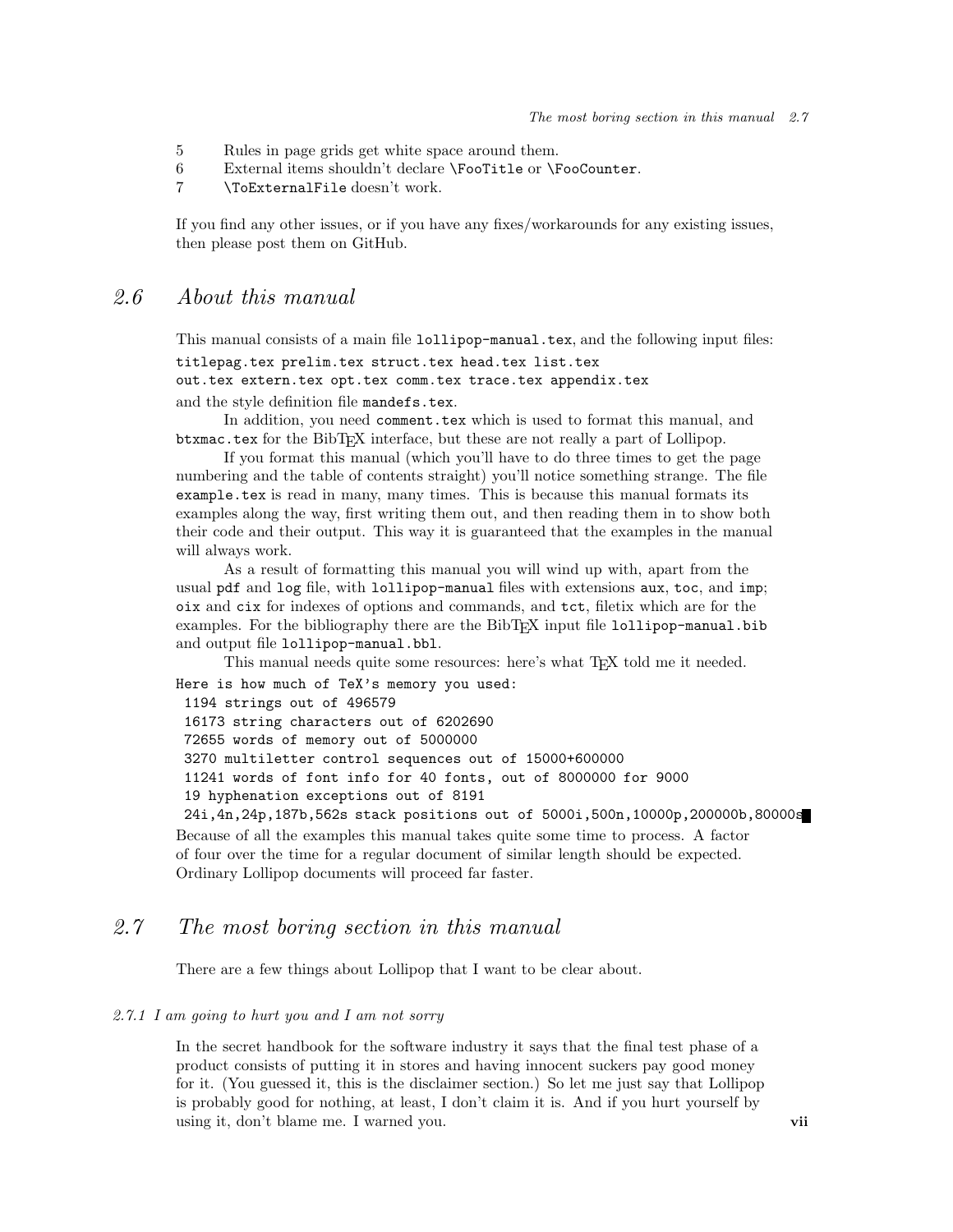5 Rules in page grids get white space around them.
6 External items shouldn't declare `\FooTitle` or `\FooCounter`.
7 `\ToExternalFile` doesn't work.

If you find any other issues, or if you have any fixes/workarounds for any existing issues, then please post them on GitHub.

## 2.6 About this manual

This manual consists of a main file `lollipop-manual.tex`, and the following input files:

`titlepag.tex prelim.tex struct.tex head.tex list.tex`
`out.tex extern.tex opt.tex comm.tex trace.tex appendix.tex`

and the style definition file `mandefs.tex`.

In addition, you need `comment.tex` which is used to format this manual, and `btxmac.tex` for the BibTEX interface, but these are not really a part of Lollipop.

If you format this manual (which you'll have to do three times to get the page numbering and the table of contents straight) you'll notice something strange. The file `example.tex` is read in many, many times. This is because this manual formats its examples along the way, first writing them out, and then reading them in to show both their code and their output. This way it is guaranteed that the examples in the manual will always work.

As a result of formatting this manual you will wind up with, apart from the usual `pdf` and `log` file, with `lollipop-manual` files with extensions `aux`, `toc`, and `imp`; `oix` and `cix` for indexes of options and commands, and `tct`, filetix which are for the examples. For the bibliography there are the BibTEX input file `lollipop-manual.bib` and output file `lollipop-manual.bbl`.

This manual needs quite some resources: here's what TEX told me it needed.

```
Here is how much of TeX's memory you used:
 1194 strings out of 496579
 16173 string characters out of 6202690
 72655 words of memory out of 5000000
 3270 multiletter control sequences out of 15000+600000
 11241 words of font info for 40 fonts, out of 8000000 for 9000
 19 hyphenation exceptions out of 8191
 24i,4n,24p,187b,562s stack positions out of 5000i,500n,10000p,200000b,80000s
```

Because of all the examples this manual takes quite some time to process. A factor of four over the time for a regular document of similar length should be expected. Ordinary Lollipop documents will proceed far faster.

## 2.7 The most boring section in this manual

There are a few things about Lollipop that I want to be clear about.

### 2.7.1 I am going to hurt you and I am not sorry

In the secret handbook for the software industry it says that the final test phase of a product consists of putting it in stores and having innocent suckers pay good money for it. (You guessed it, this is the disclaimer section.) So let me just say that Lollipop is probably good for nothing, at least, I don't claim it is. And if you hurt yourself by using it, don't blame me. I warned you.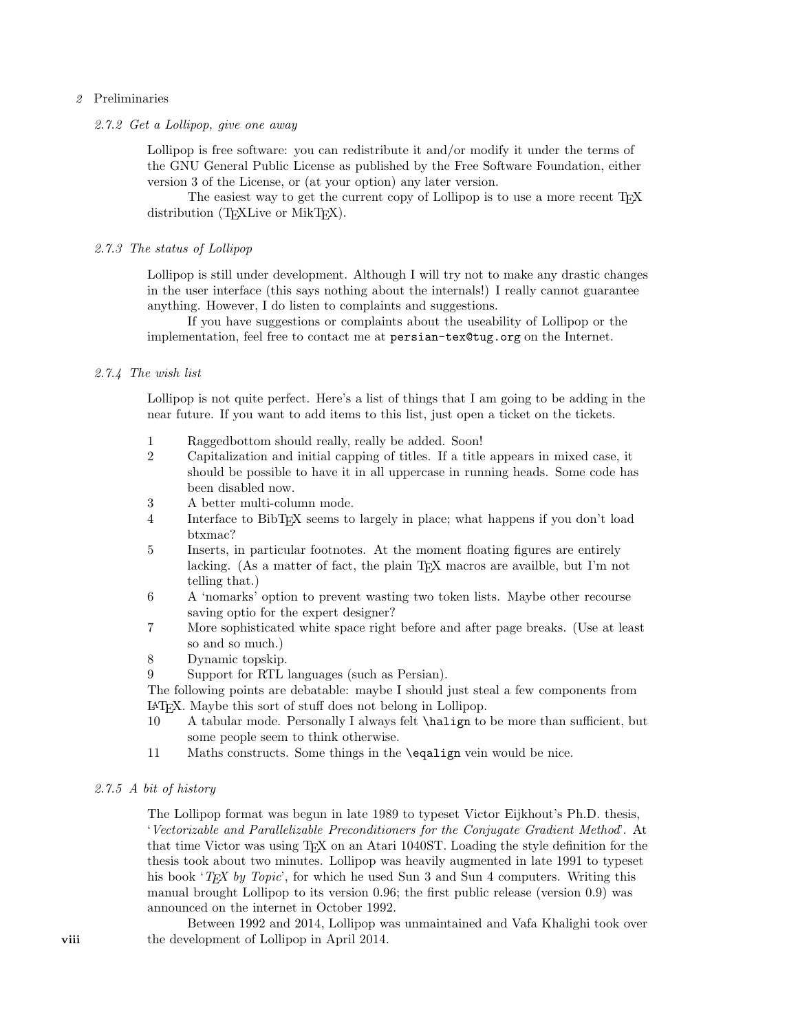### 2.7.2 Get a Lollipop, give one away

Lollipop is free software: you can redistribute it and/or modify it under the terms of the GNU General Public License as published by the Free Software Foundation, either version 3 of the License, or (at your option) any later version.

The easiest way to get the current copy of Lollipop is to use a more recent TEX distribution (TEXLive or MikTEX).

### 2.7.3 The status of Lollipop

Lollipop is still under development. Although I will try not to make any drastic changes in the user interface (this says nothing about the internals!) I really cannot guarantee anything. However, I do listen to complaints and suggestions.

If you have suggestions or complaints about the useability of Lollipop or the implementation, feel free to contact me at `persian-tex@tug.org` on the Internet.

### 2.7.4 The wish list

Lollipop is not quite perfect. Here's a list of things that I am going to be adding in the near future. If you want to add items to this list, just open a ticket on the tickets.

1. Raggedbottom should really, really be added. Soon!
2. Capitalization and initial capping of titles. If a title appears in mixed case, it should be possible to have it in all uppercase in running heads. Some code has been disabled now.
3. A better multi-column mode.
4. Interface to BibTEX seems to largely in place; what happens if you don't load btxmac?
5. Inserts, in particular footnotes. At the moment floating figures are entirely lacking. (As a matter of fact, the plain TEX macros are availble, but I'm not telling that.)
6. A 'nomarks' option to prevent wasting two token lists. Maybe other recourse saving optio for the expert designer?
7. More sophisticated white space right before and after page breaks. (Use at least so and so much.)
8. Dynamic topskip.
9. Support for RTL languages (such as Persian).

The following points are debatable: maybe I should just steal a few components from LATEX. Maybe this sort of stuff does not belong in Lollipop.

10. A tabular mode. Personally I always felt `\halign` to be more than sufficient, but some people seem to think otherwise.
11. Maths constructs. Some things in the `\eqalign` vein would be nice.

### 2.7.5 A bit of history

The Lollipop format was begun in late 1989 to typeset Victor Eijkhout's Ph.D. thesis, '*Vectorizable and Parallelizable Preconditioners for the Conjugate Gradient Method*'. At that time Victor was using TEX on an Atari 1040ST. Loading the style definition for the thesis took about two minutes. Lollipop was heavily augmented in late 1991 to typeset his book '*TEX by Topic*', for which he used Sun 3 and Sun 4 computers. Writing this manual brought Lollipop to its version 0.96; the first public release (version 0.9) was announced on the internet in October 1992.

Between 1992 and 2014, Lollipop was unmaintained and Vafa Khalighi took over the development of Lollipop in April 2014.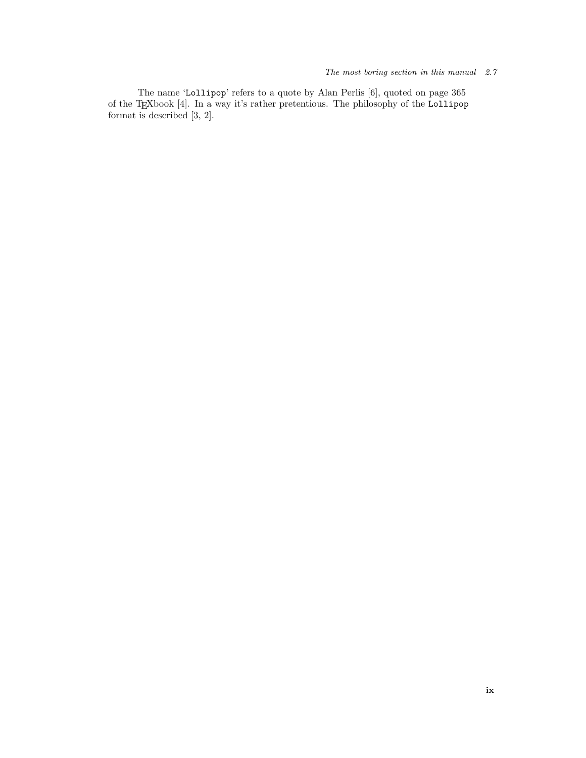The name '`Lollipop`' refers to a quote by Alan Perlis [6], quoted on page 365 of the TEXbook [4]. In a way it's rather pretentious. The philosophy of the `Lollipop` format is described [3, 2].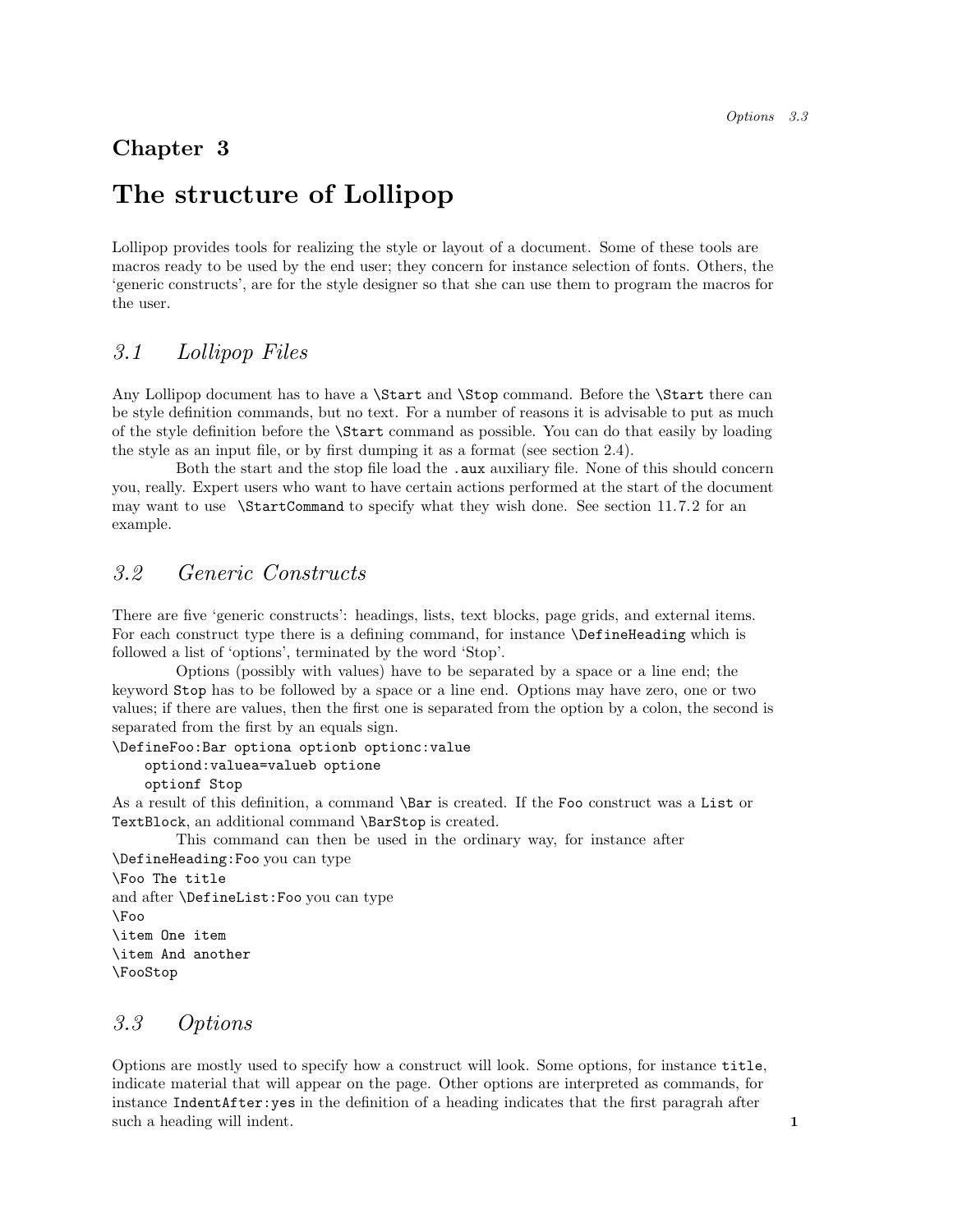# Chapter 3

# The structure of Lollipop

Lollipop provides tools for realizing the style or layout of a document. Some of these tools are macros ready to be used by the end user; they concern for instance selection of fonts. Others, the 'generic constructs', are for the style designer so that she can use them to program the macros for the user.

## 3.1 Lollipop Files

Any Lollipop document has to have a `\Start` and `\Stop` command. Before the `\Start` there can be style definition commands, but no text. For a number of reasons it is advisable to put as much of the style definition before the `\Start` command as possible. You can do that easily by loading the style as an input file, or by first dumping it as a format (see section 2.4).

Both the start and the stop file load the `.aux` auxiliary file. None of this should concern you, really. Expert users who want to have certain actions performed at the start of the document may want to use `\StartCommand` to specify what they wish done. See section 11.7.2 for an example.

## 3.2 Generic Constructs

There are five 'generic constructs': headings, lists, text blocks, page grids, and external items. For each construct type there is a defining command, for instance `\DefineHeading` which is followed a list of 'options', terminated by the word 'Stop'.

Options (possibly with values) have to be separated by a space or a line end; the keyword `Stop` has to be followed by a space or a line end. Options may have zero, one or two values; if there are values, then the first one is separated from the option by a colon, the second is separated from the first by an equals sign.

```
\DefineFoo:Bar optiona optionb optionc:value
    optiond:valuea=valueb optione
    optionf Stop
```

As a result of this definition, a command `\Bar` is created. If the `Foo` construct was a `List` or `TextBlock`, an additional command `\BarStop` is created.

This command can then be used in the ordinary way, for instance after `\DefineHeading:Foo` you can type

```
\Foo The title
```

and after `\DefineList:Foo` you can type

```
\Foo
\item One item
\item And another
\FooStop
```

## 3.3 Options

Options are mostly used to specify how a construct will look. Some options, for instance `title`, indicate material that will appear on the page. Other options are interpreted as commands, for instance `IndentAfter:yes` in the definition of a heading indicates that the first paragrah after such a heading will indent.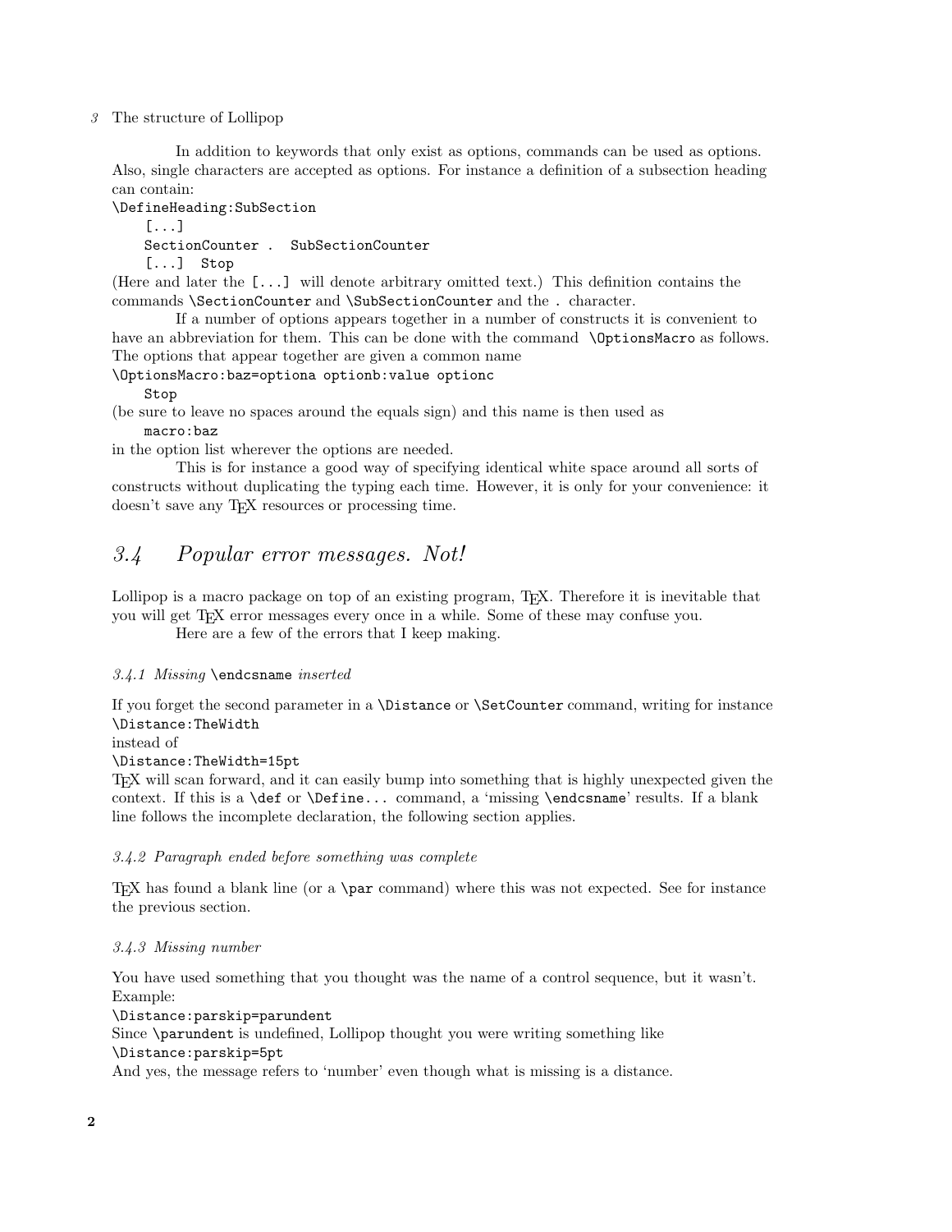In addition to keywords that only exist as options, commands can be used as options. Also, single characters are accepted as options. For instance a definition of a subsection heading can contain:

```
\DefineHeading:SubSection
    [...]
    SectionCounter .  SubSectionCounter
    [...]  Stop
```

(Here and later the `[...]` will denote arbitrary omitted text.) This definition contains the commands `\SectionCounter` and `\SubSectionCounter` and the `.` character.

If a number of options appears together in a number of constructs it is convenient to have an abbreviation for them. This can be done with the command `\OptionsMacro` as follows. The options that appear together are given a common name

```
\OptionsMacro:baz=optiona optionb:value optionc
    Stop
```

(be sure to leave no spaces around the equals sign) and this name is then used as

```
    macro:baz
```

in the option list wherever the options are needed.

This is for instance a good way of specifying identical white space around all sorts of constructs without duplicating the typing each time. However, it is only for your convenience: it doesn't save any TEX resources or processing time.

## *3.4 Popular error messages. Not!*

Lollipop is a macro package on top of an existing program, TEX. Therefore it is inevitable that you will get TEX error messages every once in a while. Some of these may confuse you.

Here are a few of the errors that I keep making.

### *3.4.1 Missing* `\endcsname` *inserted*

If you forget the second parameter in a `\Distance` or `\SetCounter` command, writing for instance

```
\Distance:TheWidth
```

instead of

```
\Distance:TheWidth=15pt
```

TEX will scan forward, and it can easily bump into something that is highly unexpected given the context. If this is a `\def` or `\Define...` command, a 'missing `\endcsname`' results. If a blank line follows the incomplete declaration, the following section applies.

### *3.4.2 Paragraph ended before something was complete*

TEX has found a blank line (or a `\par` command) where this was not expected. See for instance the previous section.

### *3.4.3 Missing number*

You have used something that you thought was the name of a control sequence, but it wasn't. Example:

```
\Distance:parskip=parundent
```

Since `\parundent` is undefined, Lollipop thought you were writing something like

```
\Distance:parskip=5pt
```

And yes, the message refers to 'number' even though what is missing is a distance.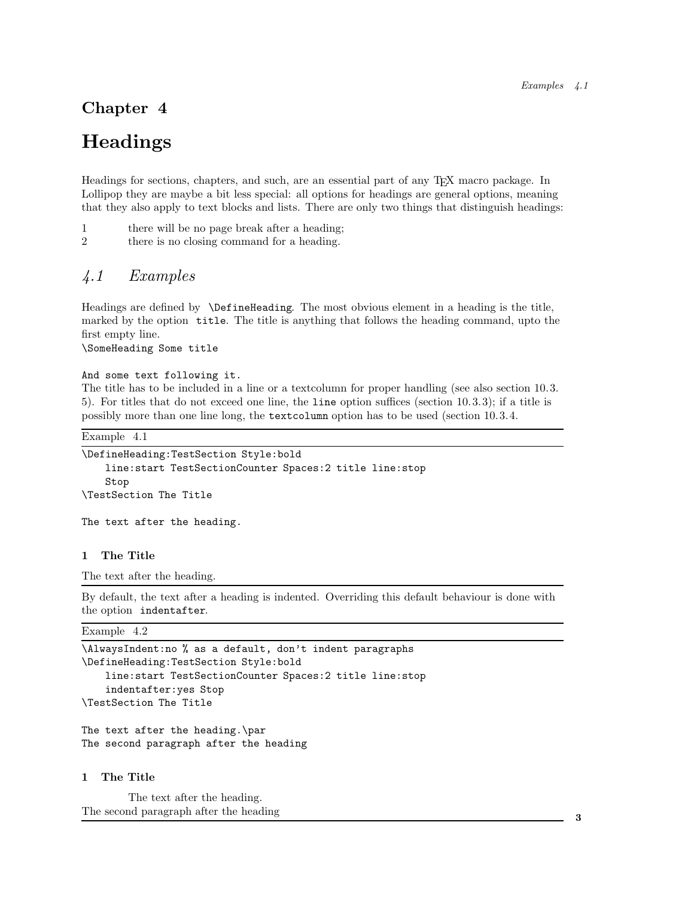# Chapter 4

# Headings

Headings for sections, chapters, and such, are an essential part of any TEX macro package. In Lollipop they are maybe a bit less special: all options for headings are general options, meaning that they also apply to text blocks and lists. There are only two things that distinguish headings:

1 there will be no page break after a heading;
2 there is no closing command for a heading.

## *4.1 Examples*

Headings are defined by `\DefineHeading`. The most obvious element in a heading is the title, marked by the option `title`. The title is anything that follows the heading command, upto the first empty line.

```
\SomeHeading Some title

And some text following it.
```

The title has to be included in a line or a textcolumn for proper handling (see also section 10.3.5). For titles that do not exceed one line, the `line` option suffices (section 10.3.3); if a title is possibly more than one line long, the `textcolumn` option has to be used (section 10.3.4.

Example 4.1

```
\DefineHeading:TestSection Style:bold
    line:start TestSectionCounter Spaces:2 title line:stop
    Stop
\TestSection The Title

The text after the heading.
```

**1 The Title**

The text after the heading.

By default, the text after a heading is indented. Overriding this default behaviour is done with the option `indentafter`.

Example 4.2

```
\AlwaysIndent:no % as a default, don't indent paragraphs
\DefineHeading:TestSection Style:bold
    line:start TestSectionCounter Spaces:2 title line:stop
    indentafter:yes Stop
\TestSection The Title

The text after the heading.\par
The second paragraph after the heading
```

**1 The Title**

The text after the heading.
The second paragraph after the heading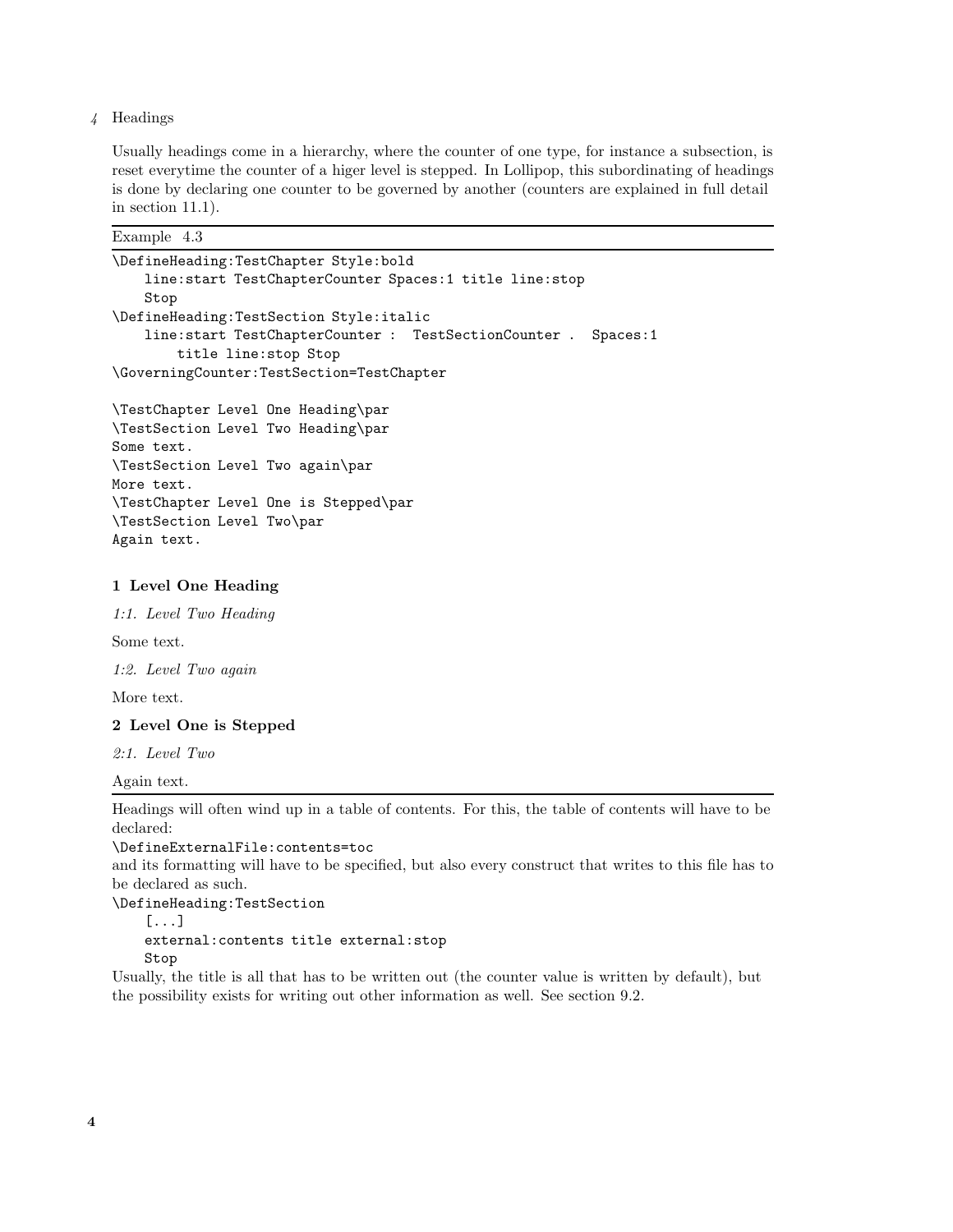*4* Headings

Usually headings come in a hierarchy, where the counter of one type, for instance a subsection, is reset everytime the counter of a higer level is stepped. In Lollipop, this subordinating of headings is done by declaring one counter to be governed by another (counters are explained in full detail in section 11.1).

Example 4.3

```
\DefineHeading:TestChapter Style:bold
    line:start TestChapterCounter Spaces:1 title line:stop
    Stop
\DefineHeading:TestSection Style:italic
    line:start TestChapterCounter :  TestSectionCounter .  Spaces:1
        title line:stop Stop
\GoverningCounter:TestSection=TestChapter

\TestChapter Level One Heading\par
\TestSection Level Two Heading\par
Some text.
\TestSection Level Two again\par
More text.
\TestChapter Level One is Stepped\par
\TestSection Level Two\par
Again text.
```

**1 Level One Heading**

*1:1. Level Two Heading*

Some text.

*1:2. Level Two again*

More text.

**2 Level One is Stepped**

*2:1. Level Two*

Again text.

---

Headings will often wind up in a table of contents. For this, the table of contents will have to be declared:

```
\DefineExternalFile:contents=toc
```

and its formatting will have to be specified, but also every construct that writes to this file has to be declared as such.

```
\DefineHeading:TestSection
    [...]
    external:contents title external:stop
    Stop
```

Usually, the title is all that has to be written out (the counter value is written by default), but the possibility exists for writing out other information as well. See section 9.2.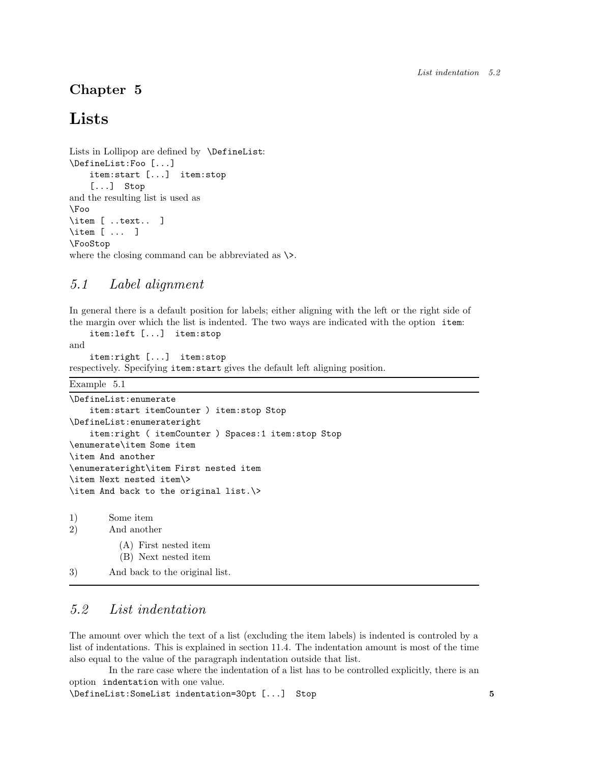# Chapter 5

# Lists

Lists in Lollipop are defined by `\DefineList`:

```
\DefineList:Foo [...]
    item:start [...]  item:stop
    [...]  Stop
```

and the resulting list is used as

```
\Foo
\item [ ..text..  ]
\item [ ...  ]
\FooStop
```

where the closing command can be abbreviated as `\>`.

## *5.1 Label alignment*

In general there is a default position for labels; either aligning with the left or the right side of the margin over which the list is indented. The two ways are indicated with the option `item`:

```
    item:left [...]  item:stop
```

and

```
    item:right [...]  item:stop
```

respectively. Specifying `item:start` gives the default left aligning position.

Example 5.1

```
\DefineList:enumerate
    item:start itemCounter ) item:stop Stop
\DefineList:enumerateright
    item:right ( itemCounter ) Spaces:1 item:stop Stop
\enumerate\item Some item
\item And another
\enumerateright\item First nested item
\item Next nested item\>
\item And back to the original list.\>
```

1) Some item
2) And another
   - (A) First nested item
   - (B) Next nested item
3) And back to the original list.

## *5.2 List indentation*

The amount over which the text of a list (excluding the item labels) is indented is controled by a list of indentations. This is explained in section 11.4. The indentation amount is most of the time also equal to the value of the paragraph indentation outside that list.

In the rare case where the indentation of a list has to be controlled explicitly, there is an option `indentation` with one value.

```
\DefineList:SomeList indentation=30pt [...]  Stop
```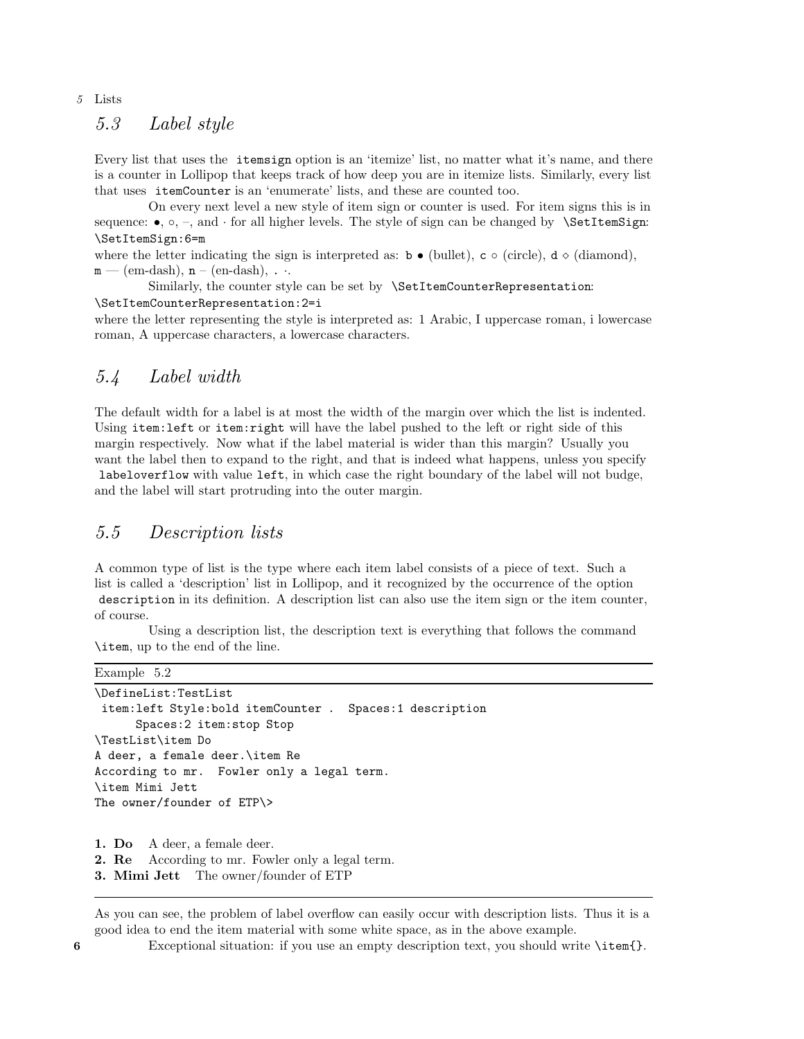## 5.3 Label style

Every list that uses the `itemsign` option is an 'itemize' list, no matter what it's name, and there is a counter in Lollipop that keeps track of how deep you are in itemize lists. Similarly, every list that uses `itemCounter` is an 'enumerate' lists, and these are counted too.

On every next level a new style of item sign or counter is used. For item signs this is in sequence: •, ∘, –, and · for all higher levels. The style of sign can be changed by `\SetItemSign`: `\SetItemSign:6=m`

where the letter indicating the sign is interpreted as: `b` • (bullet), `c` ∘ (circle), `d` ⋄ (diamond), `m` — (em-dash), `n` – (en-dash), `.` ·.

Similarly, the counter style can be set by `\SetItemCounterRepresentation`: `\SetItemCounterRepresentation:2=i`

where the letter representing the style is interpreted as: 1 Arabic, I uppercase roman, i lowercase roman, A uppercase characters, a lowercase characters.

## 5.4 Label width

The default width for a label is at most the width of the margin over which the list is indented. Using `item:left` or `item:right` will have the label pushed to the left or right side of this margin respectively. Now what if the label material is wider than this margin? Usually you want the label then to expand to the right, and that is indeed what happens, unless you specify `labeloverflow` with value `left`, in which case the right boundary of the label will not budge, and the label will start protruding into the outer margin.

## 5.5 Description lists

A common type of list is the type where each item label consists of a piece of text. Such a list is called a 'description' list in Lollipop, and it recognized by the occurrence of the option `description` in its definition. A description list can also use the item sign or the item counter, of course.

Using a description list, the description text is everything that follows the command `\item`, up to the end of the line.

Example 5.2

```
\DefineList:TestList
 item:left Style:bold itemCounter .  Spaces:1 description
      Spaces:2 item:stop Stop
\TestList\item Do
A deer, a female deer.\item Re
According to mr.  Fowler only a legal term.
\item Mimi Jett
The owner/founder of ETP\>
```

**1. Do** A deer, a female deer.
**2. Re** According to mr. Fowler only a legal term.
**3. Mimi Jett** The owner/founder of ETP

As you can see, the problem of label overflow can easily occur with description lists. Thus it is a good idea to end the item material with some white space, as in the above example.

Exceptional situation: if you use an empty description text, you should write `\item{}`.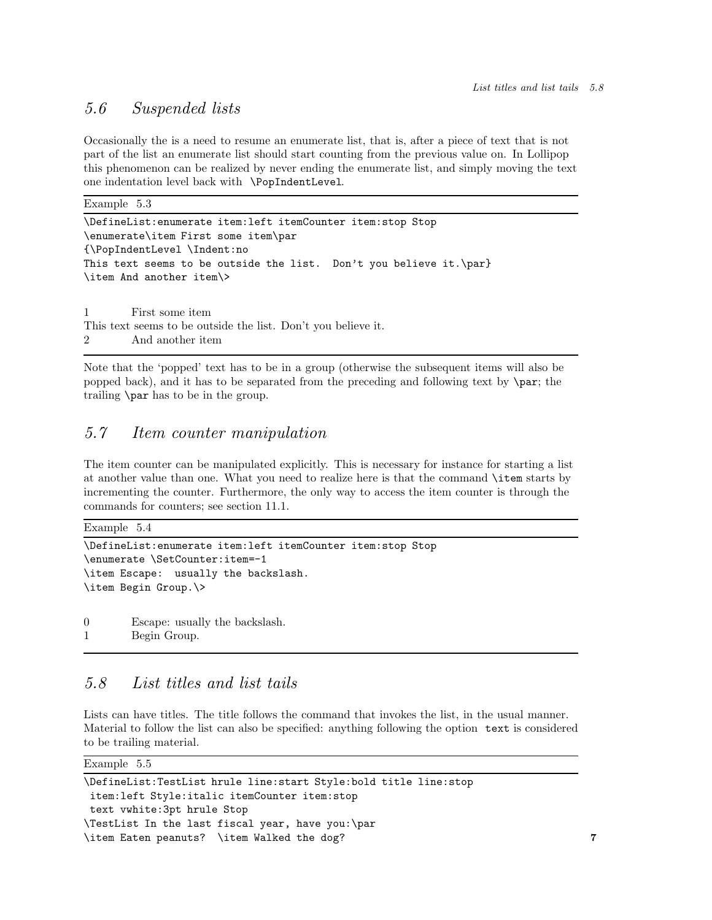## 5.6 Suspended lists

Occasionally the is a need to resume an enumerate list, that is, after a piece of text that is not part of the list an enumerate list should start counting from the previous value on. In Lollipop this phenomenon can be realized by never ending the enumerate list, and simply moving the text one indentation level back with `\PopIndentLevel`.

Example 5.3

```
\DefineList:enumerate item:left itemCounter item:stop Stop
\enumerate\item First some item\par
{\PopIndentLevel \Indent:no
This text seems to be outside the list.  Don't you believe it.\par}
\item And another item\>
```

1 First some item
This text seems to be outside the list. Don't you believe it.
2 And another item

Note that the 'popped' text has to be in a group (otherwise the subsequent items will also be popped back), and it has to be separated from the preceding and following text by `\par`; the trailing `\par` has to be in the group.

## 5.7 Item counter manipulation

The item counter can be manipulated explicitly. This is necessary for instance for starting a list at another value than one. What you need to realize here is that the command `\item` starts by incrementing the counter. Furthermore, the only way to access the item counter is through the commands for counters; see section 11.1.

Example 5.4

```
\DefineList:enumerate item:left itemCounter item:stop Stop
\enumerate \SetCounter:item=-1
\item Escape:  usually the backslash.
\item Begin Group.\>
```

0 Escape: usually the backslash.
1 Begin Group.

## 5.8 List titles and list tails

Lists can have titles. The title follows the command that invokes the list, in the usual manner. Material to follow the list can also be specified: anything following the option `text` is considered to be trailing material.

Example 5.5

```
\DefineList:TestList hrule line:start Style:bold title line:stop
 item:left Style:italic itemCounter item:stop
 text vwhite:3pt hrule Stop
\TestList In the last fiscal year, have you:\par
\item Eaten peanuts?  \item Walked the dog?
```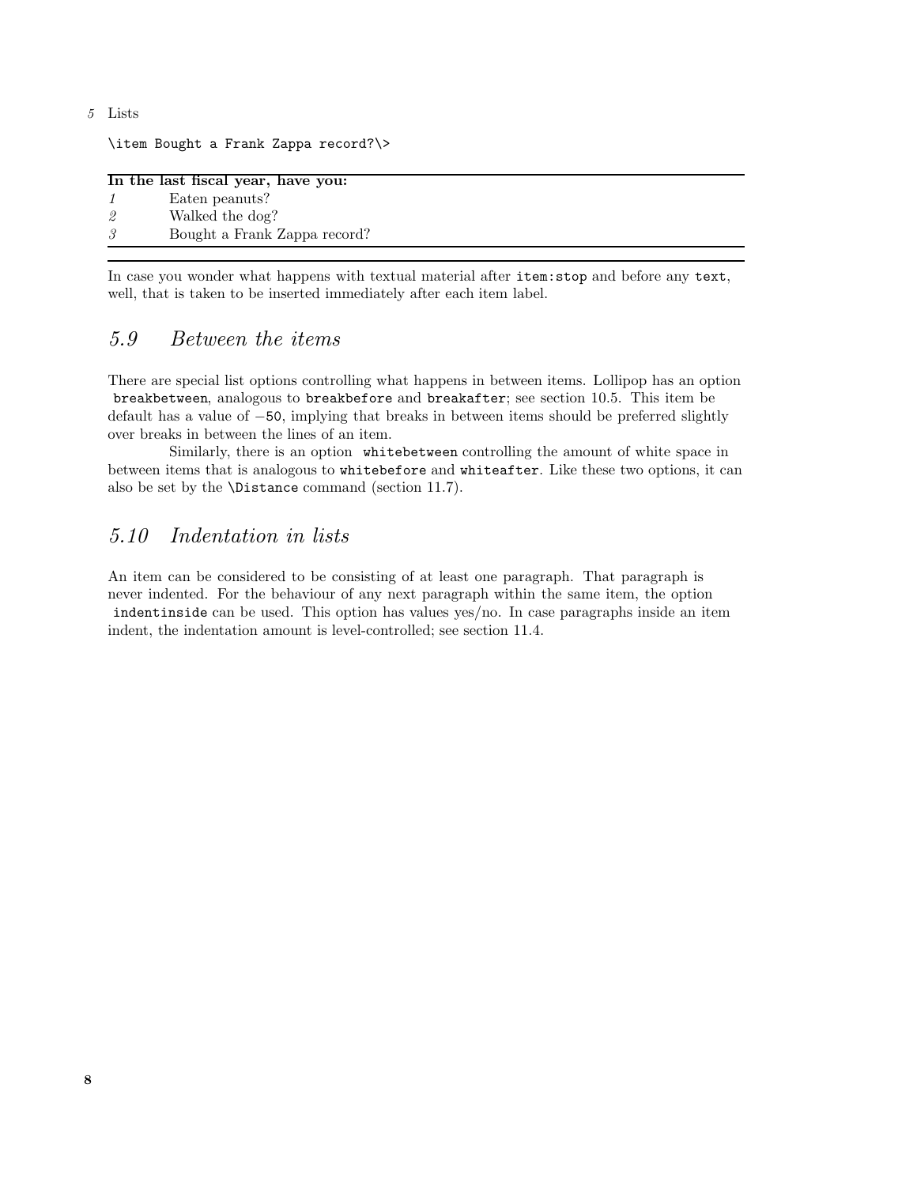```
\item Bought a Frank Zappa record?\>
```

| **In the last fiscal year, have you:** | |
|---|---|
| *1* | Eaten peanuts? |
| *2* | Walked the dog? |
| *3* | Bought a Frank Zappa record? |

In case you wonder what happens with textual material after `item:stop` and before any `text`, well, that is taken to be inserted immediately after each item label.

## *5.9 Between the items*

There are special list options controlling what happens in between items. Lollipop has an option `breakbetween`, analogous to `breakbefore` and `breakafter`; see section 10.5. This item be default has a value of −`50`, implying that breaks in between items should be preferred slightly over breaks in between the lines of an item.

Similarly, there is an option `whitebetween` controlling the amount of white space in between items that is analogous to `whitebefore` and `whiteafter`. Like these two options, it can also be set by the `\Distance` command (section 11.7).

## *5.10 Indentation in lists*

An item can be considered to be consisting of at least one paragraph. That paragraph is never indented. For the behaviour of any next paragraph within the same item, the option `indentinside` can be used. This option has values yes/no. In case paragraphs inside an item indent, the indentation amount is level-controlled; see section 11.4.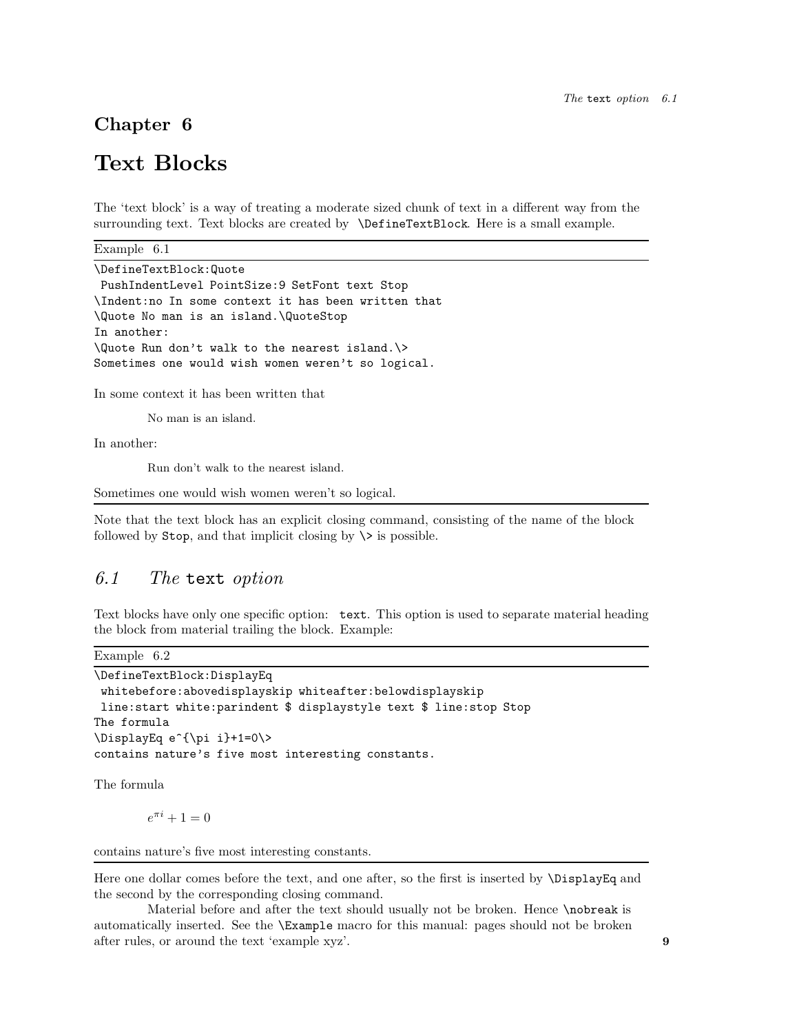# Chapter 6

# Text Blocks

The ‘text block’ is a way of treating a moderate sized chunk of text in a different way from the surrounding text. Text blocks are created by `\DefineTextBlock`. Here is a small example.

---

Example 6.1

---

```
\DefineTextBlock:Quote
 PushIndentLevel PointSize:9 SetFont text Stop
\Indent:no In some context it has been written that
\Quote No man is an island.\QuoteStop
In another:
\Quote Run don't walk to the nearest island.\>
Sometimes one would wish women weren't so logical.
```

In some context it has been written that

> No man is an island.

In another:

> Run don’t walk to the nearest island.

Sometimes one would wish women weren’t so logical.

---

Note that the text block has an explicit closing command, consisting of the name of the block followed by `Stop`, and that implicit closing by `\>` is possible.

## *6.1 The* `text` *option*

Text blocks have only one specific option: `text`. This option is used to separate material heading the block from material trailing the block. Example:

---

Example 6.2

---

```
\DefineTextBlock:DisplayEq
 whitebefore:abovedisplayskip whiteafter:belowdisplayskip
 line:start white:parindent $ displaystyle text $ line:stop Stop
The formula
\DisplayEq e^{\pi i}+1=0\>
contains nature's five most interesting constants.
```

The formula

$$e^{\pi i} + 1 = 0$$

contains nature’s five most interesting constants.

---

Here one dollar comes before the text, and one after, so the first is inserted by `\DisplayEq` and the second by the corresponding closing command.

Material before and after the text should usually not be broken. Hence `\nobreak` is automatically inserted. See the `\Example` macro for this manual: pages should not be broken after rules, or around the text ‘example xyz’.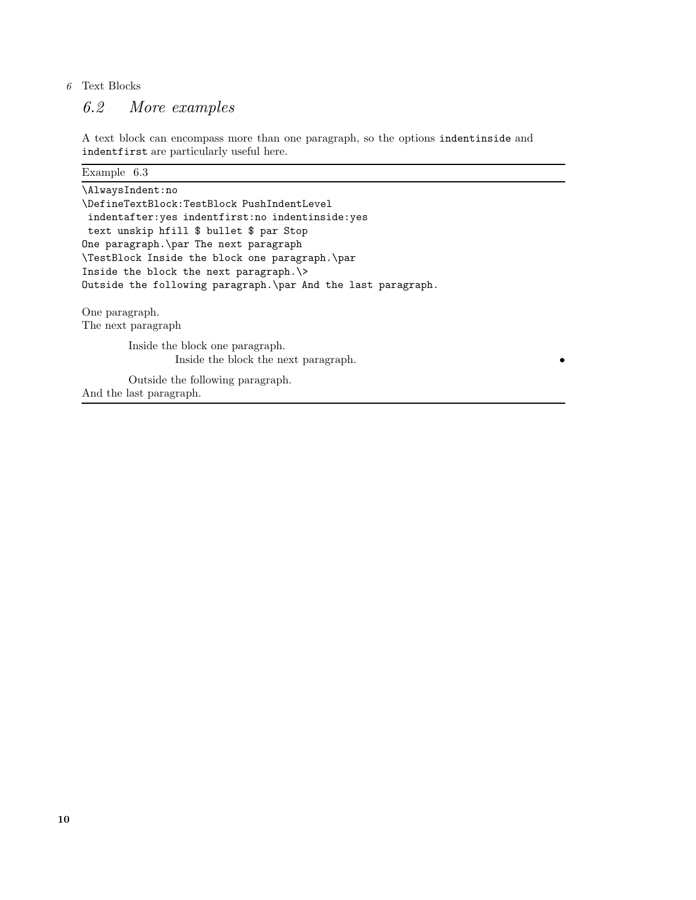## 6.2 More examples

A text block can encompass more than one paragraph, so the options `indentinside` and `indentfirst` are particularly useful here.

Example 6.3

```
\AlwaysIndent:no
\DefineTextBlock:TestBlock PushIndentLevel
 indentafter:yes indentfirst:no indentinside:yes
 text unskip hfill $ bullet $ par Stop
One paragraph.\par The next paragraph
\TestBlock Inside the block one paragraph.\par
Inside the block the next paragraph.\>
Outside the following paragraph.\par And the last paragraph.
```

One paragraph.
The next paragraph

    Inside the block one paragraph.
        Inside the block the next paragraph. •

    Outside the following paragraph.
And the last paragraph.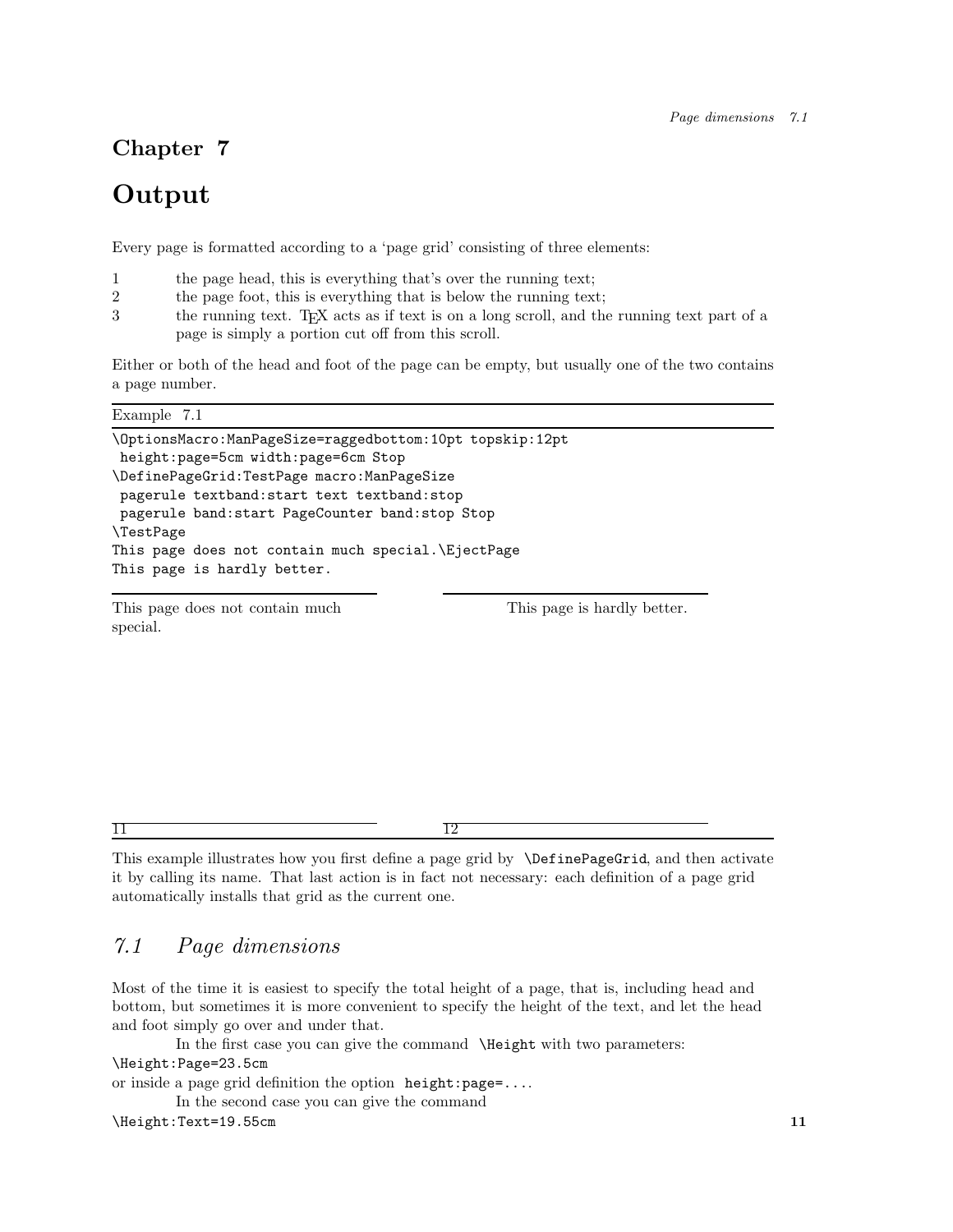# Chapter 7

# Output

Every page is formatted according to a 'page grid' consisting of three elements:

1 the page head, this is everything that's over the running text;
2 the page foot, this is everything that is below the running text;
3 the running text. TEX acts as if text is on a long scroll, and the running text part of a page is simply a portion cut off from this scroll.

Either or both of the head and foot of the page can be empty, but usually one of the two contains a page number.

Example 7.1

```
\OptionsMacro:ManPageSize=raggedbottom:10pt topskip:12pt
 height:page=5cm width:page=6cm Stop
\DefinePageGrid:TestPage macro:ManPageSize
 pagerule textband:start text textband:stop
 pagerule band:start PageCounter band:stop Stop
\TestPage
This page does not contain much special.\EjectPage
This page is hardly better.
```

This page does not contain much special.

11

This page is hardly better.

12

This example illustrates how you first define a page grid by `\DefinePageGrid`, and then activate it by calling its name. That last action is in fact not necessary: each definition of a page grid automatically installs that grid as the current one.

## *7.1 Page dimensions*

Most of the time it is easiest to specify the total height of a page, that is, including head and bottom, but sometimes it is more convenient to specify the height of the text, and let the head and foot simply go over and under that.

In the first case you can give the command `\Height` with two parameters:
`\Height:Page=23.5cm`
or inside a page grid definition the option `height:page=....`

In the second case you can give the command
`\Height:Text=19.55cm`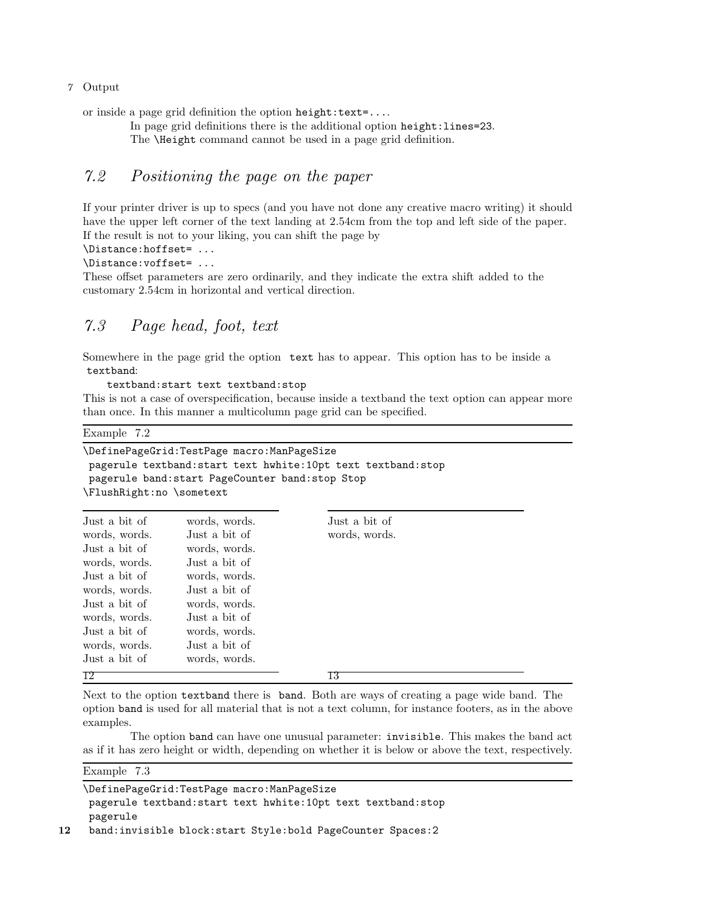or inside a page grid definition the option `height:text=....`

In page grid definitions there is the additional option `height:lines=23`.

The `\Height` command cannot be used in a page grid definition.

## *7.2 Positioning the page on the paper*

If your printer driver is up to specs (and you have not done any creative macro writing) it should have the upper left corner of the text landing at 2.54cm from the top and left side of the paper. If the result is not to your liking, you can shift the page by

`\Distance:hoffset= ...`

`\Distance:voffset= ...`

These offset parameters are zero ordinarily, and they indicate the extra shift added to the customary 2.54cm in horizontal and vertical direction.

## *7.3 Page head, foot, text*

Somewhere in the page grid the option `text` has to appear. This option has to be inside a `textband`:

```
textband:start text textband:stop
```

This is not a case of overspecification, because inside a textband the text option can appear more than once. In this manner a multicolumn page grid can be specified.

Example 7.2

```
\DefinePageGrid:TestPage macro:ManPageSize
 pagerule textband:start text hwhite:10pt text textband:stop
 pagerule band:start PageCounter band:stop Stop
\FlushRight:no \sometext
```

| | | |
|---|---|---|
| Just a bit of | words, words. | Just a bit of |
| words, words. | Just a bit of | words, words. |
| Just a bit of | words, words. | |
| words, words. | Just a bit of | |
| Just a bit of | words, words. | |
| words, words. | Just a bit of | |
| Just a bit of | words, words. | |
| words, words. | Just a bit of | |
| Just a bit of | words, words. | |
| words, words. | Just a bit of | |
| Just a bit of | words, words. | |
| 12 | | 13 |

Next to the option `textband` there is `band`. Both are ways of creating a page wide band. The option `band` is used for all material that is not a text column, for instance footers, as in the above examples.

The option `band` can have one unusual parameter: `invisible`. This makes the band act as if it has zero height or width, depending on whether it is below or above the text, respectively.

Example 7.3

```
\DefinePageGrid:TestPage macro:ManPageSize
 pagerule textband:start text hwhite:10pt text textband:stop
 pagerule
 band:invisible block:start Style:bold PageCounter Spaces:2
```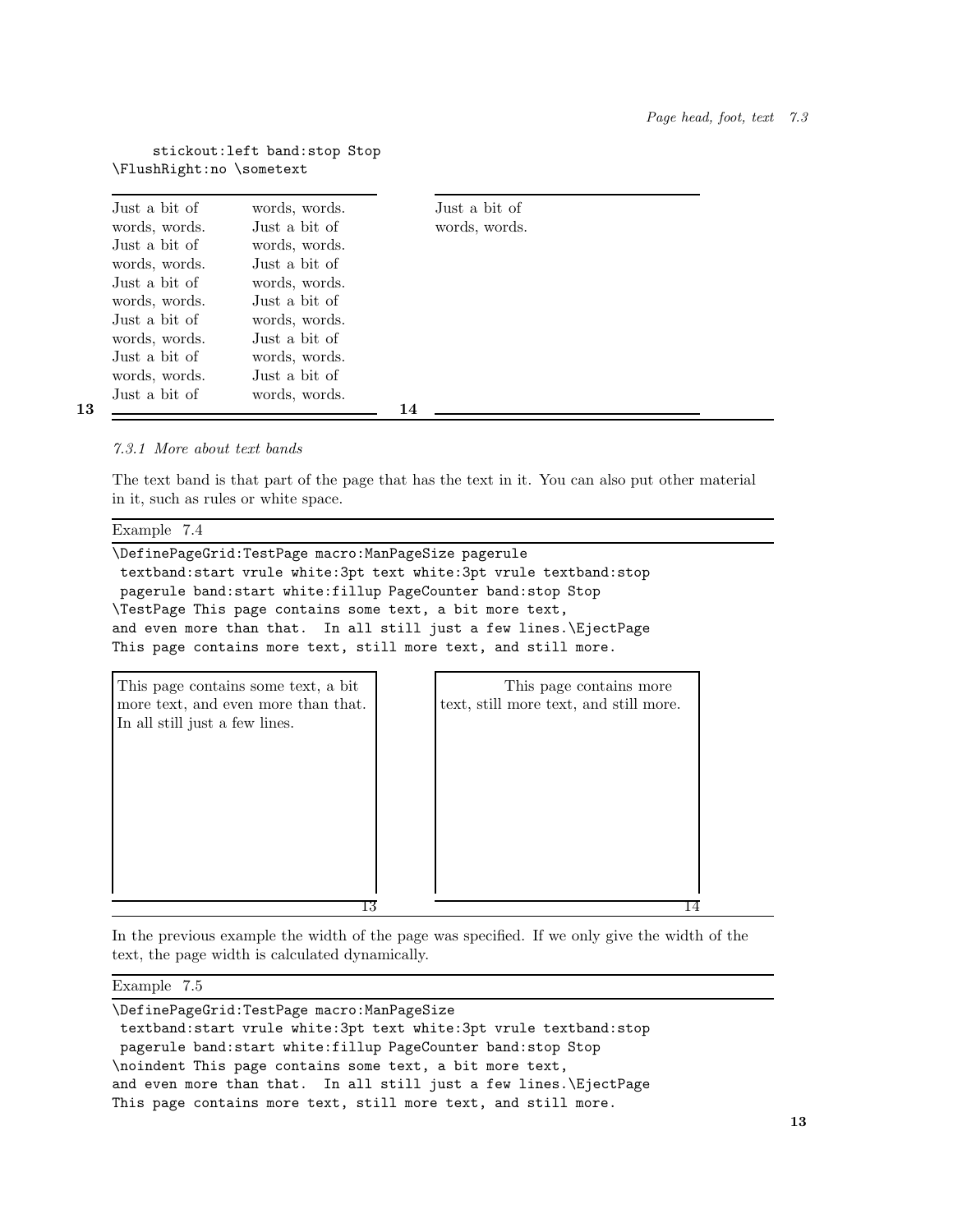```
     stickout:left band:stop Stop
\FlushRight:no \sometext
```

| | | | |
|---|---|---|---|
| Just a bit of | words, words. | | Just a bit of |
| words, words. | Just a bit of | | words, words. |
| Just a bit of | words, words. | | |
| words, words. | Just a bit of | | |
| Just a bit of | words, words. | | |
| words, words. | Just a bit of | | |
| Just a bit of | words, words. | | |
| words, words. | Just a bit of | | |
| Just a bit of | words, words. | | |
| words, words. | Just a bit of | | |
| Just a bit of | words, words. | | |

**13** **14**

### *7.3.1 More about text bands*

The text band is that part of the page that has the text in it. You can also put other material in it, such as rules or white space.

Example 7.4

```
\DefinePageGrid:TestPage macro:ManPageSize pagerule
 textband:start vrule white:3pt text white:3pt vrule textband:stop
 pagerule band:start white:fillup PageCounter band:stop Stop
\TestPage This page contains some text, a bit more text,
and even more than that.  In all still just a few lines.\EjectPage
This page contains more text, still more text, and still more.
```

This page contains some text, a bit more text, and even more than that. In all still just a few lines.

13

This page contains more text, still more text, and still more.

14

In the previous example the width of the page was specified. If we only give the width of the text, the page width is calculated dynamically.

Example 7.5

```
\DefinePageGrid:TestPage macro:ManPageSize
 textband:start vrule white:3pt text white:3pt vrule textband:stop
 pagerule band:start white:fillup PageCounter band:stop Stop
\noindent This page contains some text, a bit more text,
and even more than that.  In all still just a few lines.\EjectPage
This page contains more text, still more text, and still more.
```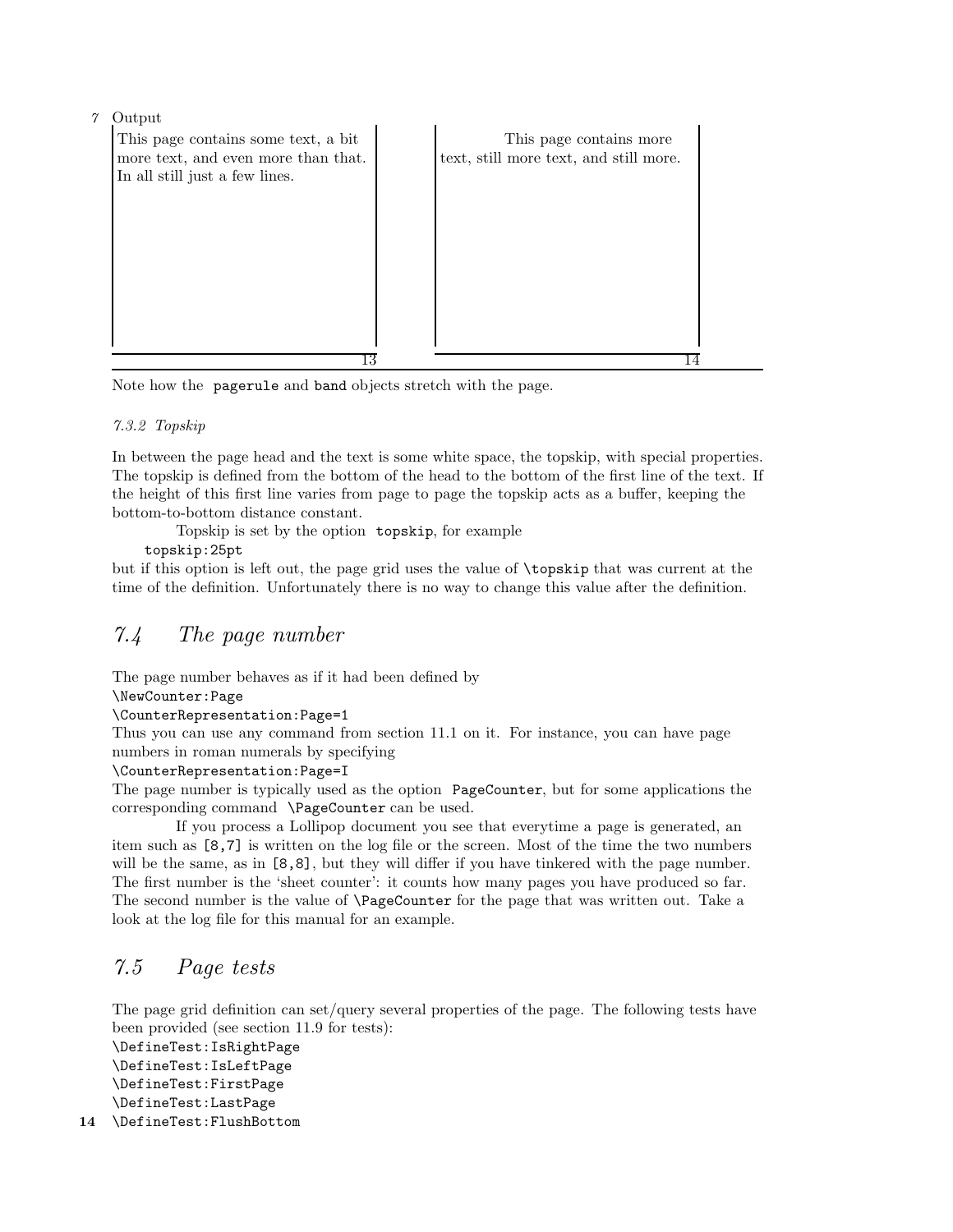This page contains some text, a bit more text, and even more than that. In all still just a few lines.

13

This page contains more text, still more text, and still more.

14

Note how the `pagerule` and `band` objects stretch with the page.

#### *7.3.2 Topskip*

In between the page head and the text is some white space, the topskip, with special properties. The topskip is defined from the bottom of the head to the bottom of the first line of the text. If the height of this first line varies from page to page the topskip acts as a buffer, keeping the bottom-to-bottom distance constant.

Topskip is set by the option `topskip`, for example

```
topskip:25pt
```

but if this option is left out, the page grid uses the value of `\topskip` that was current at the time of the definition. Unfortunately there is no way to change this value after the definition.

## *7.4 The page number*

The page number behaves as if it had been defined by

```
\NewCounter:Page
\CounterRepresentation:Page=1
```

Thus you can use any command from section 11.1 on it. For instance, you can have page numbers in roman numerals by specifying

```
\CounterRepresentation:Page=I
```

The page number is typically used as the option `PageCounter`, but for some applications the corresponding command `\PageCounter` can be used.

If you process a Lollipop document you see that everytime a page is generated, an item such as `[8,7]` is written on the log file or the screen. Most of the time the two numbers will be the same, as in `[8,8]`, but they will differ if you have tinkered with the page number. The first number is the 'sheet counter': it counts how many pages you have produced so far. The second number is the value of `\PageCounter` for the page that was written out. Take a look at the log file for this manual for an example.

## *7.5 Page tests*

The page grid definition can set/query several properties of the page. The following tests have been provided (see section 11.9 for tests):

```
\DefineTest:IsRightPage
\DefineTest:IsLeftPage
\DefineTest:FirstPage
\DefineTest:LastPage
\DefineTest:FlushBottom
```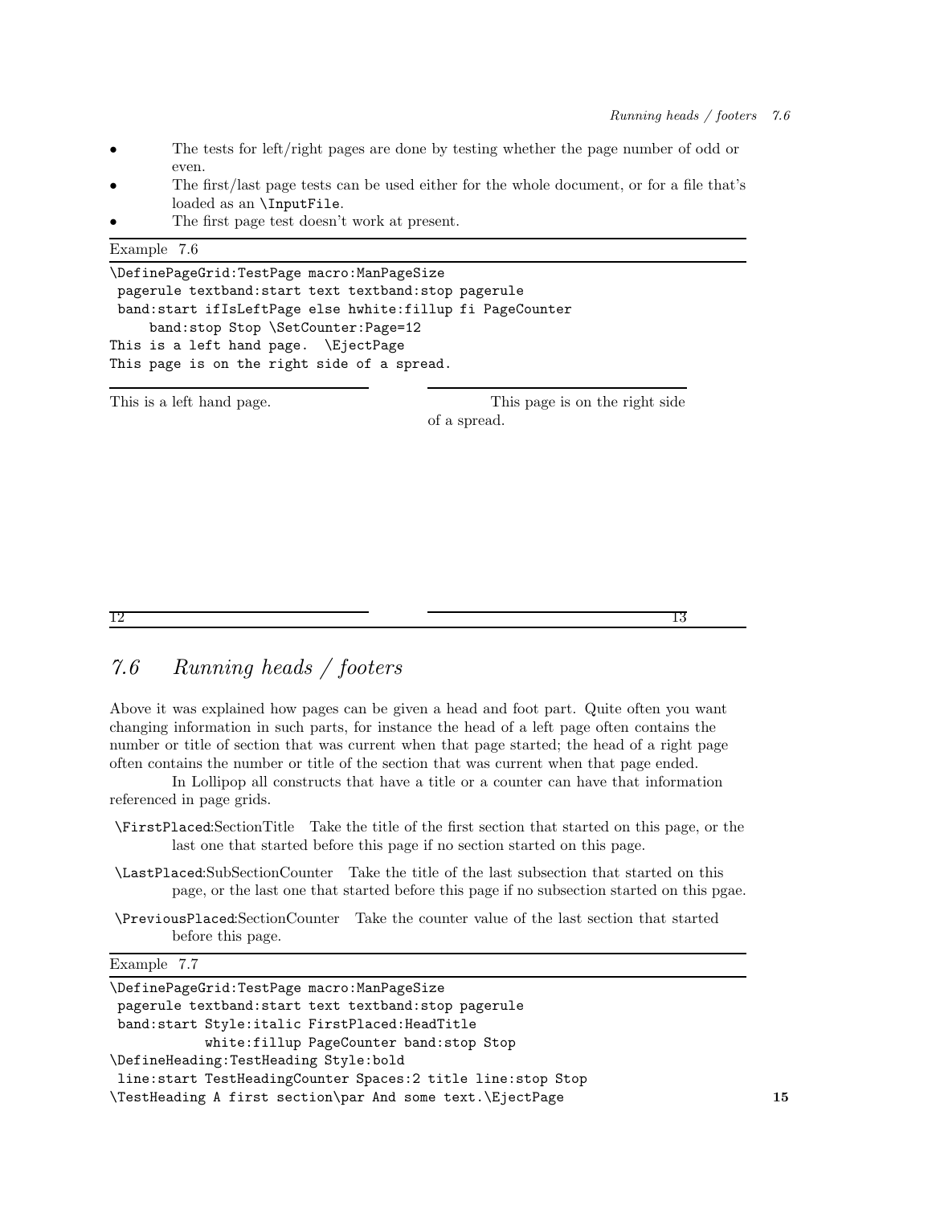- The tests for left/right pages are done by testing whether the page number of odd or even.
- The first/last page tests can be used either for the whole document, or for a file that's loaded as an `\InputFile`.
- The first page test doesn't work at present.

Example 7.6

```
\DefinePageGrid:TestPage macro:ManPageSize
 pagerule textband:start text textband:stop pagerule
 band:start ifIsLeftPage else hwhite:fillup fi PageCounter
     band:stop Stop \SetCounter:Page=12
This is a left hand page.  \EjectPage
This page is on the right side of a spread.
```

This is a left hand page.

12

This page is on the right side of a spread.

13

## 7.6 Running heads / footers

Above it was explained how pages can be given a head and foot part. Quite often you want changing information in such parts, for instance the head of a left page often contains the number or title of section that was current when that page started; the head of a right page often contains the number or title of the section that was current when that page ended.

In Lollipop all constructs that have a title or a counter can have that information referenced in page grids.

`\FirstPlaced`:SectionTitle Take the title of the first section that started on this page, or the last one that started before this page if no section started on this page.

`\LastPlaced`:SubSectionCounter Take the title of the last subsection that started on this page, or the last one that started before this page if no subsection started on this pgae.

`\PreviousPlaced`:SectionCounter Take the counter value of the last section that started before this page.

Example 7.7

```
\DefinePageGrid:TestPage macro:ManPageSize
 pagerule textband:start text textband:stop pagerule
 band:start Style:italic FirstPlaced:HeadTitle
           white:fillup PageCounter band:stop Stop
\DefineHeading:TestHeading Style:bold
 line:start TestHeadingCounter Spaces:2 title line:stop Stop
\TestHeading A first section\par And some text.\EjectPage
```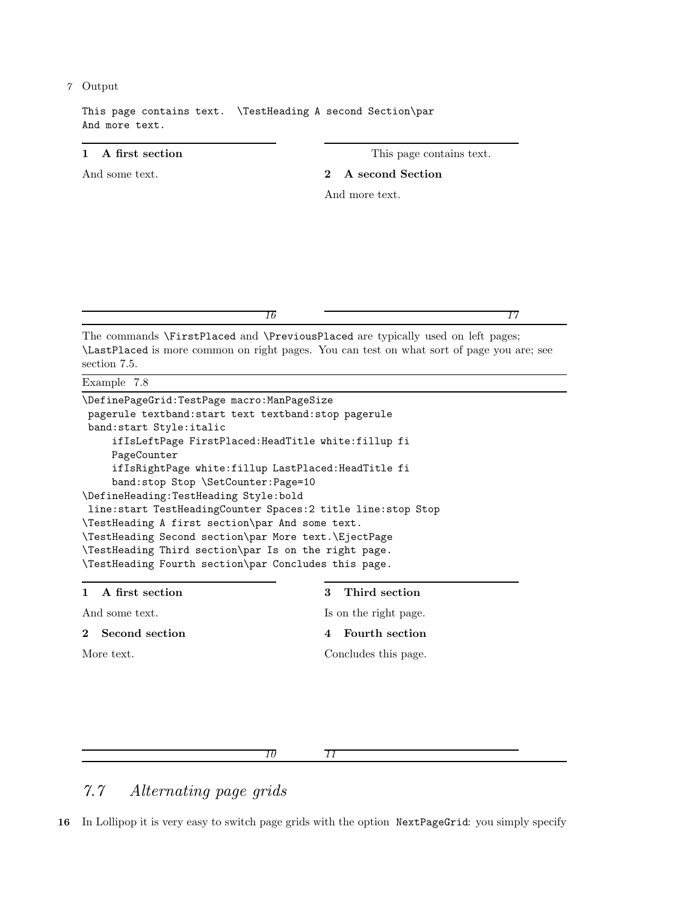7 Output

```
This page contains text.  \TestHeading A second Section\par
And more text.
```

**1 A first section**

And some text.

*16*

This page contains text.

**2 A second Section**

And more text.

*17*

The commands `\FirstPlaced` and `\PreviousPlaced` are typically used on left pages; `\LastPlaced` is more common on right pages. You can test on what sort of page you are; see section 7.5.

Example 7.8

```
\DefinePageGrid:TestPage macro:ManPageSize
 pagerule textband:start text textband:stop pagerule
 band:start Style:italic
     ifIsLeftPage FirstPlaced:HeadTitle white:fillup fi
     PageCounter
     ifIsRightPage white:fillup LastPlaced:HeadTitle fi
     band:stop Stop \SetCounter:Page=10
\DefineHeading:TestHeading Style:bold
 line:start TestHeadingCounter Spaces:2 title line:stop Stop
\TestHeading A first section\par And some text.
\TestHeading Second section\par More text.\EjectPage
\TestHeading Third section\par Is on the right page.
\TestHeading Fourth section\par Concludes this page.
```

**1 A first section**

And some text.

**2 Second section**

More text.

*10*

**3 Third section**

Is on the right page.

**4 Fourth section**

Concludes this page.

*11*

## *7.7 Alternating page grids*

In Lollipop it is very easy to switch page grids with the option `NextPageGrid`: you simply specify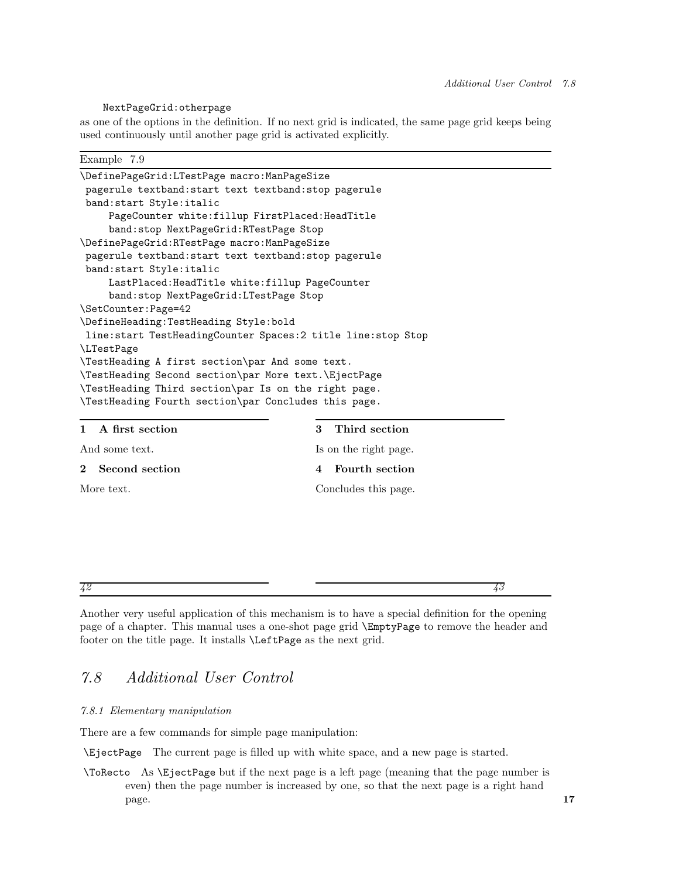```
NextPageGrid:otherpage
```

as one of the options in the definition. If no next grid is indicated, the same page grid keeps being used continuously until another page grid is activated explicitly.

Example 7.9

```
\DefinePageGrid:LTestPage macro:ManPageSize
 pagerule textband:start text textband:stop pagerule
 band:start Style:italic
     PageCounter white:fillup FirstPlaced:HeadTitle
     band:stop NextPageGrid:RTestPage Stop
\DefinePageGrid:RTestPage macro:ManPageSize
 pagerule textband:start text textband:stop pagerule
 band:start Style:italic
     LastPlaced:HeadTitle white:fillup PageCounter
     band:stop NextPageGrid:LTestPage Stop
\SetCounter:Page=42
\DefineHeading:TestHeading Style:bold
 line:start TestHeadingCounter Spaces:2 title line:stop Stop
\LTestPage
\TestHeading A first section\par And some text.
\TestHeading Second section\par More text.\EjectPage
\TestHeading Third section\par Is on the right page.
\TestHeading Fourth section\par Concludes this page.
```

**1 A first section**

And some text.

**2 Second section**

More text.

*42*

**3 Third section**

Is on the right page.

**4 Fourth section**

Concludes this page.

*43*

Another very useful application of this mechanism is to have a special definition for the opening page of a chapter. This manual uses a one-shot page grid `\EmptyPage` to remove the header and footer on the title page. It installs `\LeftPage` as the next grid.

## *7.8 Additional User Control*

### *7.8.1 Elementary manipulation*

There are a few commands for simple page manipulation:

`\EjectPage` The current page is filled up with white space, and a new page is started.

`\ToRecto` As `\EjectPage` but if the next page is a left page (meaning that the page number is even) then the page number is increased by one, so that the next page is a right hand page.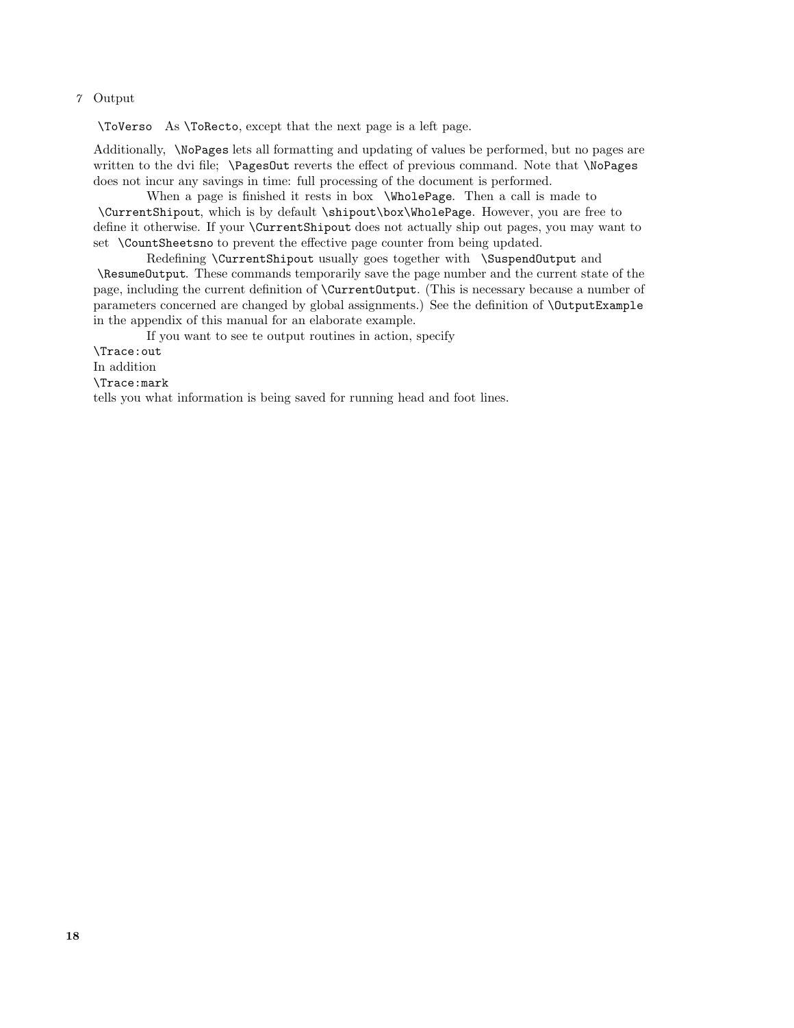`\ToVerso` As `\ToRecto`, except that the next page is a left page.

Additionally, `\NoPages` lets all formatting and updating of values be performed, but no pages are written to the dvi file; `\PagesOut` reverts the effect of previous command. Note that `\NoPages` does not incur any savings in time: full processing of the document is performed.

When a page is finished it rests in box `\WholePage`. Then a call is made to `\CurrentShipout`, which is by default `\shipout\box\WholePage`. However, you are free to define it otherwise. If your `\CurrentShipout` does not actually ship out pages, you may want to set `\CountSheetsno` to prevent the effective page counter from being updated.

Redefining `\CurrentShipout` usually goes together with `\SuspendOutput` and `\ResumeOutput`. These commands temporarily save the page number and the current state of the page, including the current definition of `\CurrentOutput`. (This is necessary because a number of parameters concerned are changed by global assignments.) See the definition of `\OutputExample` in the appendix of this manual for an elaborate example.

If you want to see te output routines in action, specify

```
\Trace:out
```

In addition

```
\Trace:mark
```

tells you what information is being saved for running head and foot lines.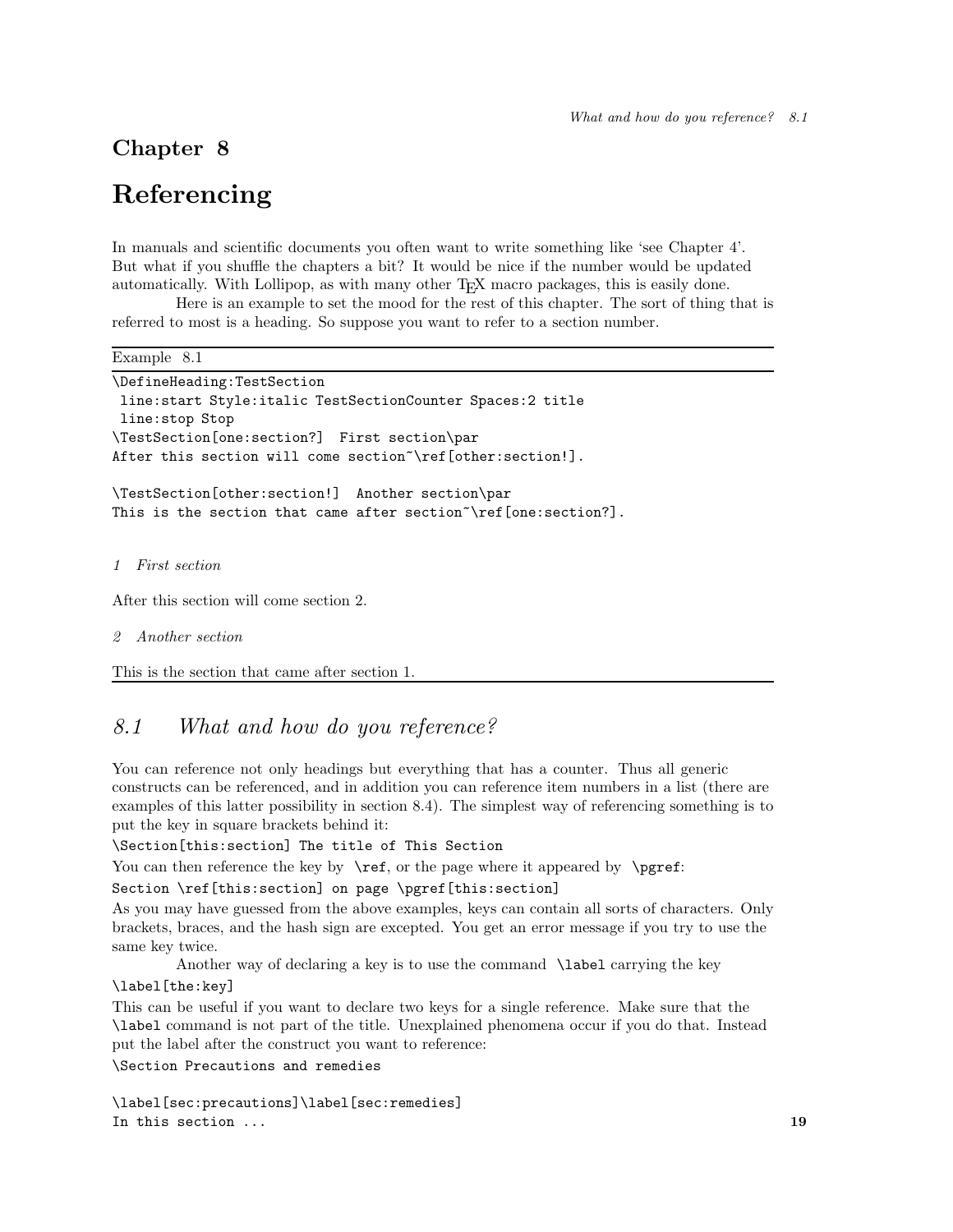# Chapter 8

# Referencing

In manuals and scientific documents you often want to write something like 'see Chapter 4'. But what if you shuffle the chapters a bit? It would be nice if the number would be updated automatically. With Lollipop, as with many other TEX macro packages, this is easily done.

Here is an example to set the mood for the rest of this chapter. The sort of thing that is referred to most is a heading. So suppose you want to refer to a section number.

Example 8.1

```
\DefineHeading:TestSection
 line:start Style:italic TestSectionCounter Spaces:2 title
 line:stop Stop
\TestSection[one:section?]  First section\par
After this section will come section~\ref[other:section!].

\TestSection[other:section!]  Another section\par
This is the section that came after section~\ref[one:section?].
```

*1  First section*

After this section will come section 2.

*2  Another section*

This is the section that came after section 1.

## *8.1  What and how do you reference?*

You can reference not only headings but everything that has a counter. Thus all generic constructs can be referenced, and in addition you can reference item numbers in a list (there are examples of this latter possibility in section 8.4). The simplest way of referencing something is to put the key in square brackets behind it:

```
\Section[this:section] The title of This Section
```

You can then reference the key by `\ref`, or the page where it appeared by `\pgref`:

```
Section \ref[this:section] on page \pgref[this:section]
```

As you may have guessed from the above examples, keys can contain all sorts of characters. Only brackets, braces, and the hash sign are excepted. You get an error message if you try to use the same key twice.

Another way of declaring a key is to use the command `\label` carrying the key

```
\label[the:key]
```

This can be useful if you want to declare two keys for a single reference. Make sure that the `\label` command is not part of the title. Unexplained phenomena occur if you do that. Instead put the label after the construct you want to reference:

```
\Section Precautions and remedies

\label[sec:precautions]\label[sec:remedies]
In this section ...
```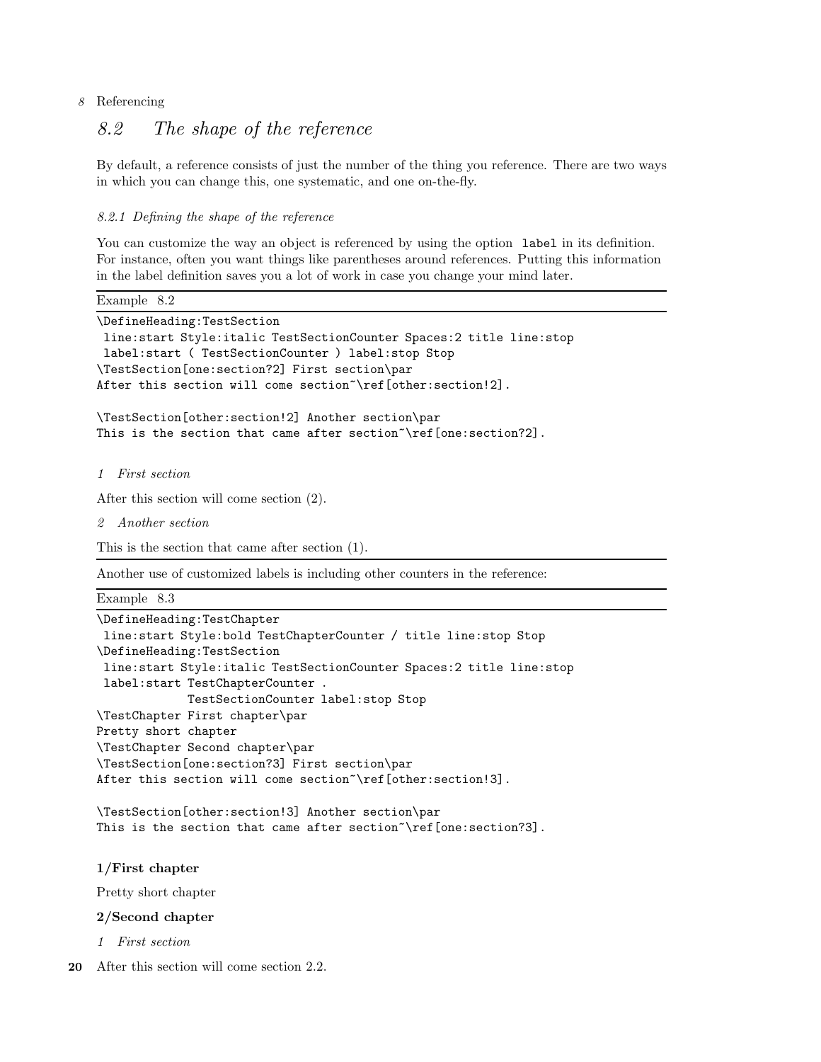## 8.2 The shape of the reference

By default, a reference consists of just the number of the thing you reference. There are two ways in which you can change this, one systematic, and one on-the-fly.

### 8.2.1 Defining the shape of the reference

You can customize the way an object is referenced by using the option `label` in its definition. For instance, often you want things like parentheses around references. Putting this information in the label definition saves you a lot of work in case you change your mind later.

Example 8.2

```
\DefineHeading:TestSection
 line:start Style:italic TestSectionCounter Spaces:2 title line:stop
 label:start ( TestSectionCounter ) label:stop Stop
\TestSection[one:section?2] First section\par
After this section will come section~\ref[other:section!2].

\TestSection[other:section!2] Another section\par
This is the section that came after section~\ref[one:section?2].
```

*1 First section*

After this section will come section (2).

*2 Another section*

This is the section that came after section (1).

Another use of customized labels is including other counters in the reference:

Example 8.3

```
\DefineHeading:TestChapter
 line:start Style:bold TestChapterCounter / title line:stop Stop
\DefineHeading:TestSection
 line:start Style:italic TestSectionCounter Spaces:2 title line:stop
 label:start TestChapterCounter .
            TestSectionCounter label:stop Stop
\TestChapter First chapter\par
Pretty short chapter
\TestChapter Second chapter\par
\TestSection[one:section?3] First section\par
After this section will come section~\ref[other:section!3].

\TestSection[other:section!3] Another section\par
This is the section that came after section~\ref[one:section?3].
```

**1/First chapter**

Pretty short chapter

**2/Second chapter**

*1 First section*

After this section will come section 2.2.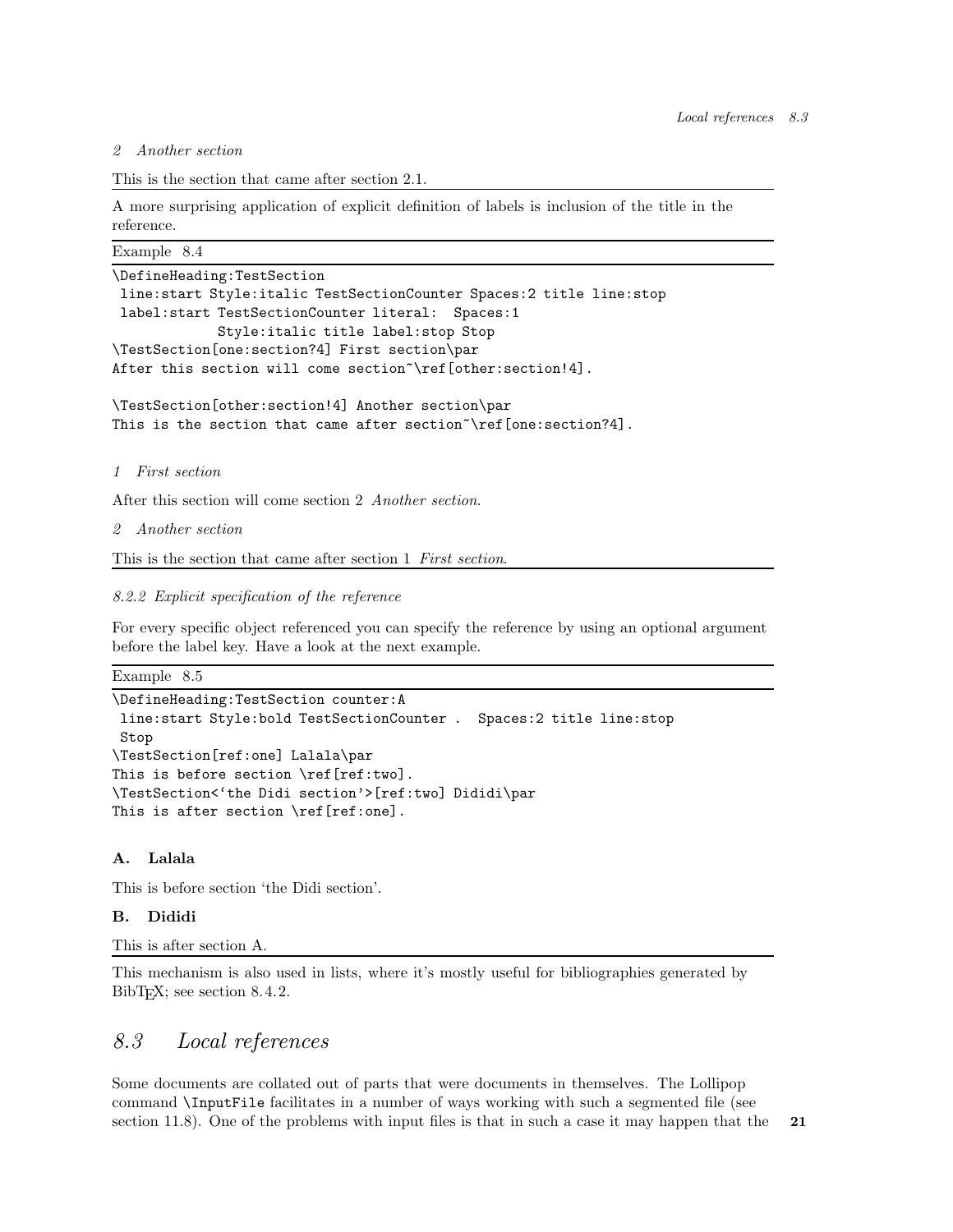*2 Another section*

This is the section that came after section 2.1.

---

A more surprising application of explicit definition of labels is inclusion of the title in the reference.

Example 8.4

```
\DefineHeading:TestSection
 line:start Style:italic TestSectionCounter Spaces:2 title line:stop
 label:start TestSectionCounter literal:  Spaces:1
             Style:italic title label:stop Stop
\TestSection[one:section?4] First section\par
After this section will come section~\ref[other:section!4].

\TestSection[other:section!4] Another section\par
This is the section that came after section~\ref[one:section?4].
```

*1 First section*

After this section will come section 2 *Another section*.

*2 Another section*

This is the section that came after section 1 *First section*.

---

#### *8.2.2 Explicit specification of the reference*

For every specific object referenced you can specify the reference by using an optional argument before the label key. Have a look at the next example.

Example 8.5

```
\DefineHeading:TestSection counter:A
 line:start Style:bold TestSectionCounter .  Spaces:2 title line:stop
 Stop
\TestSection[ref:one] Lalala\par
This is before section \ref[ref:two].
\TestSection<`the Didi section'>[ref:two] Dididi\par
This is after section \ref[ref:one].
```

**A. Lalala**

This is before section ‘the Didi section’.

**B. Dididi**

This is after section A.

---

This mechanism is also used in lists, where it’s mostly useful for bibliographies generated by BibTEX; see section 8.4.2.

## *8.3 Local references*

Some documents are collated out of parts that were documents in themselves. The Lollipop command `\InputFile` facilitates in a number of ways working with such a segmented file (see section 11.8). One of the problems with input files is that in such a case it may happen that the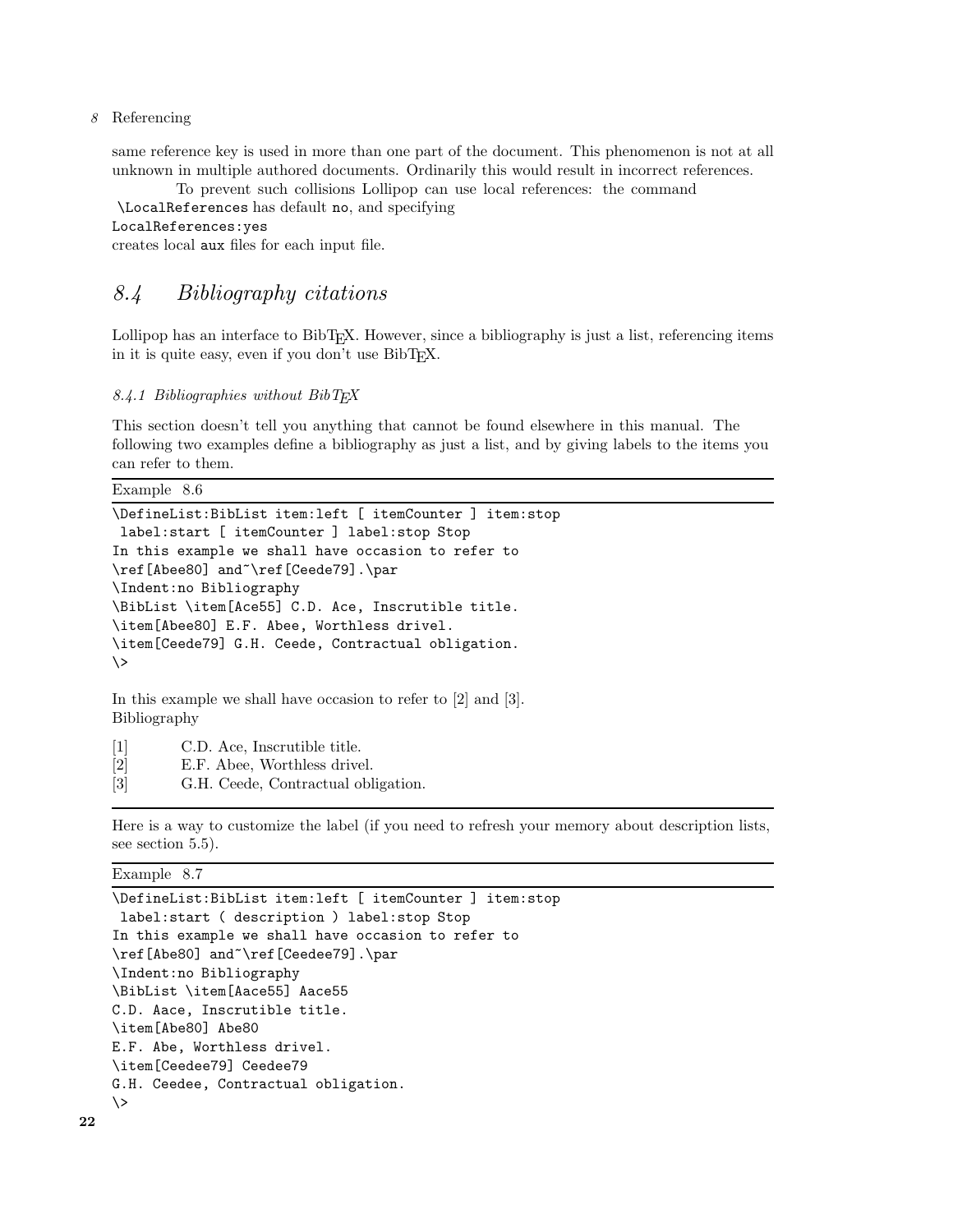same reference key is used in more than one part of the document. This phenomenon is not at all unknown in multiple authored documents. Ordinarily this would result in incorrect references.

To prevent such collisions Lollipop can use local references: the command `\LocalReferences` has default `no`, and specifying
`LocalReferences:yes`
creates local `aux` files for each input file.

## 8.4 Bibliography citations

Lollipop has an interface to BibTEX. However, since a bibliography is just a list, referencing items in it is quite easy, even if you don't use BibTEX.

### 8.4.1 Bibliographies without BibTEX

This section doesn't tell you anything that cannot be found elsewhere in this manual. The following two examples define a bibliography as just a list, and by giving labels to the items you can refer to them.

Example 8.6

```
\DefineList:BibList item:left [ itemCounter ] item:stop
 label:start [ itemCounter ] label:stop Stop
In this example we shall have occasion to refer to
\ref[Abee80] and~\ref[Ceede79].\par
\Indent:no Bibliography
\BibList \item[Ace55] C.D. Ace, Inscrutible title.
\item[Abee80] E.F. Abee, Worthless drivel.
\item[Ceede79] G.H. Ceede, Contractual obligation.
\>
```

In this example we shall have occasion to refer to [2] and [3].
Bibliography

[1] C.D. Ace, Inscrutible title.
[2] E.F. Abee, Worthless drivel.
[3] G.H. Ceede, Contractual obligation.

Here is a way to customize the label (if you need to refresh your memory about description lists, see section 5.5).

Example 8.7

```
\DefineList:BibList item:left [ itemCounter ] item:stop
 label:start ( description ) label:stop Stop
In this example we shall have occasion to refer to
\ref[Abe80] and~\ref[Ceedee79].\par
\Indent:no Bibliography
\BibList \item[Aace55] Aace55
C.D. Aace, Inscrutible title.
\item[Abe80] Abe80
E.F. Abe, Worthless drivel.
\item[Ceedee79] Ceedee79
G.H. Ceedee, Contractual obligation.
\>
```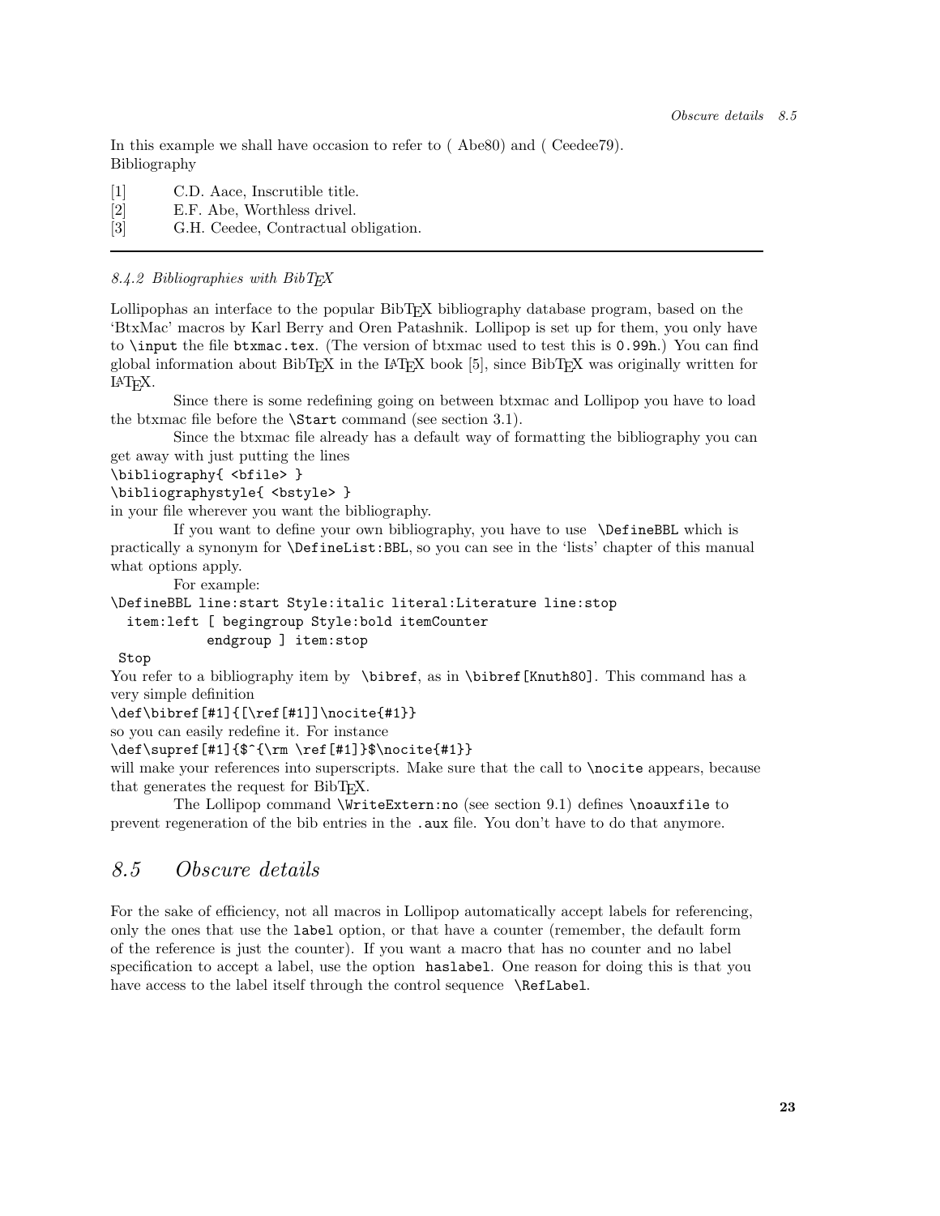In this example we shall have occasion to refer to ( Abe80) and ( Ceedee79).
Bibliography

[1] C.D. Aace, Inscrutible title.
[2] E.F. Abe, Worthless drivel.
[3] G.H. Ceedee, Contractual obligation.

---

*8.4.2 Bibliographies with BibTEX*

Lollipophas an interface to the popular BibTEX bibliography database program, based on the 'BtxMac' macros by Karl Berry and Oren Patashnik. Lollipop is set up for them, you only have to `\input` the file `btxmac.tex`. (The version of btxmac used to test this is `0.99h`.) You can find global information about BibTEX in the LATEX book [5], since BibTEX was originally written for LATEX.

Since there is some redefining going on between btxmac and Lollipop you have to load the btxmac file before the `\Start` command (see section 3.1).

Since the btxmac file already has a default way of formatting the bibliography you can get away with just putting the lines

```
\bibliography{ <bfile> }
\bibliographystyle{ <bstyle> }
```

in your file wherever you want the bibliography.

If you want to define your own bibliography, you have to use `\DefineBBL` which is practically a synonym for `\DefineList:BBL`, so you can see in the 'lists' chapter of this manual what options apply.

For example:

```
\DefineBBL line:start Style:italic literal:Literature line:stop
  item:left [ begingroup Style:bold itemCounter
            endgroup ] item:stop
 Stop
```

You refer to a bibliography item by `\bibref`, as in `\bibref[Knuth80]`. This command has a very simple definition

```
\def\bibref[#1]{[\ref[#1]]\nocite{#1}}
```

so you can easily redefine it. For instance

```
\def\supref[#1]{$^{\rm \ref[#1]}$\nocite{#1}}
```

will make your references into superscripts. Make sure that the call to `\nocite` appears, because that generates the request for BibTEX.

The Lollipop command `\WriteExtern:no` (see section 9.1) defines `\noauxfile` to prevent regeneration of the bib entries in the `.aux` file. You don't have to do that anymore.

## *8.5 Obscure details*

For the sake of efficiency, not all macros in Lollipop automatically accept labels for referencing, only the ones that use the `label` option, or that have a counter (remember, the default form of the reference is just the counter). If you want a macro that has no counter and no label specification to accept a label, use the option `haslabel`. One reason for doing this is that you have access to the label itself through the control sequence `\RefLabel`.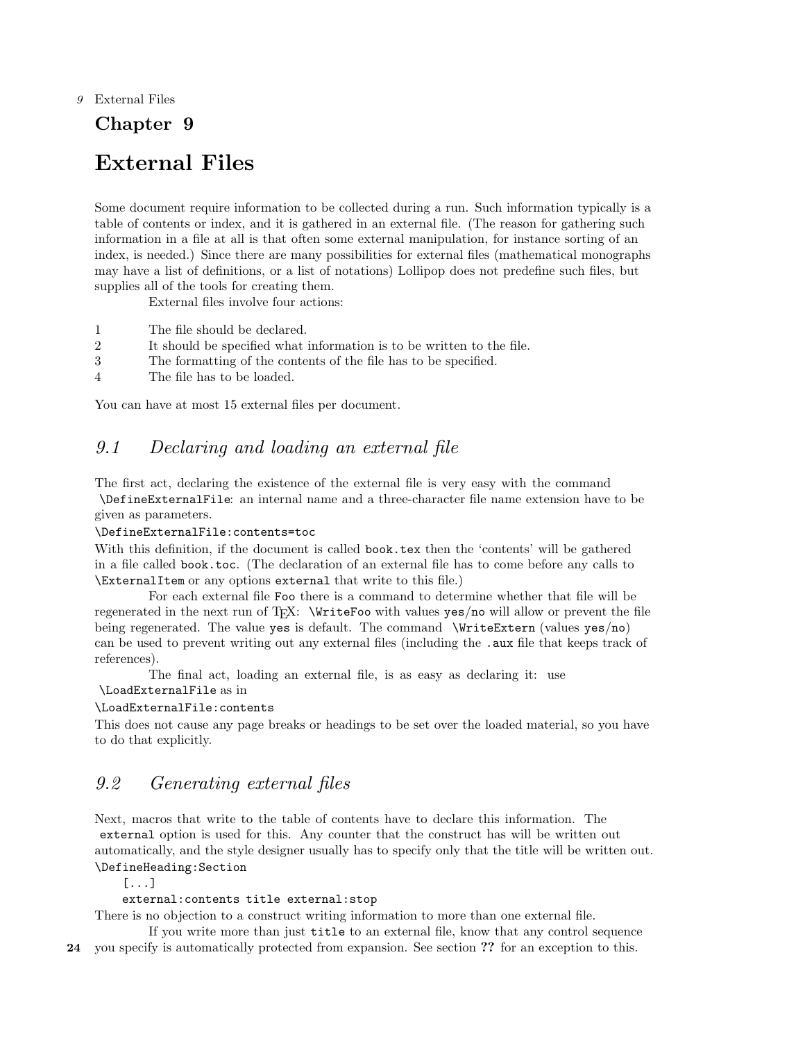# Chapter 9

# External Files

Some document require information to be collected during a run. Such information typically is a table of contents or index, and it is gathered in an external file. (The reason for gathering such information in a file at all is that often some external manipulation, for instance sorting of an index, is needed.) Since there are many possibilities for external files (mathematical monographs may have a list of definitions, or a list of notations) Lollipop does not predefine such files, but supplies all of the tools for creating them.

External files involve four actions:

1. The file should be declared.
2. It should be specified what information is to be written to the file.
3. The formatting of the contents of the file has to be specified.
4. The file has to be loaded.

You can have at most 15 external files per document.

## *9.1 Declaring and loading an external file*

The first act, declaring the existence of the external file is very easy with the command `\DefineExternalFile`: an internal name and a three-character file name extension have to be given as parameters.

```
\DefineExternalFile:contents=toc
```

With this definition, if the document is called `book.tex` then the 'contents' will be gathered in a file called `book.toc`. (The declaration of an external file has to come before any calls to `\ExternalItem` or any options `external` that write to this file.)

For each external file `Foo` there is a command to determine whether that file will be regenerated in the next run of TEX: `\WriteFoo` with values `yes`/`no` will allow or prevent the file being regenerated. The value `yes` is default. The command `\WriteExtern` (values `yes`/`no`) can be used to prevent writing out any external files (including the `.aux` file that keeps track of references).

The final act, loading an external file, is as easy as declaring it: use `\LoadExternalFile` as in

```
\LoadExternalFile:contents
```

This does not cause any page breaks or headings to be set over the loaded material, so you have to do that explicitly.

## *9.2 Generating external files*

Next, macros that write to the table of contents have to declare this information. The `external` option is used for this. Any counter that the construct has will be written out automatically, and the style designer usually has to specify only that the title will be written out.

```
\DefineHeading:Section
    [...]
    external:contents title external:stop
```

There is no objection to a construct writing information to more than one external file.

If you write more than just `title` to an external file, know that any control sequence you specify is automatically protected from expansion. See section **??** for an exception to this.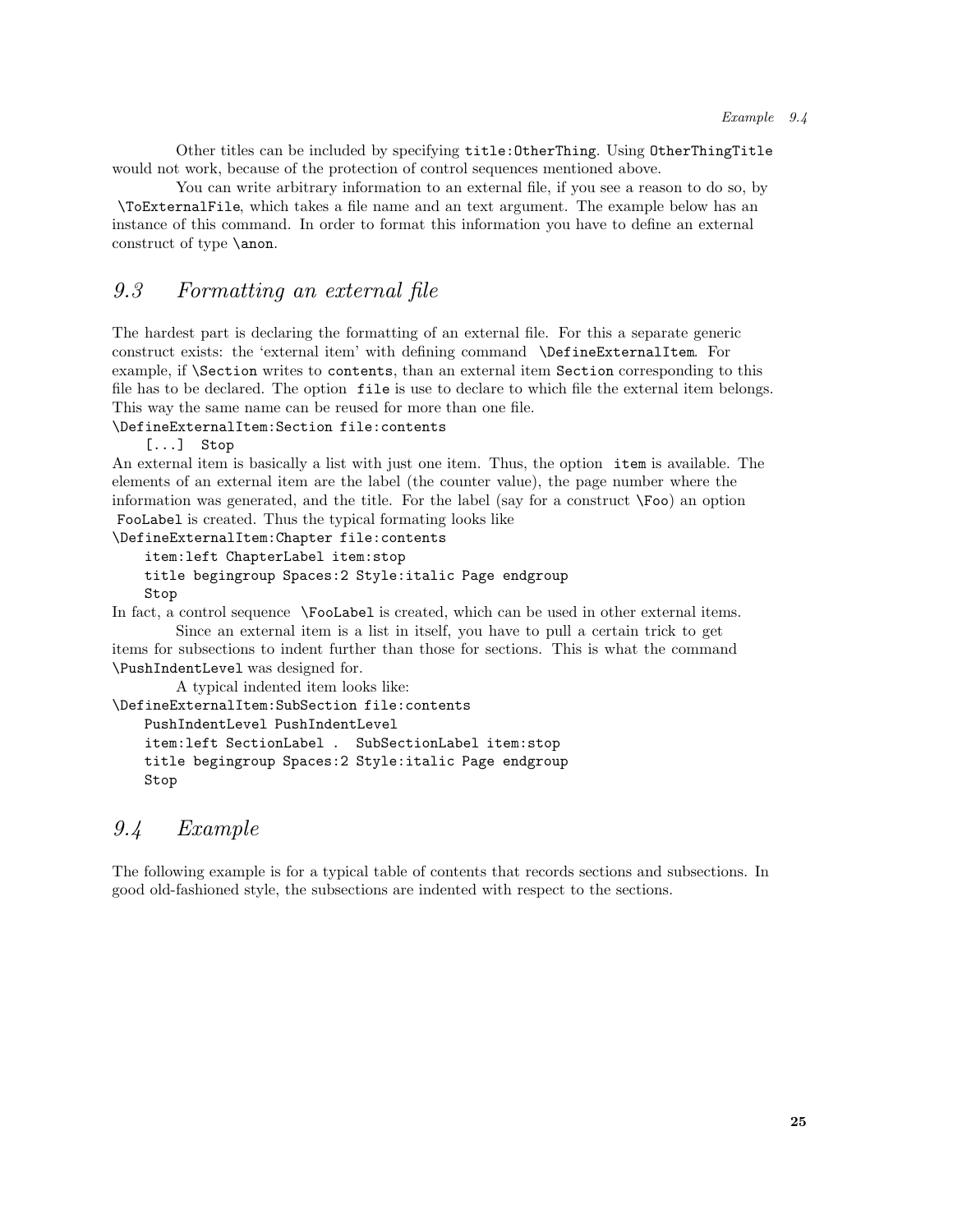Other titles can be included by specifying `title:OtherThing`. Using `OtherThingTitle` would not work, because of the protection of control sequences mentioned above.

You can write arbitrary information to an external file, if you see a reason to do so, by `\ToExternalFile`, which takes a file name and an text argument. The example below has an instance of this command. In order to format this information you have to define an external construct of type `\anon`.

## *9.3 Formatting an external file*

The hardest part is declaring the formatting of an external file. For this a separate generic construct exists: the 'external item' with defining command `\DefineExternalItem`. For example, if `\Section` writes to `contents`, than an external item `Section` corresponding to this file has to be declared. The option `file` is use to declare to which file the external item belongs. This way the same name can be reused for more than one file.

```
\DefineExternalItem:Section file:contents
    [...]  Stop
```

An external item is basically a list with just one item. Thus, the option `item` is available. The elements of an external item are the label (the counter value), the page number where the information was generated, and the title. For the label (say for a construct `\Foo`) an option `FooLabel` is created. Thus the typical formating looks like

```
\DefineExternalItem:Chapter file:contents
    item:left ChapterLabel item:stop
    title begingroup Spaces:2 Style:italic Page endgroup
    Stop
```

In fact, a control sequence `\FooLabel` is created, which can be used in other external items.

Since an external item is a list in itself, you have to pull a certain trick to get items for subsections to indent further than those for sections. This is what the command `\PushIndentLevel` was designed for.

A typical indented item looks like:

```
\DefineExternalItem:SubSection file:contents
    PushIndentLevel PushIndentLevel
    item:left SectionLabel .  SubSectionLabel item:stop
    title begingroup Spaces:2 Style:italic Page endgroup
    Stop
```

## *9.4 Example*

The following example is for a typical table of contents that records sections and subsections. In good old-fashioned style, the subsections are indented with respect to the sections.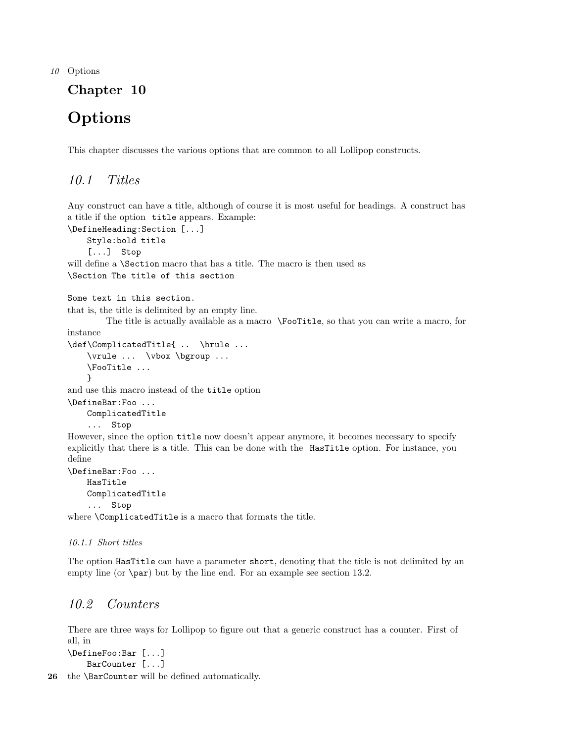# Chapter 10

# Options

This chapter discusses the various options that are common to all Lollipop constructs.

## 10.1 Titles

Any construct can have a title, although of course it is most useful for headings. A construct has a title if the option `title` appears. Example:

```
\DefineHeading:Section [...]
    Style:bold title
    [...]  Stop
```

will define a `\Section` macro that has a title. The macro is then used as

```
\Section The title of this section

Some text in this section.
```

that is, the title is delimited by an empty line.

The title is actually available as a macro `\FooTitle`, so that you can write a macro, for instance

```
\def\ComplicatedTitle{ ..  \hrule ...
    \vrule ...  \vbox \bgroup ...
    \FooTitle ...
    }
```

and use this macro instead of the `title` option

```
\DefineBar:Foo ...
    ComplicatedTitle
    ...  Stop
```

However, since the option `title` now doesn't appear anymore, it becomes necessary to specify explicitly that there is a title. This can be done with the `HasTitle` option. For instance, you define

```
\DefineBar:Foo ...
    HasTitle
    ComplicatedTitle
    ...  Stop
```

where `\ComplicatedTitle` is a macro that formats the title.

### 10.1.1 Short titles

The option `HasTitle` can have a parameter `short`, denoting that the title is not delimited by an empty line (or `\par`) but by the line end. For an example see section 13.2.

## 10.2 Counters

There are three ways for Lollipop to figure out that a generic construct has a counter. First of all, in

```
\DefineFoo:Bar [...]
    BarCounter [...]
```

the `\BarCounter` will be defined automatically.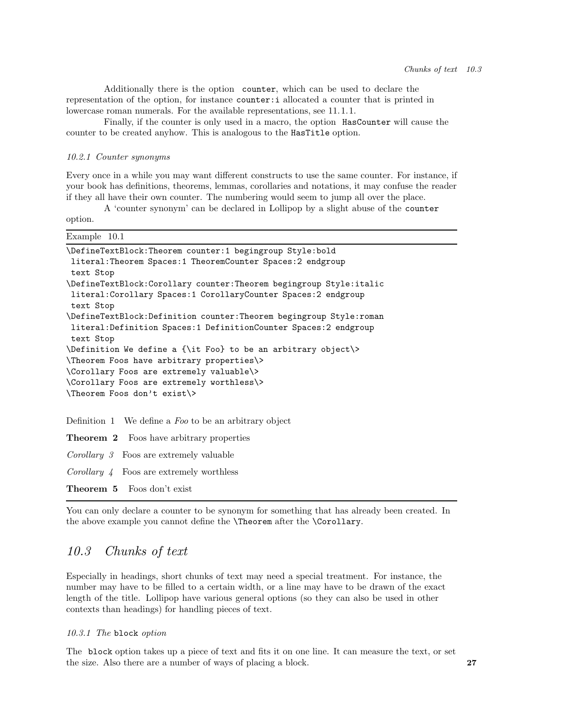Additionally there is the option `counter`, which can be used to declare the representation of the option, for instance `counter:i` allocated a counter that is printed in lowercase roman numerals. For the available representations, see 11.1.1.

Finally, if the counter is only used in a macro, the option `HasCounter` will cause the counter to be created anyhow. This is analogous to the `HasTitle` option.

#### *10.2.1 Counter synonyms*

Every once in a while you may want different constructs to use the same counter. For instance, if your book has definitions, theorems, lemmas, corollaries and notations, it may confuse the reader if they all have their own counter. The numbering would seem to jump all over the place.

A 'counter synonym' can be declared in Lollipop by a slight abuse of the `counter` option.

Example 10.1

```
\DefineTextBlock:Theorem counter:1 begingroup Style:bold
 literal:Theorem Spaces:1 TheoremCounter Spaces:2 endgroup
 text Stop
\DefineTextBlock:Corollary counter:Theorem begingroup Style:italic
 literal:Corollary Spaces:1 CorollaryCounter Spaces:2 endgroup
 text Stop
\DefineTextBlock:Definition counter:Theorem begingroup Style:roman
 literal:Definition Spaces:1 DefinitionCounter Spaces:2 endgroup
 text Stop
\Definition We define a {\it Foo} to be an arbitrary object\>
\Theorem Foos have arbitrary properties\>
\Corollary Foos are extremely valuable\>
\Corollary Foos are extremely worthless\>
\Theorem Foos don't exist\>
```

Definition 1  We define a *Foo* to be an arbitrary object

**Theorem 2**  Foos have arbitrary properties

*Corollary 3*  Foos are extremely valuable

*Corollary 4*  Foos are extremely worthless

**Theorem 5**  Foos don't exist

You can only declare a counter to be synonym for something that has already been created. In the above example you cannot define the `\Theorem` after the `\Corollary`.

## *10.3 Chunks of text*

Especially in headings, short chunks of text may need a special treatment. For instance, the number may have to be filled to a certain width, or a line may have to be drawn of the exact length of the title. Lollipop have various general options (so they can also be used in other contexts than headings) for handling pieces of text.

#### *10.3.1 The* `block` *option*

The `block` option takes up a piece of text and fits it on one line. It can measure the text, or set the size. Also there are a number of ways of placing a block.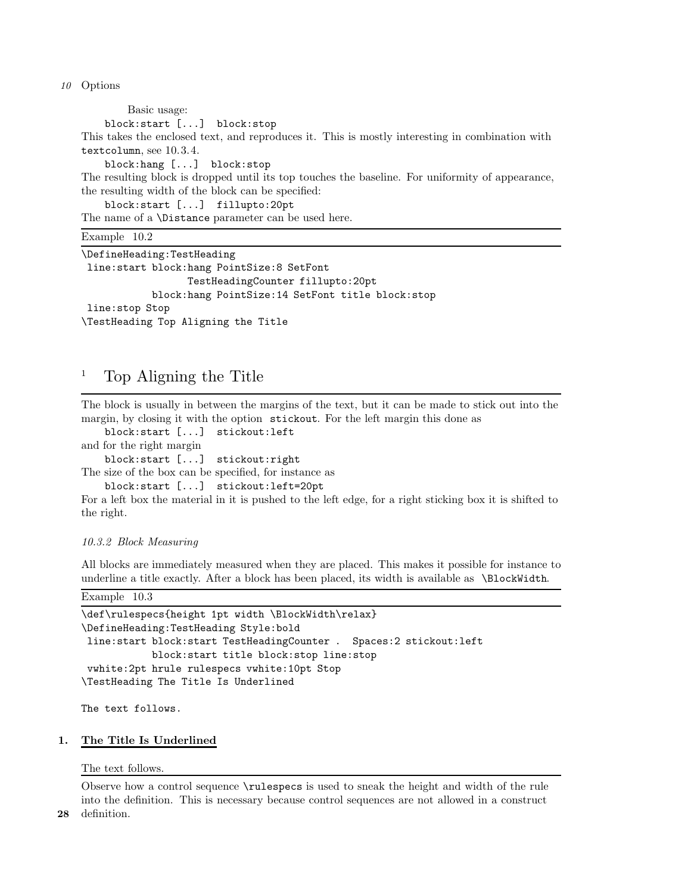Basic usage:

```
block:start [...]  block:stop
```

This takes the enclosed text, and reproduces it. This is mostly interesting in combination with `textcolumn`, see 10.3.4.

```
block:hang [...]  block:stop
```

The resulting block is dropped until its top touches the baseline. For uniformity of appearance, the resulting width of the block can be specified:

```
block:start [...]  fillupto:20pt
```

The name of a `\Distance` parameter can be used here.

Example 10.2

```
\DefineHeading:TestHeading
 line:start block:hang PointSize:8 SetFont
                 TestHeadingCounter fillupto:20pt
            block:hang PointSize:14 SetFont title block:stop
 line:stop Stop
\TestHeading Top Aligning the Title
```

[1] Top Aligning the Title

The block is usually in between the margins of the text, but it can be made to stick out into the margin, by closing it with the option `stickout`. For the left margin this done as

```
block:start [...]  stickout:left
```

and for the right margin

```
block:start [...]  stickout:right
```

The size of the box can be specified, for instance as

```
block:start [...]  stickout:left=20pt
```

For a left box the material in it is pushed to the left edge, for a right sticking box it is shifted to the right.

### *10.3.2 Block Measuring*

All blocks are immediately measured when they are placed. This makes it possible for instance to underline a title exactly. After a block has been placed, its width is available as `\BlockWidth`.

Example 10.3

```
\def\rulespecs{height 1pt width \BlockWidth\relax}
\DefineHeading:TestHeading Style:bold
 line:start block:start TestHeadingCounter .  Spaces:2 stickout:left
            block:start title block:stop line:stop
 vwhite:2pt hrule rulespecs vwhite:10pt Stop
\TestHeading The Title Is Underlined

The text follows.
```

**1. The Title Is Underlined**

The text follows.

Observe how a control sequence `\rulespecs` is used to sneak the height and width of the rule into the definition. This is necessary because control sequences are not allowed in a construct definition.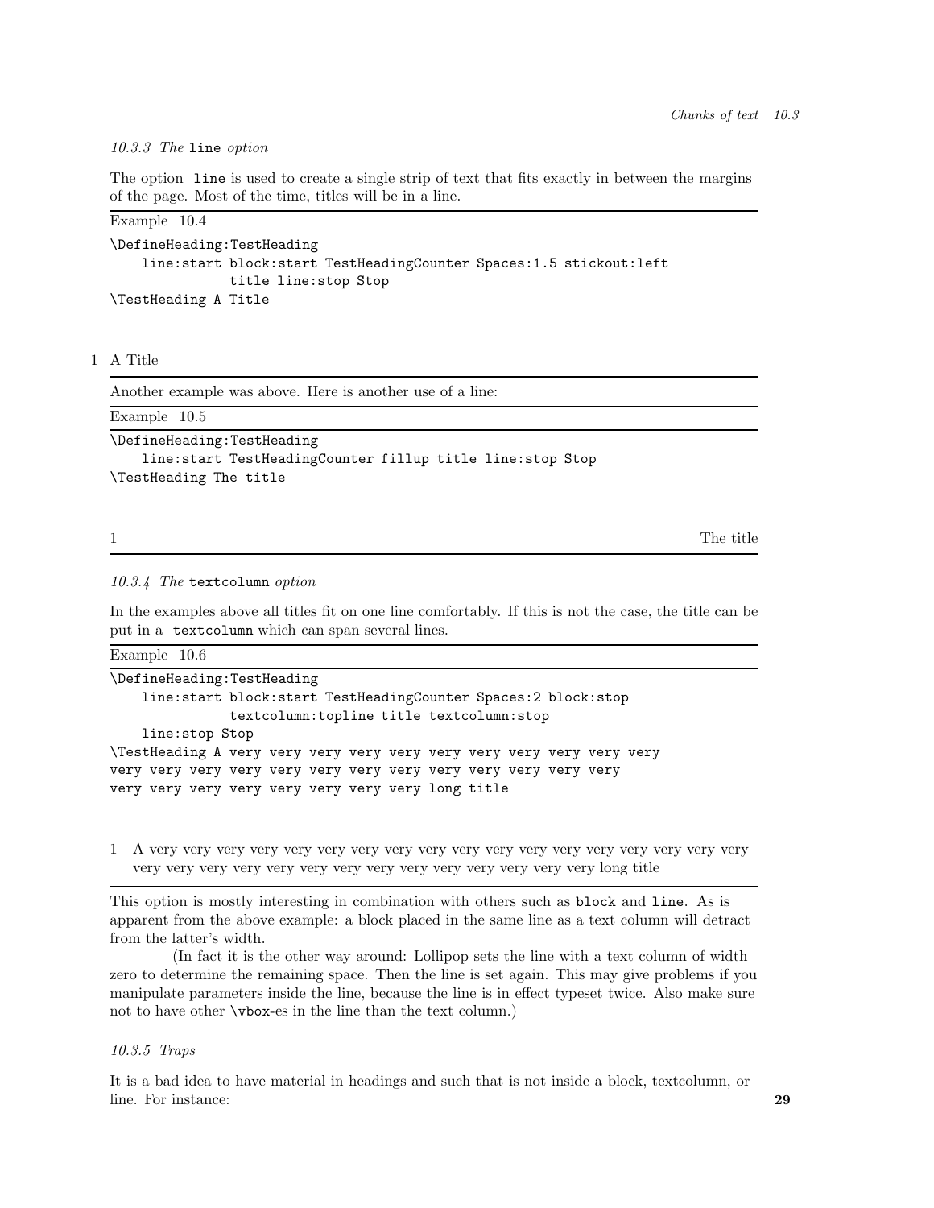### *10.3.3 The* `line` *option*

The option `line` is used to create a single strip of text that fits exactly in between the margins of the page. Most of the time, titles will be in a line.

Example 10.4

```
\DefineHeading:TestHeading
    line:start block:start TestHeadingCounter Spaces:1.5 stickout:left
               title line:stop Stop
\TestHeading A Title
```

1 A Title

Another example was above. Here is another use of a line:

Example 10.5

```
\DefineHeading:TestHeading
    line:start TestHeadingCounter fillup title line:stop Stop
\TestHeading The title
```

1 The title

### *10.3.4 The* `textcolumn` *option*

In the examples above all titles fit on one line comfortably. If this is not the case, the title can be put in a `textcolumn` which can span several lines.

Example 10.6

```
\DefineHeading:TestHeading
    line:start block:start TestHeadingCounter Spaces:2 block:stop
               textcolumn:topline title textcolumn:stop
    line:stop Stop
\TestHeading A very very very very very very very very very very very
very very very very very very very very very very very very very
very very very very very very very very long title
```

1 A very very very very very very very very very very very very very very very very very very very very very very very very very very very very very very very very long title

This option is mostly interesting in combination with others such as `block` and `line`. As is apparent from the above example: a block placed in the same line as a text column will detract from the latter's width.

(In fact it is the other way around: Lollipop sets the line with a text column of width zero to determine the remaining space. Then the line is set again. This may give problems if you manipulate parameters inside the line, because the line is in effect typeset twice. Also make sure not to have other `\vbox`-es in the line than the text column.)

### *10.3.5 Traps*

It is a bad idea to have material in headings and such that is not inside a block, textcolumn, or line. For instance: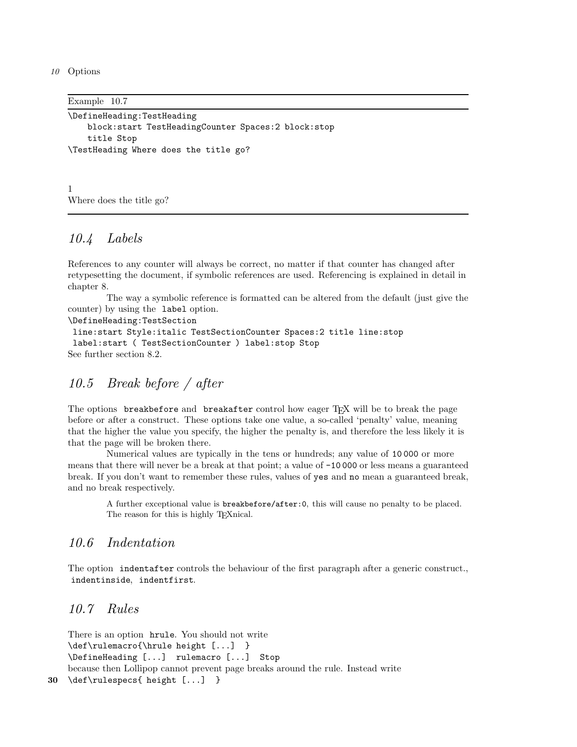Example 10.7

```
\DefineHeading:TestHeading
    block:start TestHeadingCounter Spaces:2 block:stop
    title Stop
\TestHeading Where does the title go?
```

1
Where does the title go?

## 10.4 Labels

References to any counter will always be correct, no matter if that counter has changed after retypesetting the document, if symbolic references are used. Referencing is explained in detail in chapter 8.

The way a symbolic reference is formatted can be altered from the default (just give the counter) by using the `label` option.

```
\DefineHeading:TestSection
 line:start Style:italic TestSectionCounter Spaces:2 title line:stop
 label:start ( TestSectionCounter ) label:stop Stop
```

See further section 8.2.

## 10.5 Break before / after

The options `breakbefore` and `breakafter` control how eager TEX will be to break the page before or after a construct. These options take one value, a so-called 'penalty' value, meaning that the higher the value you specify, the higher the penalty is, and therefore the less likely it is that the page will be broken there.

Numerical values are typically in the tens or hundreds; any value of `10000` or more means that there will never be a break at that point; a value of `-10000` or less means a guaranteed break. If you don't want to remember these rules, values of `yes` and `no` mean a guaranteed break, and no break respectively.

> A further exceptional value is `breakbefore/after:0`, this will cause no penalty to be placed. The reason for this is highly TEXnical.

## 10.6 Indentation

The option `indentafter` controls the behaviour of the first paragraph after a generic construct., `indentinside`, `indentfirst`.

## 10.7 Rules

There is an option `hrule`. You should not write

```
\def\rulemacro{\hrule height [...]  }
\DefineHeading [...]  rulemacro [...]  Stop
```

because then Lollipop cannot prevent page breaks around the rule. Instead write

```
\def\rulespecs{ height [...]  }
```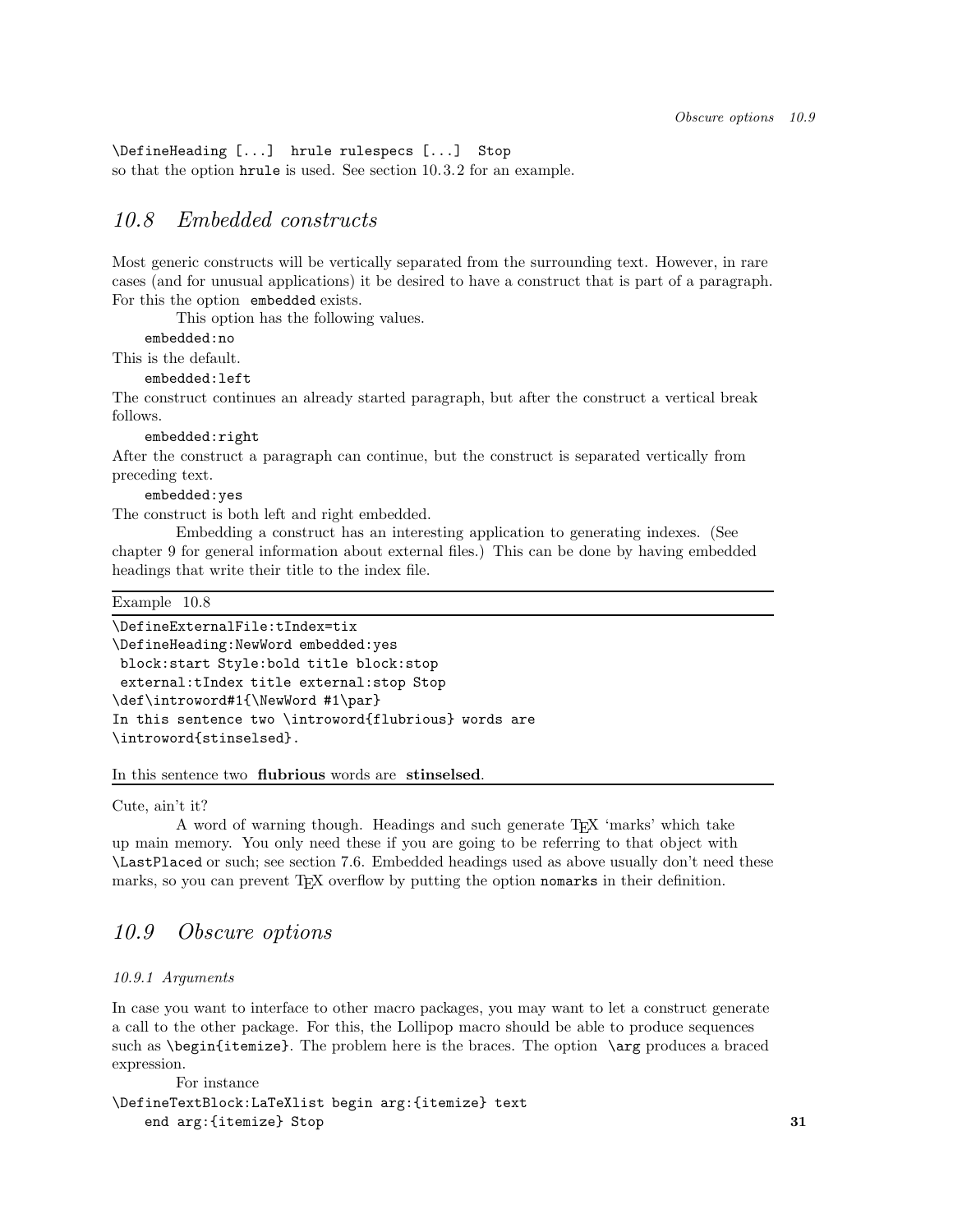```
\DefineHeading [...]  hrule rulespecs [...]  Stop
```

so that the option `hrule` is used. See section 10.3.2 for an example.

## 10.8 Embedded constructs

Most generic constructs will be vertically separated from the surrounding text. However, in rare cases (and for unusual applications) it be desired to have a construct that is part of a paragraph. For this the option `embedded` exists.

This option has the following values.

`embedded:no`

This is the default.

`embedded:left`

The construct continues an already started paragraph, but after the construct a vertical break follows.

`embedded:right`

After the construct a paragraph can continue, but the construct is separated vertically from preceding text.

`embedded:yes`

The construct is both left and right embedded.

Embedding a construct has an interesting application to generating indexes. (See chapter 9 for general information about external files.) This can be done by having embedded headings that write their title to the index file.

Example 10.8

```
\DefineExternalFile:tIndex=tix
\DefineHeading:NewWord embedded:yes
 block:start Style:bold title block:stop
 external:tIndex title external:stop Stop
\def\introword#1{\NewWord #1\par}
In this sentence two \introword{flubrious} words are
\introword{stinselsed}.
```

In this sentence two **flubrious** words are **stinselsed**.

Cute, ain't it?

A word of warning though. Headings and such generate TEX 'marks' which take up main memory. You only need these if you are going to be referring to that object with `\LastPlaced` or such; see section 7.6. Embedded headings used as above usually don't need these marks, so you can prevent TEX overflow by putting the option `nomarks` in their definition.

## 10.9 Obscure options

### 10.9.1 Arguments

In case you want to interface to other macro packages, you may want to let a construct generate a call to the other package. For this, the Lollipop macro should be able to produce sequences such as `\begin{itemize}`. The problem here is the braces. The option `\arg` produces a braced expression.

For instance

```
\DefineTextBlock:LaTeXlist begin arg:{itemize} text
    end arg:{itemize} Stop
```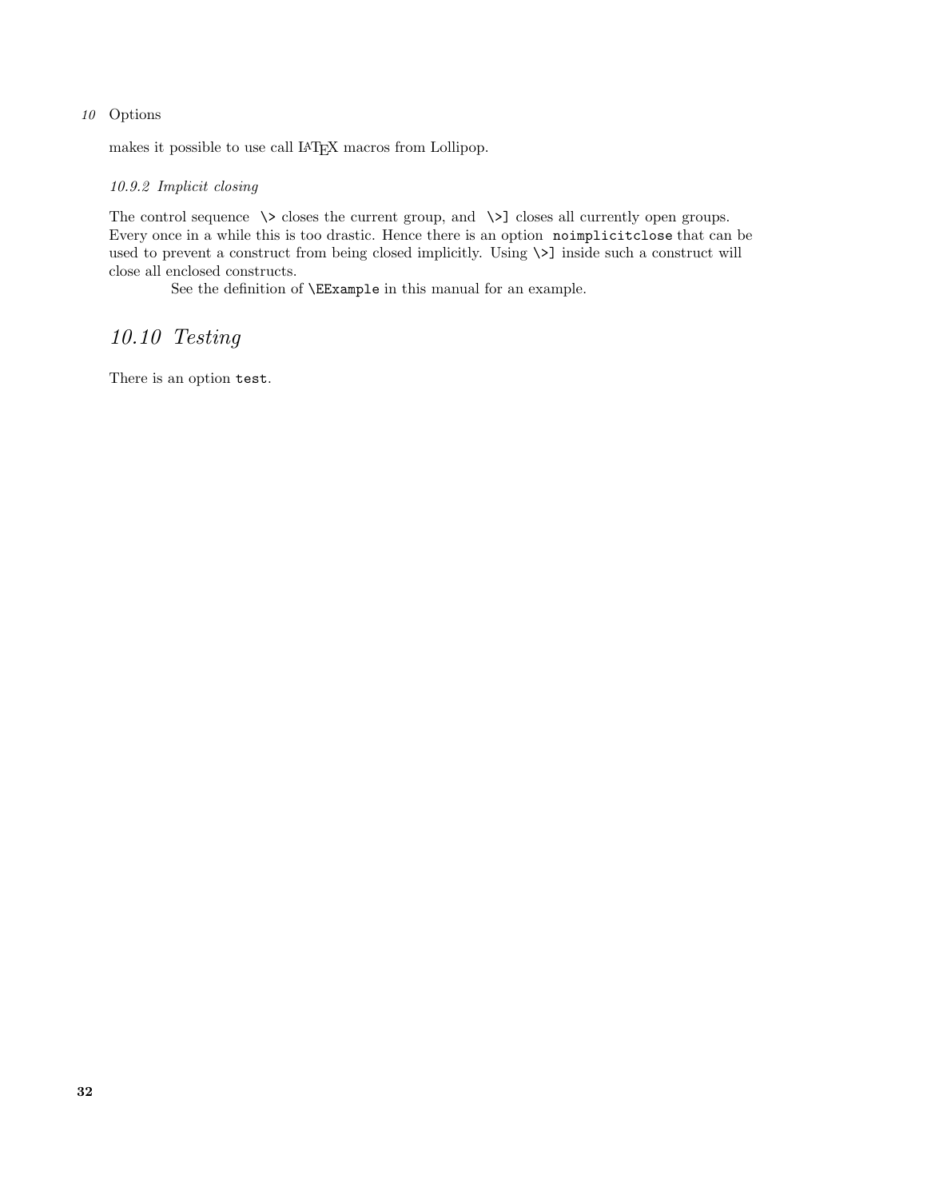makes it possible to use call LaTeX macros from Lollipop.

#### 10.9.2 Implicit closing

The control sequence `\>` closes the current group, and `\>]` closes all currently open groups. Every once in a while this is too drastic. Hence there is an option `noimplicitclose` that can be used to prevent a construct from being closed implicitly. Using `\>]` inside such a construct will close all enclosed constructs.

See the definition of `\EExample` in this manual for an example.

## 10.10 Testing

There is an option `test`.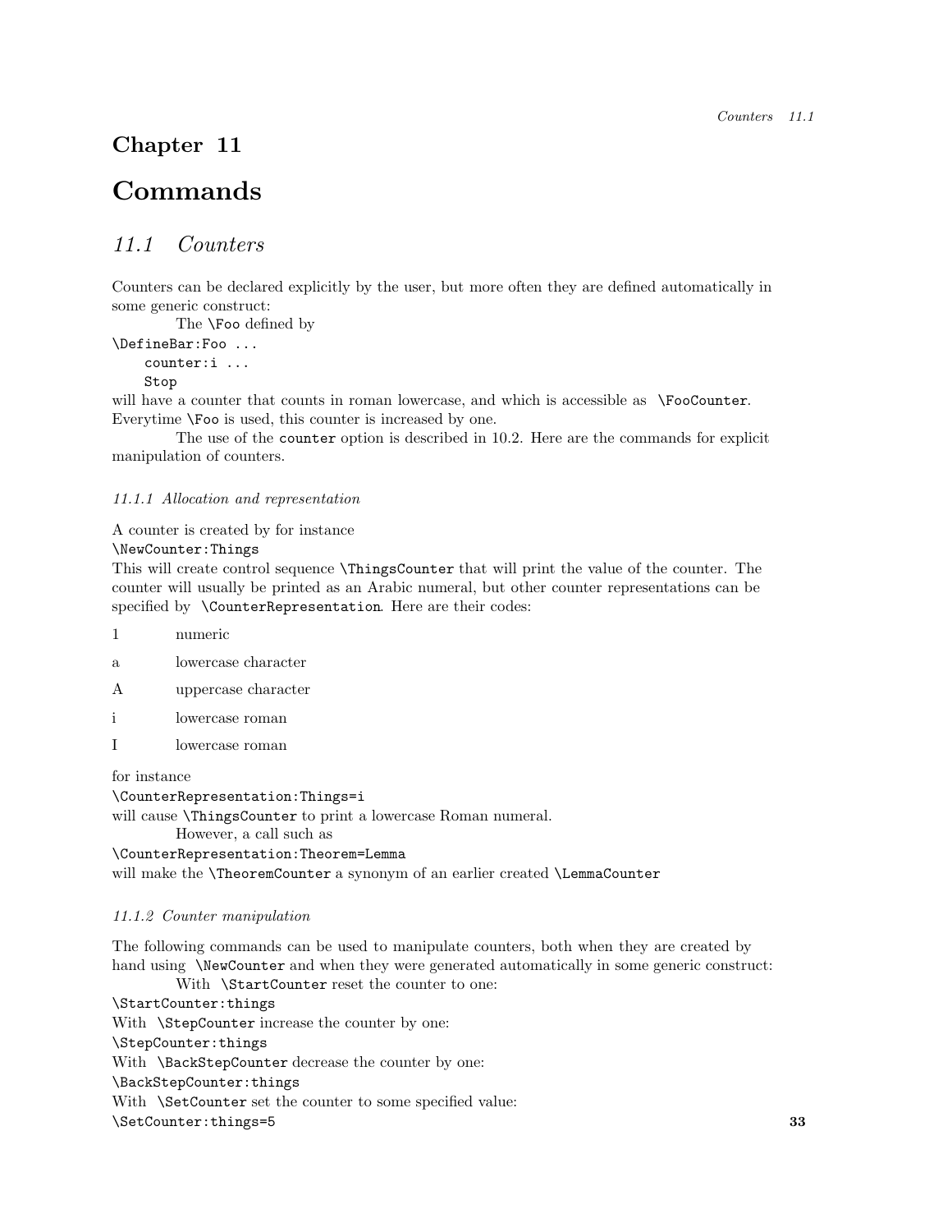# Chapter 11

# Commands

## *11.1 Counters*

Counters can be declared explicitly by the user, but more often they are defined automatically in some generic construct:

The `\Foo` defined by

```
\DefineBar:Foo ...
    counter:i ...
    Stop
```

will have a counter that counts in roman lowercase, and which is accessible as `\FooCounter`. Everytime `\Foo` is used, this counter is increased by one.

The use of the `counter` option is described in 10.2. Here are the commands for explicit manipulation of counters.

### *11.1.1 Allocation and representation*

A counter is created by for instance

```
\NewCounter:Things
```

This will create control sequence `\ThingsCounter` that will print the value of the counter. The counter will usually be printed as an Arabic numeral, but other counter representations can be specified by `\CounterRepresentation`. Here are their codes:

| | |
|---|---|
| 1 | numeric |
| a | lowercase character |
| A | uppercase character |
| i | lowercase roman |
| I | lowercase roman |

for instance

```
\CounterRepresentation:Things=i
```

will cause `\ThingsCounter` to print a lowercase Roman numeral.

However, a call such as

```
\CounterRepresentation:Theorem=Lemma
```

will make the `\TheoremCounter` a synonym of an earlier created `\LemmaCounter`

### *11.1.2 Counter manipulation*

The following commands can be used to manipulate counters, both when they are created by hand using `\NewCounter` and when they were generated automatically in some generic construct:

With `\StartCounter` reset the counter to one:

```
\StartCounter:things
```

With `\StepCounter` increase the counter by one:

```
\StepCounter:things
```

With `\BackStepCounter` decrease the counter by one:

```
\BackStepCounter:things
```

With `\SetCounter` set the counter to some specified value:

```
\SetCounter:things=5
```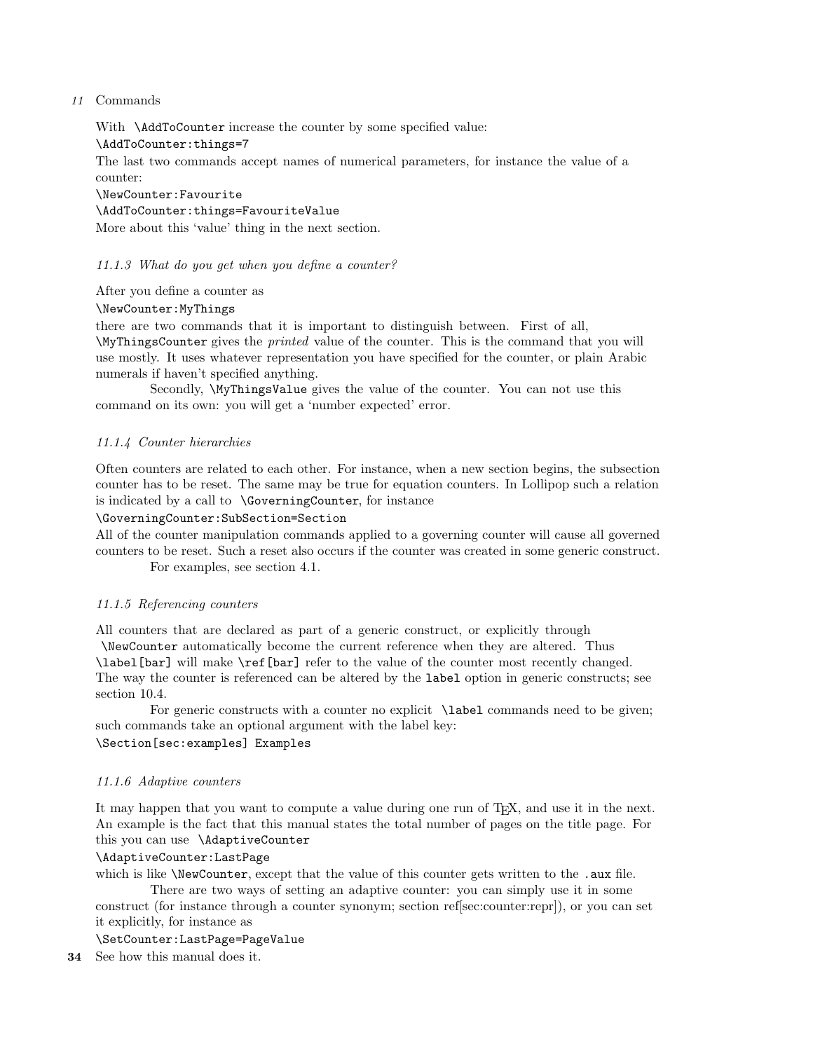With `\AddToCounter` increase the counter by some specified value:

```
\AddToCounter:things=7
```

The last two commands accept names of numerical parameters, for instance the value of a counter:

```
\NewCounter:Favourite
\AddToCounter:things=FavouriteValue
```

More about this 'value' thing in the next section.

### *11.1.3 What do you get when you define a counter?*

After you define a counter as

```
\NewCounter:MyThings
```

there are two commands that it is important to distinguish between. First of all, `\MyThingsCounter` gives the *printed* value of the counter. This is the command that you will use mostly. It uses whatever representation you have specified for the counter, or plain Arabic numerals if haven't specified anything.

Secondly, `\MyThingsValue` gives the value of the counter. You can not use this command on its own: you will get a 'number expected' error.

### *11.1.4 Counter hierarchies*

Often counters are related to each other. For instance, when a new section begins, the subsection counter has to be reset. The same may be true for equation counters. In Lollipop such a relation is indicated by a call to `\GoverningCounter`, for instance

```
\GoverningCounter:SubSection=Section
```

All of the counter manipulation commands applied to a governing counter will cause all governed counters to be reset. Such a reset also occurs if the counter was created in some generic construct.

For examples, see section 4.1.

### *11.1.5 Referencing counters*

All counters that are declared as part of a generic construct, or explicitly through `\NewCounter` automatically become the current reference when they are altered. Thus `\label[bar]` will make `\ref[bar]` refer to the value of the counter most recently changed. The way the counter is referenced can be altered by the `label` option in generic constructs; see section 10.4.

For generic constructs with a counter no explicit `\label` commands need to be given; such commands take an optional argument with the label key:

```
\Section[sec:examples] Examples
```

### *11.1.6 Adaptive counters*

It may happen that you want to compute a value during one run of TEX, and use it in the next. An example is the fact that this manual states the total number of pages on the title page. For this you can use `\AdaptiveCounter`

```
\AdaptiveCounter:LastPage
```

which is like `\NewCounter`, except that the value of this counter gets written to the `.aux` file.

There are two ways of setting an adaptive counter: you can simply use it in some construct (for instance through a counter synonym; section ref[sec:counter:repr]), or you can set it explicitly, for instance as

```
\SetCounter:LastPage=PageValue
```

See how this manual does it.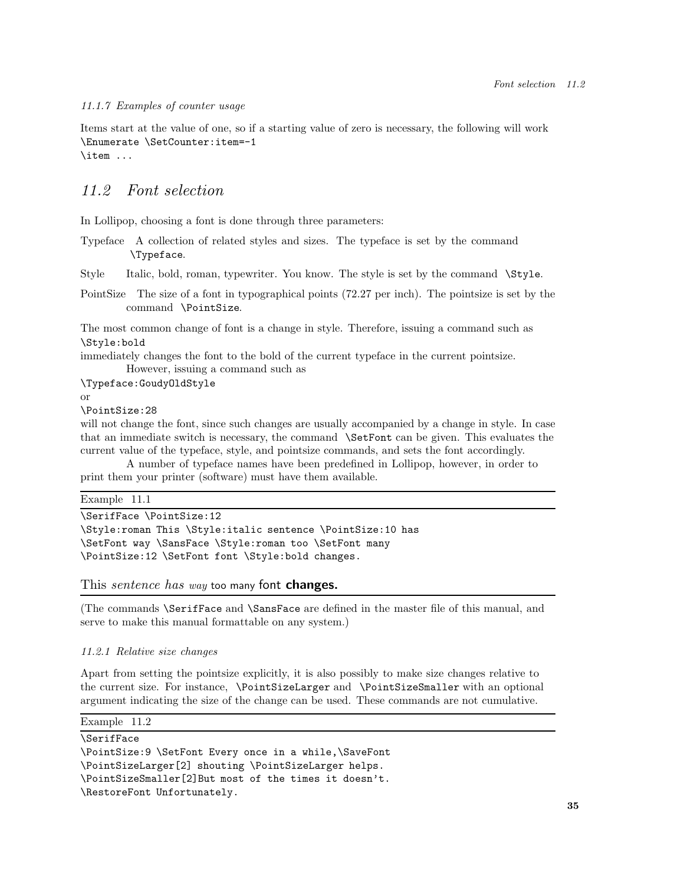#### *11.1.7 Examples of counter usage*

Items start at the value of one, so if a starting value of zero is necessary, the following will work

```
\Enumerate \SetCounter:item=-1
\item ...
```

## *11.2 Font selection*

In Lollipop, choosing a font is done through three parameters:

Typeface A collection of related styles and sizes. The typeface is set by the command `\Typeface`.

Style Italic, bold, roman, typewriter. You know. The style is set by the command `\Style`.

PointSize The size of a font in typographical points (72.27 per inch). The pointsize is set by the command `\PointSize`.

The most common change of font is a change in style. Therefore, issuing a command such as

```
\Style:bold
```

immediately changes the font to the bold of the current typeface in the current pointsize.

However, issuing a command such as

```
\Typeface:GoudyOldStyle
```

or

```
\PointSize:28
```

will not change the font, since such changes are usually accompanied by a change in style. In case that an immediate switch is necessary, the command `\SetFont` can be given. This evaluates the current value of the typeface, style, and pointsize commands, and sets the font accordingly.

A number of typeface names have been predefined in Lollipop, however, in order to print them your printer (software) must have them available.

Example 11.1

```
\SerifFace \PointSize:12
\Style:roman This \Style:italic sentence \PointSize:10 has
\SetFont way \SansFace \Style:roman too \SetFont many
\PointSize:12 \SetFont font \Style:bold changes.
```

This *sentence has way* too many font **changes.**

(The commands `\SerifFace` and `\SansFace` are defined in the master file of this manual, and serve to make this manual formattable on any system.)

#### *11.2.1 Relative size changes*

Apart from setting the pointsize explicitly, it is also possibly to make size changes relative to the current size. For instance, `\PointSizeLarger` and `\PointSizeSmaller` with an optional argument indicating the size of the change can be used. These commands are not cumulative.

Example 11.2

```
\SerifFace
\PointSize:9 \SetFont Every once in a while,\SaveFont
\PointSizeLarger[2] shouting \PointSizeLarger helps.
\PointSizeSmaller[2]But most of the times it doesn't.
\RestoreFont Unfortunately.
```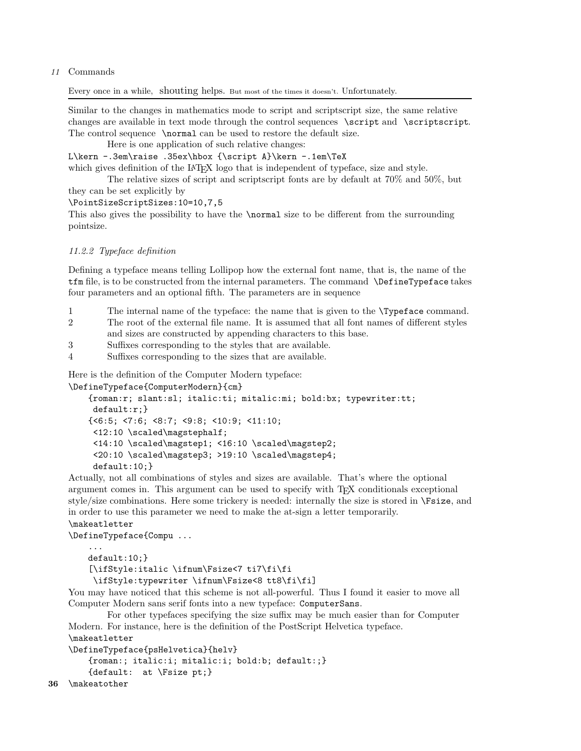Every once in a while, shouting helps. But most of the times it doesn't. Unfortunately.

---

Similar to the changes in mathematics mode to script and scriptscript size, the same relative changes are available in text mode through the control sequences `\script` and `\scriptscript`. The control sequence `\normal` can be used to restore the default size.

Here is one application of such relative changes:

```
L\kern -.3em\raise .35ex\hbox {\script A}\kern -.1em\TeX
```

which gives definition of the LaTeX logo that is independent of typeface, size and style.

The relative sizes of script and scriptscript fonts are by default at 70% and 50%, but they can be set explicitly by

```
\PointSizeScriptSizes:10=10,7,5
```

This also gives the possibility to have the `\normal` size to be different from the surrounding pointsize.

### *11.2.2 Typeface definition*

Defining a typeface means telling Lollipop how the external font name, that is, the name of the `tfm` file, is to be constructed from the internal parameters. The command `\DefineTypeface` takes four parameters and an optional fifth. The parameters are in sequence

1 The internal name of the typeface: the name that is given to the `\Typeface` command.
2 The root of the external file name. It is assumed that all font names of different styles and sizes are constructed by appending characters to this base.
3 Suffixes corresponding to the styles that are available.
4 Suffixes corresponding to the sizes that are available.

Here is the definition of the Computer Modern typeface:

```
\DefineTypeface{ComputerModern}{cm}
    {roman:r; slant:sl; italic:ti; mitalic:mi; bold:bx; typewriter:tt;
     default:r;}
    {<6:5; <7:6; <8:7; <9:8; <10:9; <11:10;
     <12:10 \scaled\magstephalf;
     <14:10 \scaled\magstep1; <16:10 \scaled\magstep2;
     <20:10 \scaled\magstep3; >19:10 \scaled\magstep4;
     default:10;}
```

Actually, not all combinations of styles and sizes are available. That's where the optional argument comes in. This argument can be used to specify with TeX conditionals exceptional style/size combinations. Here some trickery is needed: internally the size is stored in `\Fsize`, and in order to use this parameter we need to make the at-sign a letter temporarily.

```
\makeatletter
\DefineTypeface{Compu ...
    ...
    default:10;}
    [\ifStyle:italic \ifnum\Fsize<7 ti7\fi\fi
     \ifStyle:typewriter \ifnum\Fsize<8 tt8\fi\fi]
```

You may have noticed that this scheme is not all-powerful. Thus I found it easier to move all Computer Modern sans serif fonts into a new typeface: `ComputerSans`.

For other typefaces specifying the size suffix may be much easier than for Computer Modern. For instance, here is the definition of the PostScript Helvetica typeface.

```
\makeatletter
\DefineTypeface{psHelvetica}{helv}
    {roman:; italic:i; mitalic:i; bold:b; default:;}
    {default:  at \Fsize pt;}
\makeatother
```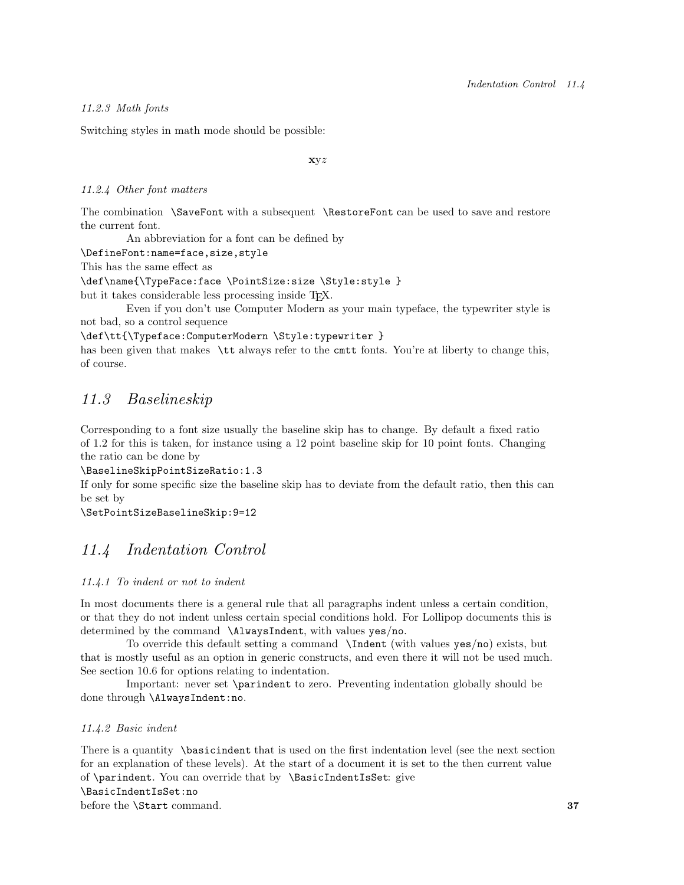#### 11.2.3 Math fonts

Switching styles in math mode should be possible:

$$\mathbf{x}\mathrm{y}z$$

#### 11.2.4 Other font matters

The combination `\SaveFont` with a subsequent `\RestoreFont` can be used to save and restore the current font.

An abbreviation for a font can be defined by

```
\DefineFont:name=face,size,style
```

This has the same effect as

```
\def\name{\TypeFace:face \PointSize:size \Style:style }
```

but it takes considerable less processing inside TEX.

Even if you don't use Computer Modern as your main typeface, the typewriter style is not bad, so a control sequence

```
\def\tt{\Typeface:ComputerModern \Style:typewriter }
```

has been given that makes `\tt` always refer to the `cmtt` fonts. You're at liberty to change this, of course.

## 11.3 Baselineskip

Corresponding to a font size usually the baseline skip has to change. By default a fixed ratio of 1.2 for this is taken, for instance using a 12 point baseline skip for 10 point fonts. Changing the ratio can be done by

```
\BaselineSkipPointSizeRatio:1.3
```

If only for some specific size the baseline skip has to deviate from the default ratio, then this can be set by

```
\SetPointSizeBaselineSkip:9=12
```

## 11.4 Indentation Control

#### 11.4.1 To indent or not to indent

In most documents there is a general rule that all paragraphs indent unless a certain condition, or that they do not indent unless certain special conditions hold. For Lollipop documents this is determined by the command `\AlwaysIndent`, with values `yes`/`no`.

To override this default setting a command `\Indent` (with values `yes`/`no`) exists, but that is mostly useful as an option in generic constructs, and even there it will not be used much. See section 10.6 for options relating to indentation.

Important: never set `\parindent` to zero. Preventing indentation globally should be done through `\AlwaysIndent:no`.

#### 11.4.2 Basic indent

There is a quantity `\basicindent` that is used on the first indentation level (see the next section for an explanation of these levels). At the start of a document it is set to the then current value of `\parindent`. You can override that by `\BasicIndentIsSet`: give

```
\BasicIndentIsSet:no
```

before the `\Start` command.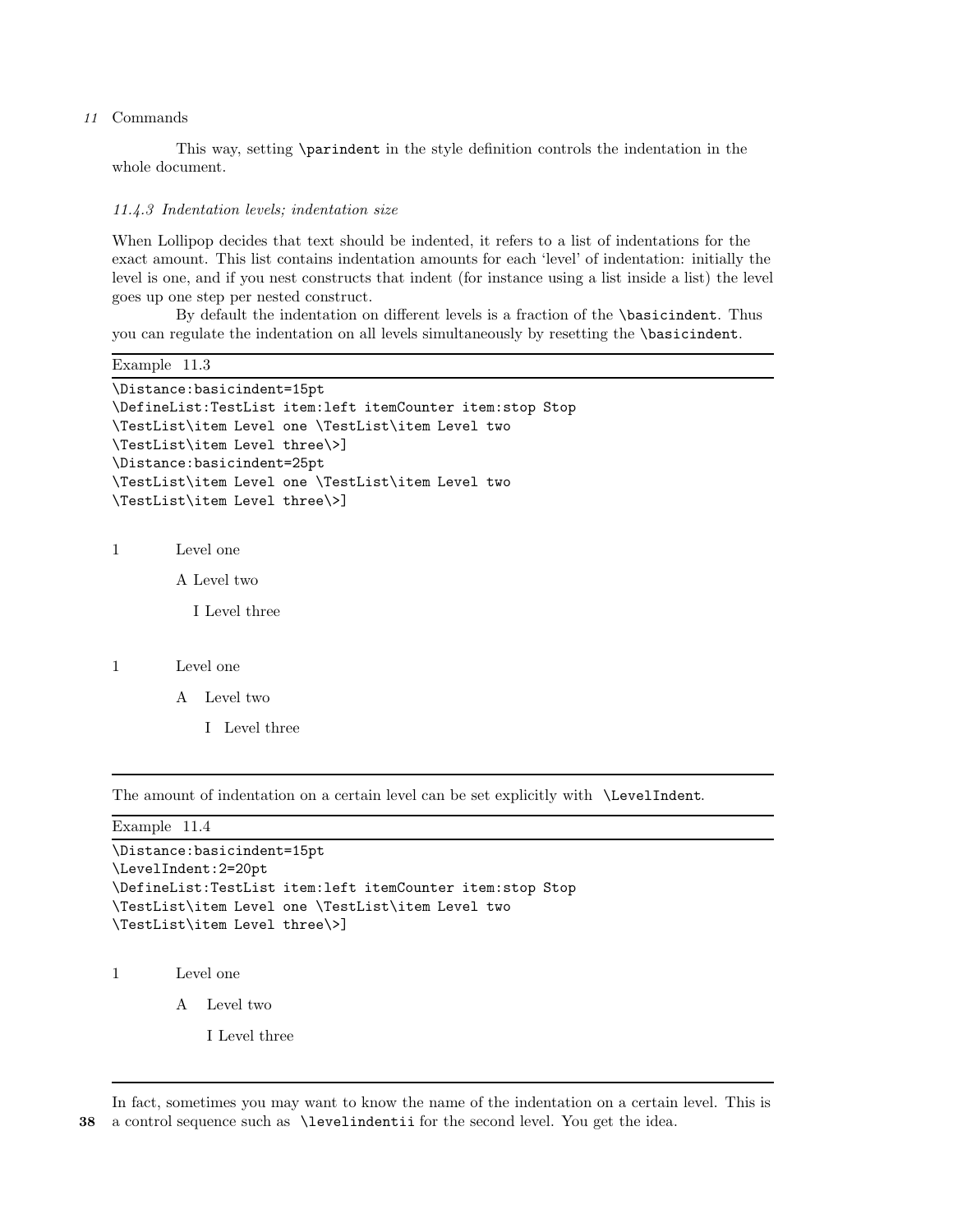This way, setting `\parindent` in the style definition controls the indentation in the whole document.

### *11.4.3 Indentation levels; indentation size*

When Lollipop decides that text should be indented, it refers to a list of indentations for the exact amount. This list contains indentation amounts for each 'level' of indentation: initially the level is one, and if you nest constructs that indent (for instance using a list inside a list) the level goes up one step per nested construct.

By default the indentation on different levels is a fraction of the `\basicindent`. Thus you can regulate the indentation on all levels simultaneously by resetting the `\basicindent`.

Example 11.3

```
\Distance:basicindent=15pt
\DefineList:TestList item:left itemCounter item:stop Stop
\TestList\item Level one \TestList\item Level two
\TestList\item Level three\>]
\Distance:basicindent=25pt
\TestList\item Level one \TestList\item Level two
\TestList\item Level three\>]
```

1 Level one

A Level two

I Level three

1 Level one

A Level two

I Level three

---

The amount of indentation on a certain level can be set explicitly with `\LevelIndent`.

Example 11.4

```
\Distance:basicindent=15pt
\LevelIndent:2=20pt
\DefineList:TestList item:left itemCounter item:stop Stop
\TestList\item Level one \TestList\item Level two
\TestList\item Level three\>]
```

1 Level one

A Level two

I Level three

---

In fact, sometimes you may want to know the name of the indentation on a certain level. This is a control sequence such as `\levelindentii` for the second level. You get the idea.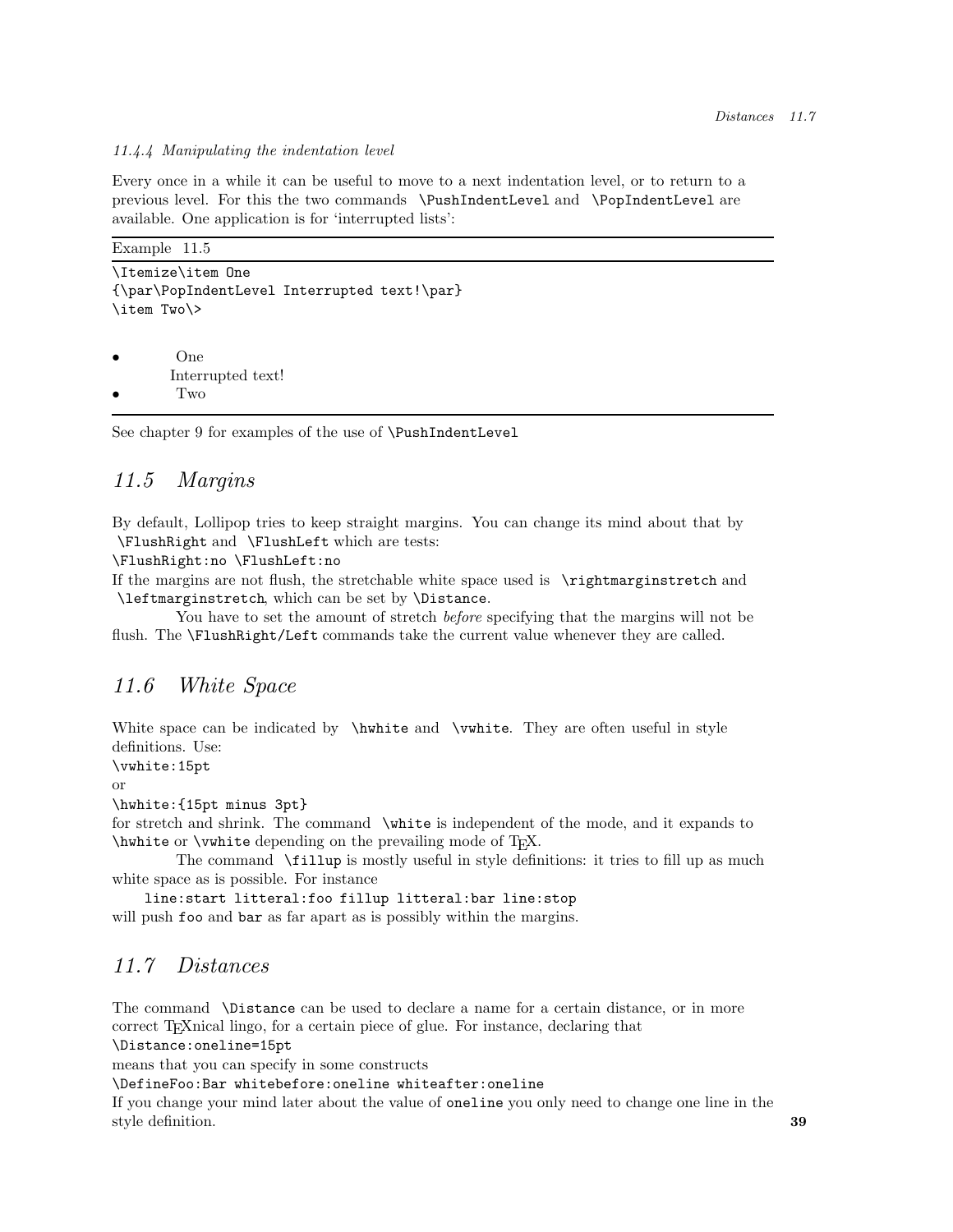### 11.4.4 *Manipulating the indentation level*

Every once in a while it can be useful to move to a next indentation level, or to return to a previous level. For this the two commands `\PushIndentLevel` and `\PopIndentLevel` are available. One application is for 'interrupted lists':

Example 11.5

```
\Itemize\item One
{\par\PopIndentLevel Interrupted text!\par}
\item Two\>
```

- One

  Interrupted text!
- Two

See chapter 9 for examples of the use of `\PushIndentLevel`

## *11.5 Margins*

By default, Lollipop tries to keep straight margins. You can change its mind about that by `\FlushRight` and `\FlushLeft` which are tests:

`\FlushRight:no \FlushLeft:no`

If the margins are not flush, the stretchable white space used is `\rightmarginstretch` and `\leftmarginstretch`, which can be set by `\Distance`.

You have to set the amount of stretch *before* specifying that the margins will not be flush. The `\FlushRight/Left` commands take the current value whenever they are called.

## *11.6 White Space*

White space can be indicated by `\hwhite` and `\vwhite`. They are often useful in style definitions. Use:

`\vwhite:15pt`

or

`\hwhite:{15pt minus 3pt}`

for stretch and shrink. The command `\white` is independent of the mode, and it expands to `\hwhite` or `\vwhite` depending on the prevailing mode of TEX.

The command `\fillup` is mostly useful in style definitions: it tries to fill up as much white space as is possible. For instance

```
line:start litteral:foo fillup litteral:bar line:stop
```

will push `foo` and `bar` as far apart as is possibly within the margins.

## *11.7 Distances*

The command `\Distance` can be used to declare a name for a certain distance, or in more correct TEXnical lingo, for a certain piece of glue. For instance, declaring that

`\Distance:oneline=15pt`

means that you can specify in some constructs

`\DefineFoo:Bar whitebefore:oneline whiteafter:oneline`

If you change your mind later about the value of `oneline` you only need to change one line in the style definition.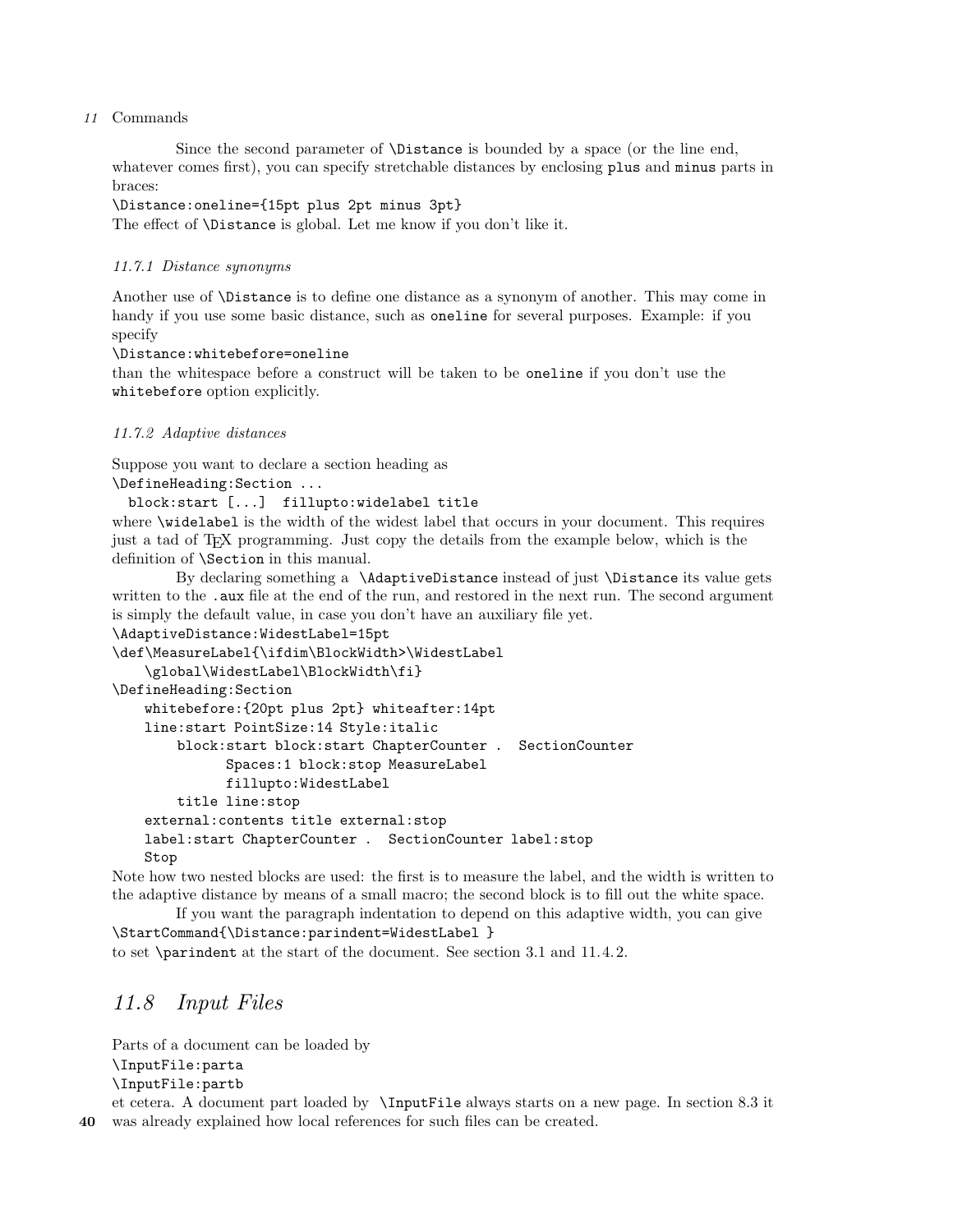Since the second parameter of `\Distance` is bounded by a space (or the line end, whatever comes first), you can specify stretchable distances by enclosing `plus` and `minus` parts in braces:

```
\Distance:oneline={15pt plus 2pt minus 3pt}
```

The effect of `\Distance` is global. Let me know if you don't like it.

### *11.7.1 Distance synonyms*

Another use of `\Distance` is to define one distance as a synonym of another. This may come in handy if you use some basic distance, such as `oneline` for several purposes. Example: if you specify

```
\Distance:whitebefore=oneline
```

than the whitespace before a construct will be taken to be `oneline` if you don't use the `whitebefore` option explicitly.

### *11.7.2 Adaptive distances*

Suppose you want to declare a section heading as

```
\DefineHeading:Section ...
  block:start [...]  fillupto:widelabel title
```

where `\widelabel` is the width of the widest label that occurs in your document. This requires just a tad of TEX programming. Just copy the details from the example below, which is the definition of `\Section` in this manual.

By declaring something a `\AdaptiveDistance` instead of just `\Distance` its value gets written to the `.aux` file at the end of the run, and restored in the next run. The second argument is simply the default value, in case you don't have an auxiliary file yet.

```
\AdaptiveDistance:WidestLabel=15pt
\def\MeasureLabel{\ifdim\BlockWidth>\WidestLabel
    \global\WidestLabel\BlockWidth\fi}
\DefineHeading:Section
    whitebefore:{20pt plus 2pt} whiteafter:14pt
    line:start PointSize:14 Style:italic
        block:start block:start ChapterCounter .  SectionCounter
              Spaces:1 block:stop MeasureLabel
              fillupto:WidestLabel
        title line:stop
    external:contents title external:stop
    label:start ChapterCounter .  SectionCounter label:stop
    Stop
```

Note how two nested blocks are used: the first is to measure the label, and the width is written to the adaptive distance by means of a small macro; the second block is to fill out the white space.

If you want the paragraph indentation to depend on this adaptive width, you can give

```
\StartCommand{\Distance:parindent=WidestLabel }
```

to set `\parindent` at the start of the document. See section 3.1 and 11.4.2.

## *11.8 Input Files*

Parts of a document can be loaded by

```
\InputFile:parta
\InputFile:partb
```

et cetera. A document part loaded by `\InputFile` always starts on a new page. In section 8.3 it was already explained how local references for such files can be created.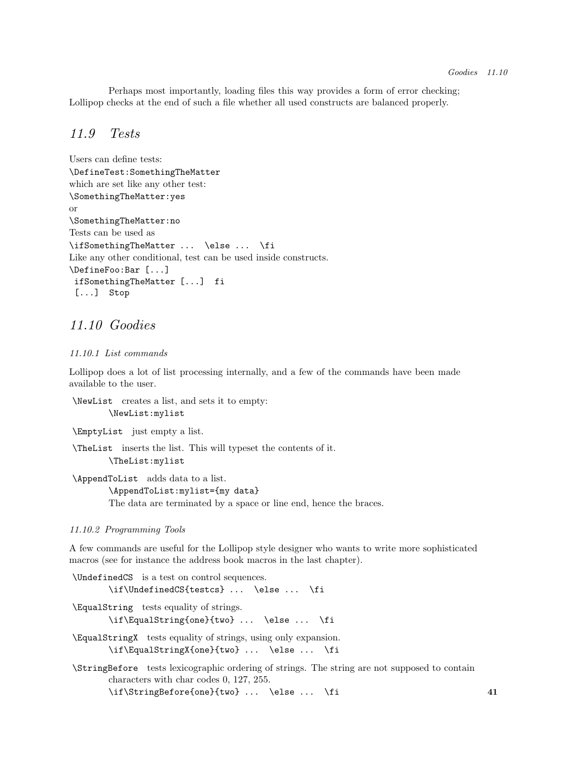Perhaps most importantly, loading files this way provides a form of error checking; Lollipop checks at the end of such a file whether all used constructs are balanced properly.

## 11.9 Tests

Users can define tests:
`\DefineTest:SomethingTheMatter`
which are set like any other test:
`\SomethingTheMatter:yes`
or
`\SomethingTheMatter:no`
Tests can be used as
`\ifSomethingTheMatter ... \else ... \fi`
Like any other conditional, test can be used inside constructs.

```
\DefineFoo:Bar [...]
 ifSomethingTheMatter [...]  fi
 [...]  Stop
```

## 11.10 Goodies

### 11.10.1 List commands

Lollipop does a lot of list processing internally, and a few of the commands have been made available to the user.

`\NewList` creates a list, and sets it to empty:
`\NewList:mylist`

`\EmptyList` just empty a list.

`\TheList` inserts the list. This will typeset the contents of it.
`\TheList:mylist`

`\AppendToList` adds data to a list.
`\AppendToList:mylist={my data}`
The data are terminated by a space or line end, hence the braces.

### 11.10.2 Programming Tools

A few commands are useful for the Lollipop style designer who wants to write more sophisticated macros (see for instance the address book macros in the last chapter).

`\UndefinedCS` is a test on control sequences.
`\if\UndefinedCS{testcs} ... \else ... \fi`

`\EqualString` tests equality of strings.
`\if\EqualString{one}{two} ... \else ... \fi`

`\EqualStringX` tests equality of strings, using only expansion.
`\if\EqualStringX{one}{two} ... \else ... \fi`

`\StringBefore` tests lexicographic ordering of strings. The string are not supposed to contain characters with char codes 0, 127, 255.
`\if\StringBefore{one}{two} ... \else ... \fi`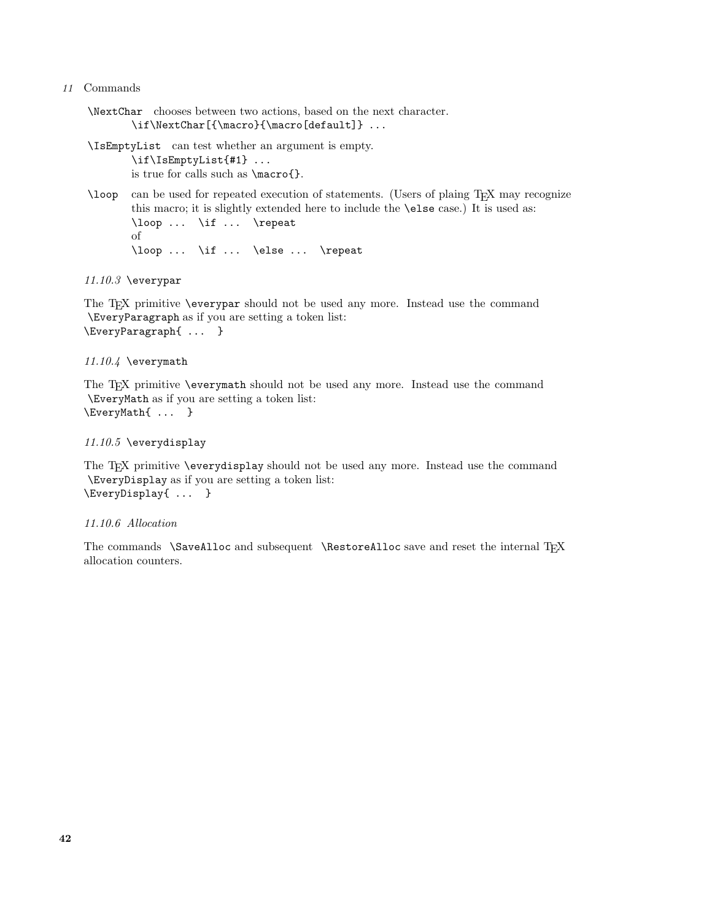`\NextChar` chooses between two actions, based on the next character.

```
\if\NextChar[{\macro}{\macro[default]} ...
```

`\IsEmptyList` can test whether an argument is empty.

```
\if\IsEmptyList{#1} ...
```

is true for calls such as `\macro{}`.

`\loop` can be used for repeated execution of statements. (Users of plaing TEX may recognize this macro; it is slightly extended here to include the `\else` case.) It is used as:

```
\loop ...  \if ...  \repeat
```

of

```
\loop ...  \if ...  \else ...  \repeat
```

### *11.10.3* `\everypar`

The TEX primitive `\everypar` should not be used any more. Instead use the command `\EveryParagraph` as if you are setting a token list:

```
\EveryParagraph{ ...  }
```

### *11.10.4* `\everymath`

The TEX primitive `\everymath` should not be used any more. Instead use the command `\EveryMath` as if you are setting a token list:

```
\EveryMath{ ...  }
```

### *11.10.5* `\everydisplay`

The TEX primitive `\everydisplay` should not be used any more. Instead use the command `\EveryDisplay` as if you are setting a token list:

```
\EveryDisplay{ ...  }
```

### *11.10.6 Allocation*

The commands `\SaveAlloc` and subsequent `\RestoreAlloc` save and reset the internal TEX allocation counters.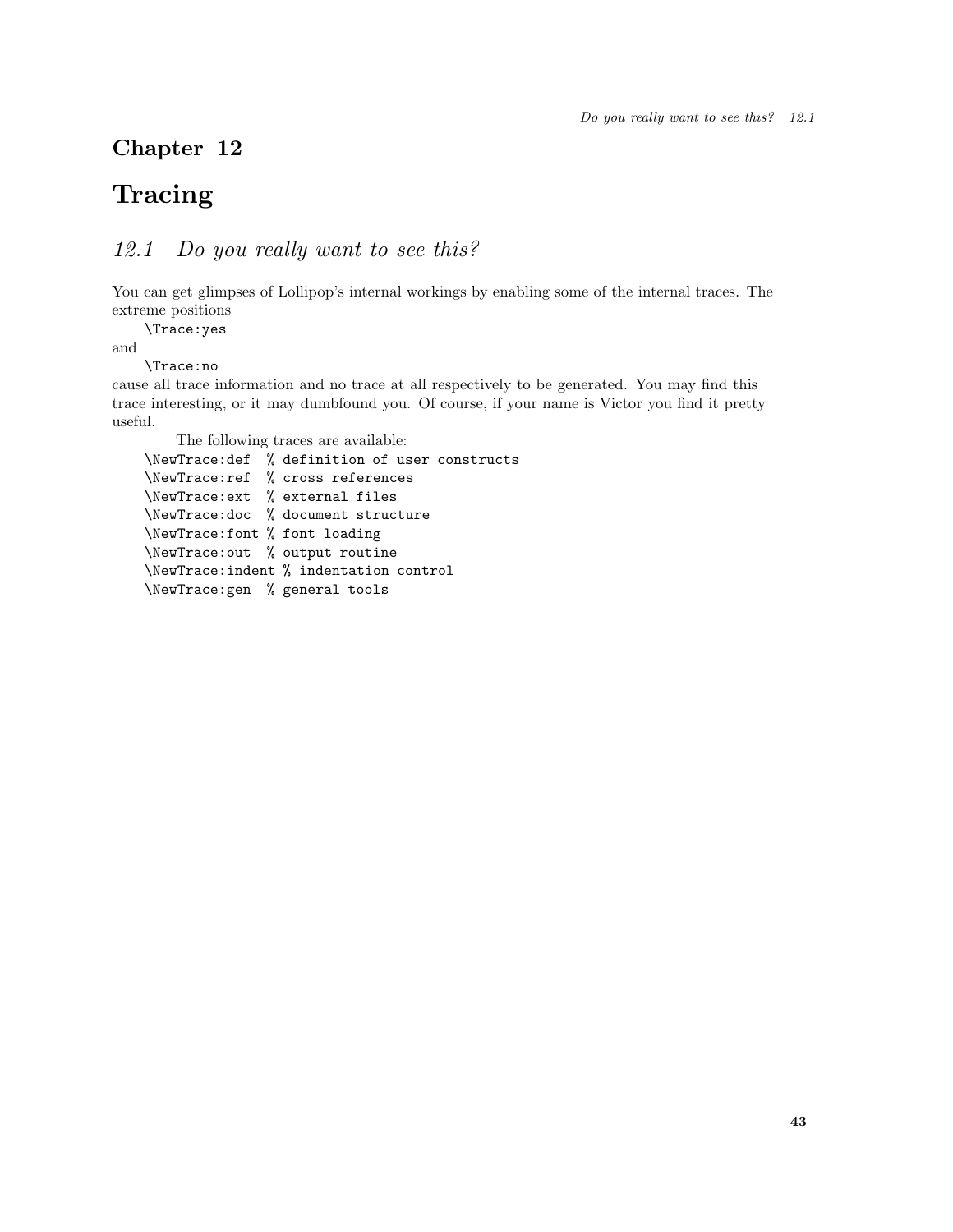# Chapter 12

# Tracing

## *12.1 Do you really want to see this?*

You can get glimpses of Lollipop's internal workings by enabling some of the internal traces. The extreme positions

```
\Trace:yes
```

and

```
\Trace:no
```

cause all trace information and no trace at all respectively to be generated. You may find this trace interesting, or it may dumbfound you. Of course, if your name is Victor you find it pretty useful.

The following traces are available:

```
\NewTrace:def  % definition of user constructs
\NewTrace:ref  % cross references
\NewTrace:ext  % external files
\NewTrace:doc  % document structure
\NewTrace:font % font loading
\NewTrace:out  % output routine
\NewTrace:indent % indentation control
\NewTrace:gen  % general tools
```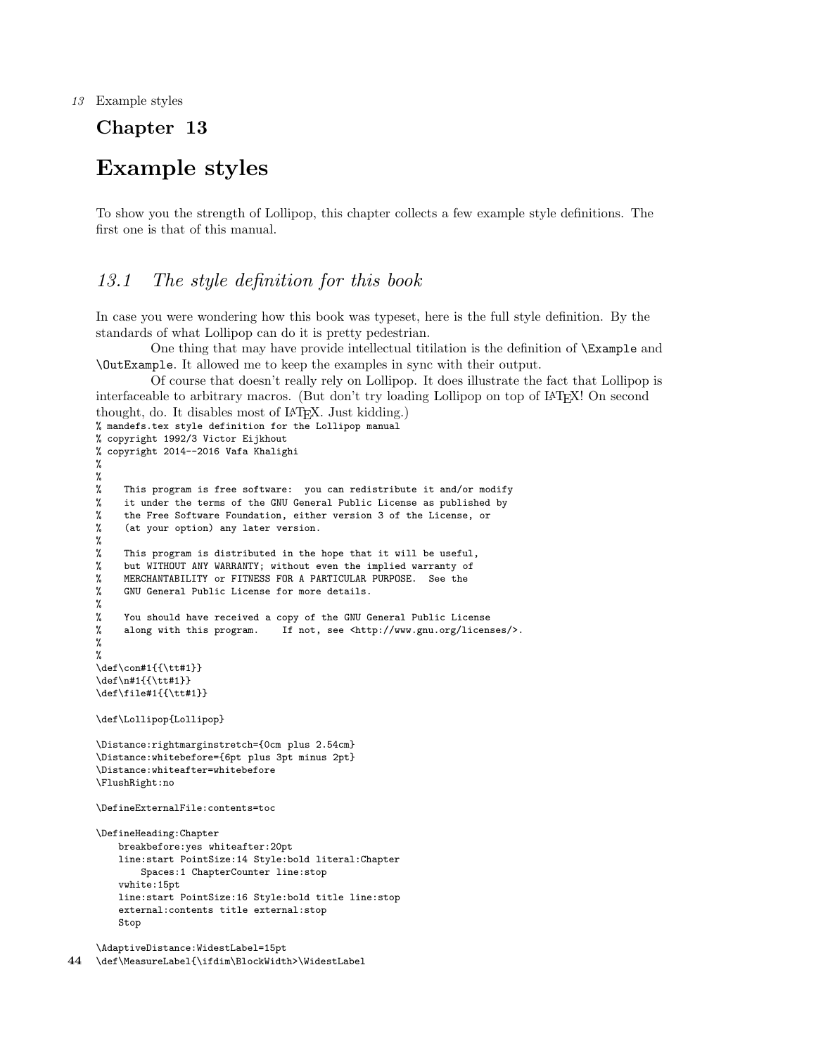# Chapter 13

# Example styles

To show you the strength of Lollipop, this chapter collects a few example style definitions. The first one is that of this manual.

## *13.1 The style definition for this book*

In case you were wondering how this book was typeset, here is the full style definition. By the standards of what Lollipop can do it is pretty pedestrian.

One thing that may have provide intellectual titilation is the definition of `\Example` and `\OutExample`. It allowed me to keep the examples in sync with their output.

Of course that doesn't really rely on Lollipop. It does illustrate the fact that Lollipop is interfaceable to arbitrary macros. (But don't try loading Lollipop on top of LaTeX! On second thought, do. It disables most of LaTeX. Just kidding.)

```
% mandefs.tex style definition for the Lollipop manual
% copyright 1992/3 Victor Eijkhout
% copyright 2014--2016 Vafa Khalighi
%
%
%    This program is free software:  you can redistribute it and/or modify
%    it under the terms of the GNU General Public License as published by
%    the Free Software Foundation, either version 3 of the License, or
%    (at your option) any later version.
%
%    This program is distributed in the hope that it will be useful,
%    but WITHOUT ANY WARRANTY; without even the implied warranty of
%    MERCHANTABILITY or FITNESS FOR A PARTICULAR PURPOSE.  See the
%    GNU General Public License for more details.
%
%    You should have received a copy of the GNU General Public License
%    along with this program.    If not, see <http://www.gnu.org/licenses/>.
%
%
\def\con#1{{\tt#1}}
\def\n#1{{\tt#1}}
\def\file#1{{\tt#1}}

\def\Lollipop{Lollipop}

\Distance:rightmarginstretch={0cm plus 2.54cm}
\Distance:whitebefore={6pt plus 3pt minus 2pt}
\Distance:whiteafter=whitebefore
\FlushRight:no

\DefineExternalFile:contents=toc

\DefineHeading:Chapter
    breakbefore:yes whiteafter:20pt
    line:start PointSize:14 Style:bold literal:Chapter
        Spaces:1 ChapterCounter line:stop
    vwhite:15pt
    line:start PointSize:16 Style:bold title line:stop
    external:contents title external:stop
    Stop

\AdaptiveDistance:WidestLabel=15pt
\def\MeasureLabel{\ifdim\BlockWidth>\WidestLabel
```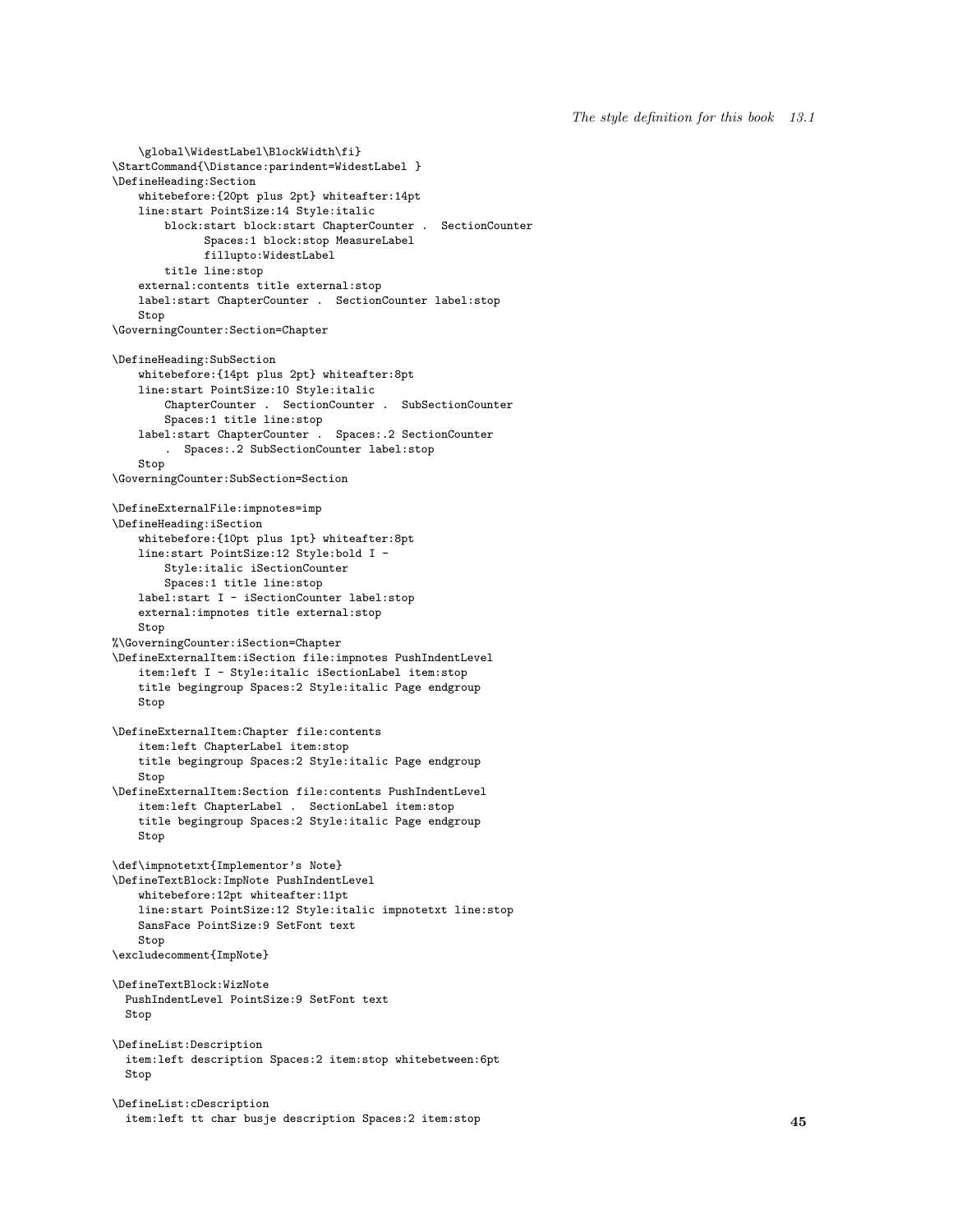```
    \global\WidestLabel\BlockWidth\fi}
\StartCommand{\Distance:parindent=WidestLabel }
\DefineHeading:Section
    whitebefore:{20pt plus 2pt} whiteafter:14pt
    line:start PointSize:14 Style:italic
        block:start block:start ChapterCounter .  SectionCounter
              Spaces:1 block:stop MeasureLabel
              fillupto:WidestLabel
        title line:stop
    external:contents title external:stop
    label:start ChapterCounter .  SectionCounter label:stop
    Stop
\GoverningCounter:Section=Chapter

\DefineHeading:SubSection
    whitebefore:{14pt plus 2pt} whiteafter:8pt
    line:start PointSize:10 Style:italic
        ChapterCounter .  SectionCounter .  SubSectionCounter
        Spaces:1 title line:stop
    label:start ChapterCounter .  Spaces:.2 SectionCounter
       .  Spaces:.2 SubSectionCounter label:stop
    Stop
\GoverningCounter:SubSection=Section

\DefineExternalFile:impnotes=imp
\DefineHeading:iSection
    whitebefore:{10pt plus 1pt} whiteafter:8pt
    line:start PointSize:12 Style:bold I -
        Style:italic iSectionCounter
        Spaces:1 title line:stop
    label:start I - iSectionCounter label:stop
    external:impnotes title external:stop
    Stop
%\GoverningCounter:iSection=Chapter
\DefineExternalItem:iSection file:impnotes PushIndentLevel
    item:left I - Style:italic iSectionLabel item:stop
    title begingroup Spaces:2 Style:italic Page endgroup
    Stop

\DefineExternalItem:Chapter file:contents
    item:left ChapterLabel item:stop
    title begingroup Spaces:2 Style:italic Page endgroup
    Stop
\DefineExternalItem:Section file:contents PushIndentLevel
    item:left ChapterLabel .  SectionLabel item:stop
    title begingroup Spaces:2 Style:italic Page endgroup
    Stop

\def\impnotetxt{Implementor's Note}
\DefineTextBlock:ImpNote PushIndentLevel
    whitebefore:12pt whiteafter:11pt
    line:start PointSize:12 Style:italic impnotetxt line:stop
    SansFace PointSize:9 SetFont text
    Stop
\excludecomment{ImpNote}

\DefineTextBlock:WizNote
  PushIndentLevel PointSize:9 SetFont text
  Stop

\DefineList:Description
  item:left description Spaces:2 item:stop whitebetween:6pt
  Stop

\DefineList:cDescription
  item:left tt char busje description Spaces:2 item:stop
```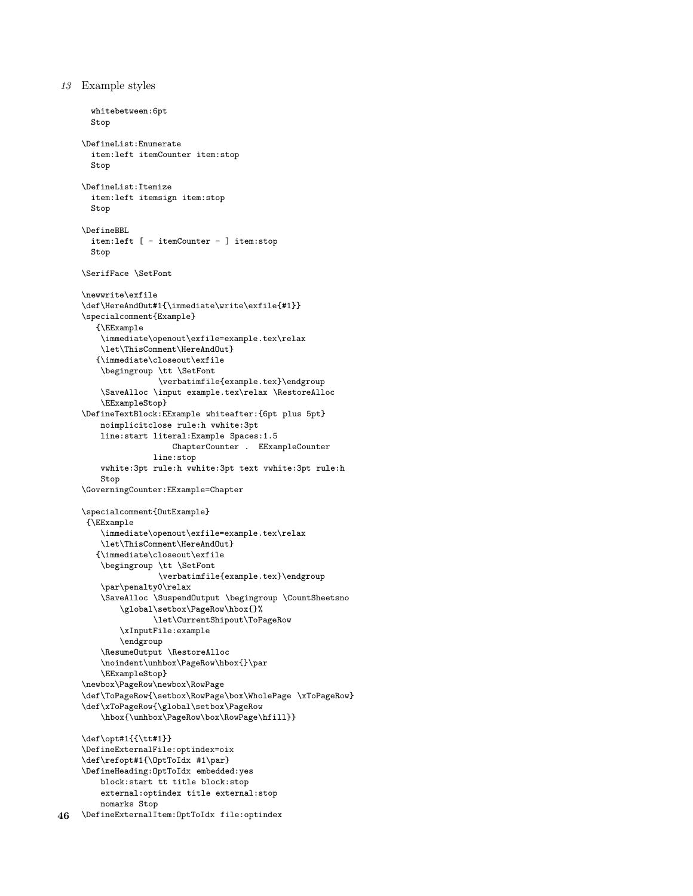```
  whitebetween:6pt
  Stop

\DefineList:Enumerate
  item:left itemCounter item:stop
  Stop

\DefineList:Itemize
  item:left itemsign item:stop
  Stop

\DefineBBL
  item:left [ - itemCounter - ] item:stop
  Stop

\SerifFace \SetFont

\newwrite\exfile
\def\HereAndOut#1{\immediate\write\exfile{#1}}
\specialcomment{Example}
   {\EExample
    \immediate\openout\exfile=example.tex\relax
    \let\ThisComment\HereAndOut}
   {\immediate\closeout\exfile
    \begingroup \tt \SetFont
                \verbatimfile{example.tex}\endgroup
    \SaveAlloc \input example.tex\relax \RestoreAlloc
    \EExampleStop}
\DefineTextBlock:EExample whiteafter:{6pt plus 5pt}
    noimplicitclose rule:h vwhite:3pt
    line:start literal:Example Spaces:1.5
                   ChapterCounter .  EExampleCounter
               line:stop
    vwhite:3pt rule:h vwhite:3pt text vwhite:3pt rule:h
    Stop
\GoverningCounter:EExample=Chapter

\specialcomment{OutExample}
 {\EExample
    \immediate\openout\exfile=example.tex\relax
    \let\ThisComment\HereAndOut}
   {\immediate\closeout\exfile
    \begingroup \tt \SetFont
                \verbatimfile{example.tex}\endgroup
    \par\penalty0\relax
    \SaveAlloc \SuspendOutput \begingroup \CountSheetsno
        \global\setbox\PageRow\hbox{}%
               \let\CurrentShipout\ToPageRow
        \xInputFile:example
        \endgroup
    \ResumeOutput \RestoreAlloc
    \noindent\unhbox\PageRow\hbox{}\par
    \EExampleStop}
\newbox\PageRow\newbox\RowPage
\def\ToPageRow{\setbox\RowPage\box\WholePage \xToPageRow}
\def\xToPageRow{\global\setbox\PageRow
    \hbox{\unhbox\PageRow\box\RowPage\hfill}}

\def\opt#1{{\tt#1}}
\DefineExternalFile:optindex=oix
\def\refopt#1{\OptToIdx #1\par}
\DefineHeading:OptToIdx embedded:yes
    block:start tt title block:stop
    external:optindex title external:stop
    nomarks Stop
\DefineExternalItem:OptToIdx file:optindex
```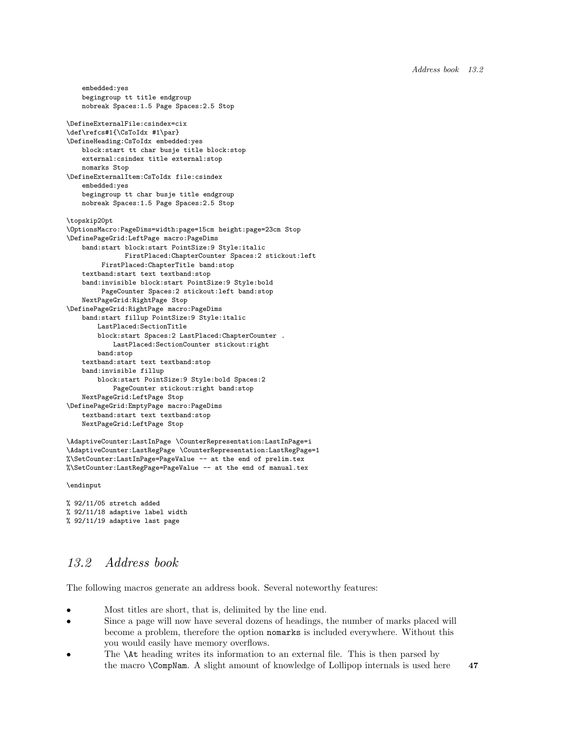```
    embedded:yes
    begingroup tt title endgroup
    nobreak Spaces:1.5 Page Spaces:2.5 Stop

\DefineExternalFile:csindex=cix
\def\refcs#1{\CsToIdx #1\par}
\DefineHeading:CsToIdx embedded:yes
    block:start tt char busje title block:stop
    external:csindex title external:stop
    nomarks Stop
\DefineExternalItem:CsToIdx file:csindex
    embedded:yes
    begingroup tt char busje title endgroup
    nobreak Spaces:1.5 Page Spaces:2.5 Stop

\topskip20pt
\OptionsMacro:PageDims=width:page=15cm height:page=23cm Stop
\DefinePageGrid:LeftPage macro:PageDims
    band:start block:start PointSize:9 Style:italic
            FirstPlaced:ChapterCounter Spaces:2 stickout:left
        FirstPlaced:ChapterTitle band:stop
    textband:start text textband:stop
    band:invisible block:start PointSize:9 Style:bold
        PageCounter Spaces:2 stickout:left band:stop
    NextPageGrid:RightPage Stop
\DefinePageGrid:RightPage macro:PageDims
    band:start fillup PointSize:9 Style:italic
        LastPlaced:SectionTitle
        block:start Spaces:2 LastPlaced:ChapterCounter .
            LastPlaced:SectionCounter stickout:right
        band:stop
    textband:start text textband:stop
    band:invisible fillup
        block:start PointSize:9 Style:bold Spaces:2
            PageCounter stickout:right band:stop
    NextPageGrid:LeftPage Stop
\DefinePageGrid:EmptyPage macro:PageDims
    textband:start text textband:stop
    NextPageGrid:LeftPage Stop

\AdaptiveCounter:LastInPage \CounterRepresentation:LastInPage=i
\AdaptiveCounter:LastRegPage \CounterRepresentation:LastRegPage=1
%\SetCounter:LastInPage=PageValue -- at the end of prelim.tex
%\SetCounter:LastRegPage=PageValue -- at the end of manual.tex

\endinput

% 92/11/05 stretch added
% 92/11/18 adaptive label width
% 92/11/19 adaptive last page
```

## *13.2 Address book*

The following macros generate an address book. Several noteworthy features:

- Most titles are short, that is, delimited by the line end.
- Since a page will now have several dozens of headings, the number of marks placed will become a problem, therefore the option `nomarks` is included everywhere. Without this you would easily have memory overflows.
- The `\At` heading writes its information to an external file. This is then parsed by the macro `\CompNam`. A slight amount of knowledge of Lollipop internals is used here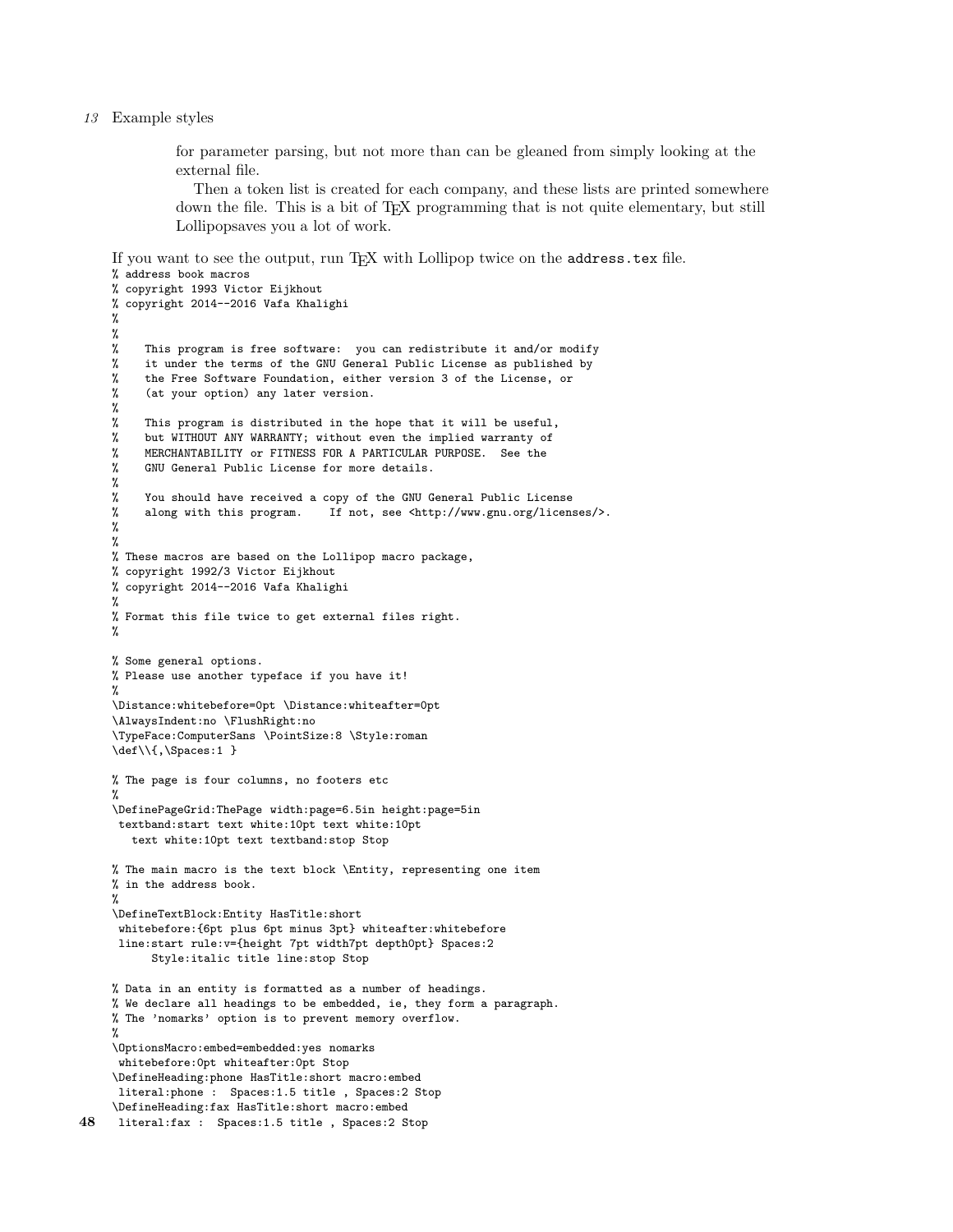for parameter parsing, but not more than can be gleaned from simply looking at the external file.

Then a token list is created for each company, and these lists are printed somewhere down the file. This is a bit of TEX programming that is not quite elementary, but still Lollipopsaves you a lot of work.

If you want to see the output, run TEX with Lollipop twice on the `address.tex` file.

```
% address book macros
% copyright 1993 Victor Eijkhout
% copyright 2014--2016 Vafa Khalighi
%
%
%    This program is free software:  you can redistribute it and/or modify
%    it under the terms of the GNU General Public License as published by
%    the Free Software Foundation, either version 3 of the License, or
%    (at your option) any later version.
%
%    This program is distributed in the hope that it will be useful,
%    but WITHOUT ANY WARRANTY; without even the implied warranty of
%    MERCHANTABILITY or FITNESS FOR A PARTICULAR PURPOSE.  See the
%    GNU General Public License for more details.
%
%    You should have received a copy of the GNU General Public License
%    along with this program.    If not, see <http://www.gnu.org/licenses/>.
%
%
% These macros are based on the Lollipop macro package,
% copyright 1992/3 Victor Eijkhout
% copyright 2014--2016 Vafa Khalighi
%
% Format this file twice to get external files right.
%

% Some general options.
% Please use another typeface if you have it!
%
\Distance:whitebefore=0pt \Distance:whiteafter=0pt
\AlwaysIndent:no \FlushRight:no
\TypeFace:ComputerSans \PointSize:8 \Style:roman
\def\\{,\Spaces:1 }

% The page is four columns, no footers etc
%
\DefinePageGrid:ThePage width:page=6.5in height:page=5in
 textband:start text white:10pt text white:10pt
   text white:10pt text textband:stop Stop

% The main macro is the text block \Entity, representing one item
% in the address book.
%
\DefineTextBlock:Entity HasTitle:short
 whitebefore:{6pt plus 6pt minus 3pt} whiteafter:whitebefore
 line:start rule:v={height 7pt width7pt depth0pt} Spaces:2
      Style:italic title line:stop Stop

% Data in an entity is formatted as a number of headings.
% We declare all headings to be embedded, ie, they form a paragraph.
% The 'nomarks' option is to prevent memory overflow.
%
\OptionsMacro:embed=embedded:yes nomarks
 whitebefore:0pt whiteafter:0pt Stop
\DefineHeading:phone HasTitle:short macro:embed
 literal:phone :  Spaces:1.5 title , Spaces:2 Stop
\DefineHeading:fax HasTitle:short macro:embed
 literal:fax :  Spaces:1.5 title , Spaces:2 Stop
```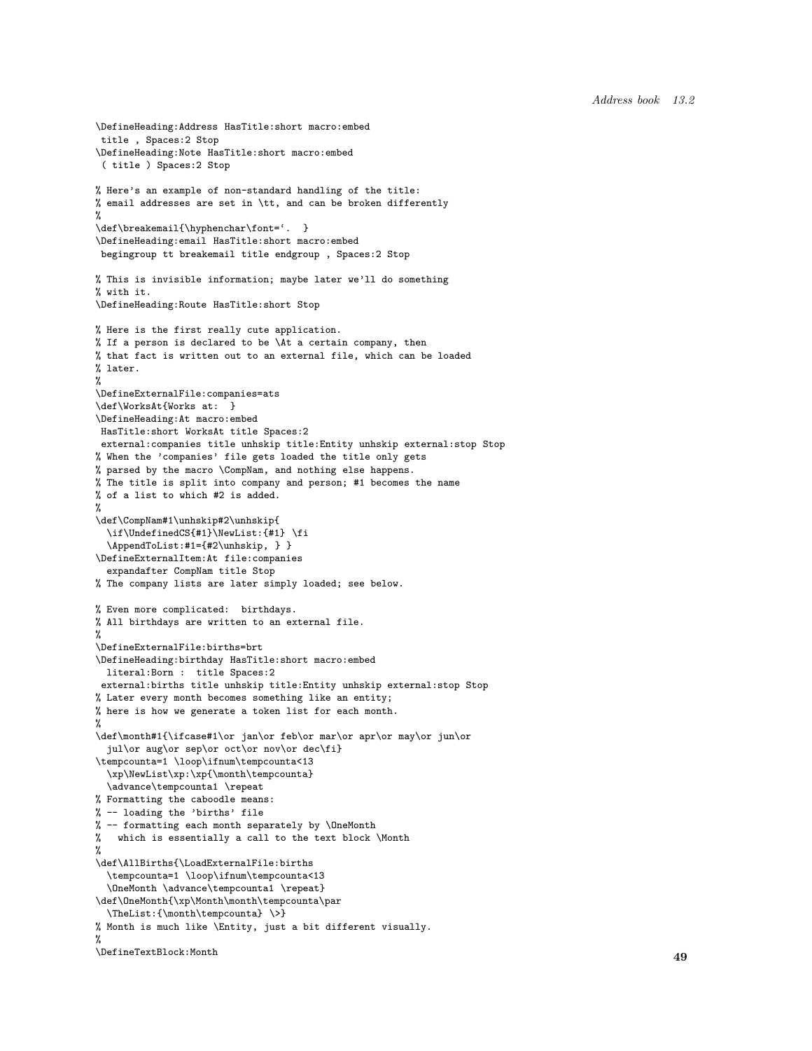```
\DefineHeading:Address HasTitle:short macro:embed
 title , Spaces:2 Stop
\DefineHeading:Note HasTitle:short macro:embed
 ( title ) Spaces:2 Stop

% Here's an example of non-standard handling of the title:
% email addresses are set in \tt, and can be broken differently
%
\def\breakemail{\hyphenchar\font=`.  }
\DefineHeading:email HasTitle:short macro:embed
 begingroup tt breakemail title endgroup , Spaces:2 Stop

% This is invisible information; maybe later we'll do something
% with it.
\DefineHeading:Route HasTitle:short Stop

% Here is the first really cute application.
% If a person is declared to be \At a certain company, then
% that fact is written out to an external file, which can be loaded
% later.
%
\DefineExternalFile:companies=ats
\def\WorksAt{Works at:  }
\DefineHeading:At macro:embed
 HasTitle:short WorksAt title Spaces:2
 external:companies title unhskip title:Entity unhskip external:stop Stop
% When the 'companies' file gets loaded the title only gets
% parsed by the macro \CompNam, and nothing else happens.
% The title is split into company and person; #1 becomes the name
% of a list to which #2 is added.
%
\def\CompNam#1\unhskip#2\unhskip{
  \if\UndefinedCS{#1}\NewList:{#1} \fi
  \AppendToList:#1={#2\unhskip, } }
\DefineExternalItem:At file:companies
  expandafter CompNam title Stop
% The company lists are later simply loaded; see below.

% Even more complicated:  birthdays.
% All birthdays are written to an external file.
%
\DefineExternalFile:births=brt
\DefineHeading:birthday HasTitle:short macro:embed
  literal:Born :  title Spaces:2
 external:births title unhskip title:Entity unhskip external:stop Stop
% Later every month becomes something like an entity;
% here is how we generate a token list for each month.
%
\def\month#1{\ifcase#1\or jan\or feb\or mar\or apr\or may\or jun\or
  jul\or aug\or sep\or oct\or nov\or dec\fi}
\tempcounta=1 \loop\ifnum\tempcounta<13
  \xp\NewList\xp:\xp{\month\tempcounta}
  \advance\tempcounta1 \repeat
% Formatting the caboodle means:
% -- loading the 'births' file
% -- formatting each month separately by \OneMonth
%   which is essentially a call to the text block \Month
%
\def\AllBirths{\LoadExternalFile:births
  \tempcounta=1 \loop\ifnum\tempcounta<13
  \OneMonth \advance\tempcounta1 \repeat}
\def\OneMonth{\xp\Month\month\tempcounta\par
  \TheList:{\month\tempcounta} \>}
% Month is much like \Entity, just a bit different visually.
%
\DefineTextBlock:Month
```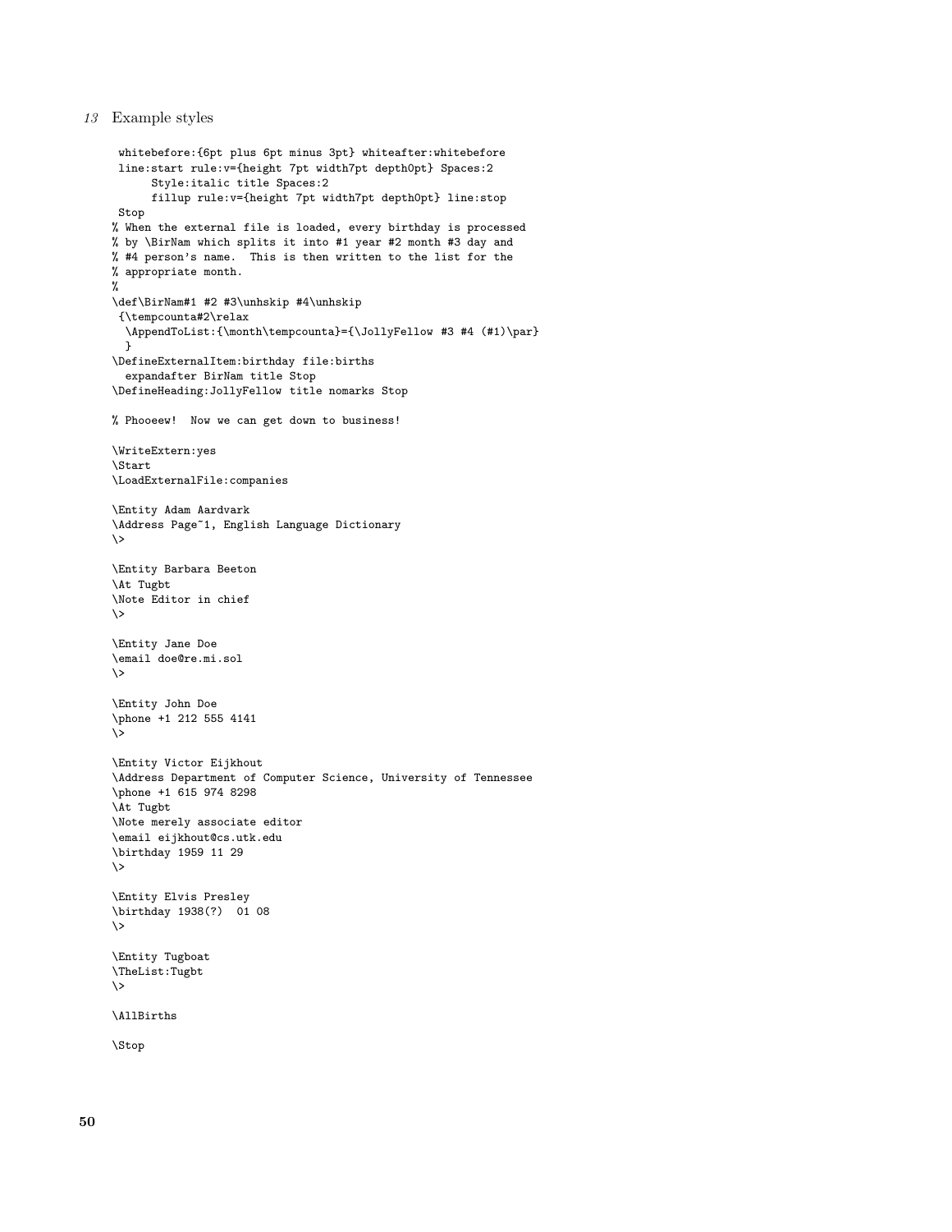```
 whitebefore:{6pt plus 6pt minus 3pt} whiteafter:whitebefore
 line:start rule:v={height 7pt width7pt depth0pt} Spaces:2
      Style:italic title Spaces:2
      fillup rule:v={height 7pt width7pt depth0pt} line:stop
 Stop
% When the external file is loaded, every birthday is processed
% by \BirNam which splits it into #1 year #2 month #3 day and
% #4 person's name.  This is then written to the list for the
% appropriate month.
%
\def\BirNam#1 #2 #3\unhskip #4\unhskip
 {\tempcounta#2\relax
  \AppendToList:{\month\tempcounta}={\JollyFellow #3 #4 (#1)\par}
  }
\DefineExternalItem:birthday file:births
  expandafter BirNam title Stop
\DefineHeading:JollyFellow title nomarks Stop

% Phooeew!  Now we can get down to business!

\WriteExtern:yes
\Start
\LoadExternalFile:companies

\Entity Adam Aardvark
\Address Page~1, English Language Dictionary
\>

\Entity Barbara Beeton
\At Tugbt
\Note Editor in chief
\>

\Entity Jane Doe
\email doe@re.mi.sol
\>

\Entity John Doe
\phone +1 212 555 4141
\>

\Entity Victor Eijkhout
\Address Department of Computer Science, University of Tennessee
\phone +1 615 974 8298
\At Tugbt
\Note merely associate editor
\email eijkhout@cs.utk.edu
\birthday 1959 11 29
\>

\Entity Elvis Presley
\birthday 1938(?)  01 08
\>

\Entity Tugboat
\TheList:Tugbt
\>

\AllBirths

\Stop
```